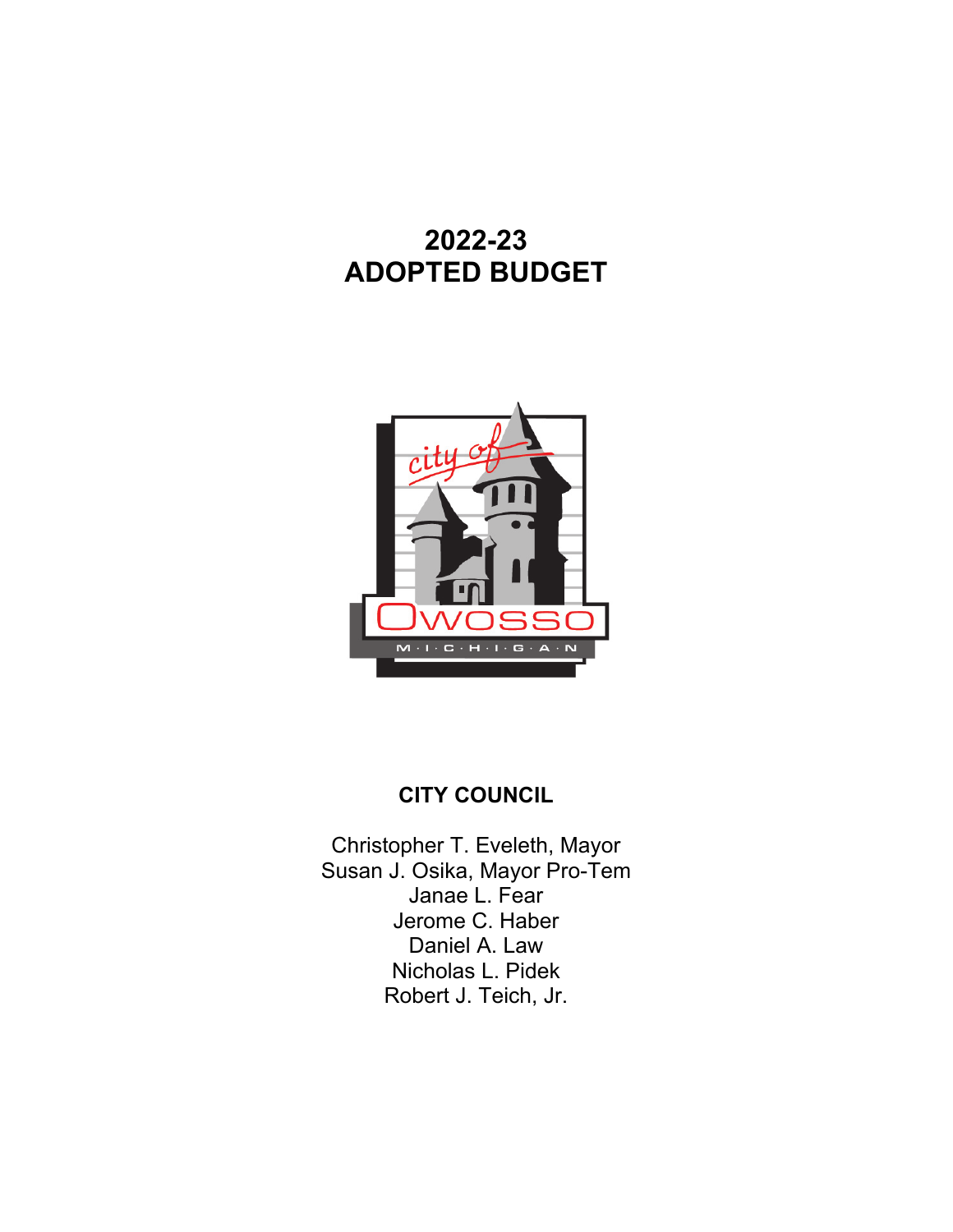# 2022-23
# ADOPTED BUDGET

## CITY COUNCIL

Christopher T. Eveleth, Mayor
Susan J. Osika, Mayor Pro-Tem
Janae L. Fear
Jerome C. Haber
Daniel A. Law
Nicholas L. Pidek
Robert J. Teich, Jr.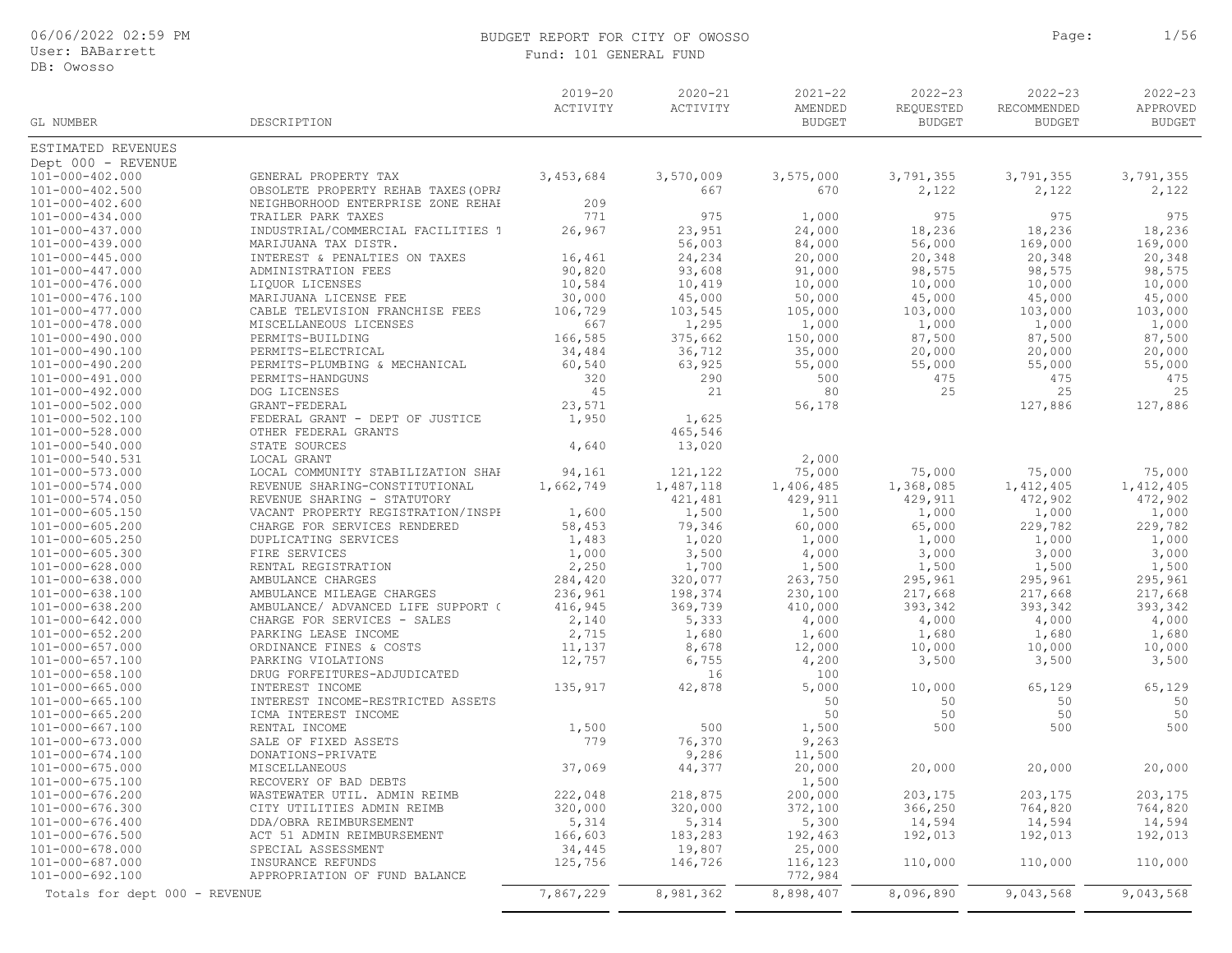BUDGET REPORT FOR CITY OF OWOSSO

Fund: 101 GENERAL FUND

| GL NUMBER | DESCRIPTION | 2019-20 ACTIVITY | 2020-21 ACTIVITY | 2021-22 AMENDED BUDGET | 2022-23 REQUESTED BUDGET | 2022-23 RECOMMENDED BUDGET | 2022-23 APPROVED BUDGET |
|---|---|---|---|---|---|---|---|
| ESTIMATED REVENUES | | | | | | | |
| Dept 000 - REVENUE | | | | | | | |
| 101-000-402.000 | GENERAL PROPERTY TAX | 3,453,684 | 3,570,009 | 3,575,000 | 3,791,355 | 3,791,355 | 3,791,355 |
| 101-000-402.500 | OBSOLETE PROPERTY REHAB TAXES(OPRA | | 667 | 670 | 2,122 | 2,122 | 2,122 |
| 101-000-402.600 | NEIGHBORHOOD ENTERPRISE ZONE REHAE | 209 | | | | | |
| 101-000-434.000 | TRAILER PARK TAXES | 771 | 975 | 1,000 | 975 | 975 | 975 |
| 101-000-437.000 | INDUSTRIAL/COMMERCIAL FACILITIES T | 26,967 | 23,951 | 24,000 | 18,236 | 18,236 | 18,236 |
| 101-000-439.000 | MARIJUANA TAX DISTR. | | 56,003 | 84,000 | 56,000 | 169,000 | 169,000 |
| 101-000-445.000 | INTEREST & PENALTIES ON TAXES | 16,461 | 24,234 | 20,000 | 20,348 | 20,348 | 20,348 |
| 101-000-447.000 | ADMINISTRATION FEES | 90,820 | 93,608 | 91,000 | 98,575 | 98,575 | 98,575 |
| 101-000-476.000 | LIQUOR LICENSES | 10,584 | 10,419 | 10,000 | 10,000 | 10,000 | 10,000 |
| 101-000-476.100 | MARIJUANA LICENSE FEE | 30,000 | 45,000 | 50,000 | 45,000 | 45,000 | 45,000 |
| 101-000-477.000 | CABLE TELEVISION FRANCHISE FEES | 106,729 | 103,545 | 105,000 | 103,000 | 103,000 | 103,000 |
| 101-000-478.000 | MISCELLANEOUS LICENSES | 667 | 1,295 | 1,000 | 1,000 | 1,000 | 1,000 |
| 101-000-490.000 | PERMITS-BUILDING | 166,585 | 375,662 | 150,000 | 87,500 | 87,500 | 87,500 |
| 101-000-490.100 | PERMITS-ELECTRICAL | 34,484 | 36,712 | 35,000 | 20,000 | 20,000 | 20,000 |
| 101-000-490.200 | PERMITS-PLUMBING & MECHANICAL | 60,540 | 63,925 | 55,000 | 55,000 | 55,000 | 55,000 |
| 101-000-491.000 | PERMITS-HANDGUNS | 320 | 290 | 500 | 475 | 475 | 475 |
| 101-000-492.000 | DOG LICENSES | 45 | 21 | 80 | 25 | 25 | 25 |
| 101-000-502.000 | GRANT-FEDERAL | 23,571 | | 56,178 | | 127,886 | 127,886 |
| 101-000-502.100 | FEDERAL GRANT - DEPT OF JUSTICE | 1,950 | 1,625 | | | | |
| 101-000-528.000 | OTHER FEDERAL GRANTS | | 465,546 | | | | |
| 101-000-540.000 | STATE SOURCES | 4,640 | 13,020 | | | | |
| 101-000-540.531 | LOCAL GRANT | | | 2,000 | | | |
| 101-000-573.000 | LOCAL COMMUNITY STABILIZATION SHAE | 94,161 | 121,122 | 75,000 | 75,000 | 75,000 | 75,000 |
| 101-000-574.000 | REVENUE SHARING-CONSTITUTIONAL | 1,662,749 | 1,487,118 | 1,406,485 | 1,368,085 | 1,412,405 | 1,412,405 |
| 101-000-574.050 | REVENUE SHARING - STATUTORY | | 421,481 | 429,911 | 429,911 | 472,902 | 472,902 |
| 101-000-605.150 | VACANT PROPERTY REGISTRATION/INSPE | 1,600 | 1,500 | 1,500 | 1,000 | 1,000 | 1,000 |
| 101-000-605.200 | CHARGE FOR SERVICES RENDERED | 58,453 | 79,346 | 60,000 | 65,000 | 229,782 | 229,782 |
| 101-000-605.250 | DUPLICATING SERVICES | 1,483 | 1,020 | 1,000 | 1,000 | 1,000 | 1,000 |
| 101-000-605.300 | FIRE SERVICES | 1,000 | 3,500 | 4,000 | 3,000 | 3,000 | 3,000 |
| 101-000-628.000 | RENTAL REGISTRATION | 2,250 | 1,700 | 1,500 | 1,500 | 1,500 | 1,500 |
| 101-000-638.000 | AMBULANCE CHARGES | 284,420 | 320,077 | 263,750 | 295,961 | 295,961 | 295,961 |
| 101-000-638.100 | AMBULANCE MILEAGE CHARGES | 236,961 | 198,374 | 230,100 | 217,668 | 217,668 | 217,668 |
| 101-000-638.200 | AMBULANCE/ ADVANCED LIFE SUPPORT ( | 416,945 | 369,739 | 410,000 | 393,342 | 393,342 | 393,342 |
| 101-000-642.000 | CHARGE FOR SERVICES - SALES | 2,140 | 5,333 | 4,000 | 4,000 | 4,000 | 4,000 |
| 101-000-652.200 | PARKING LEASE INCOME | 2,715 | 1,680 | 1,600 | 1,680 | 1,680 | 1,680 |
| 101-000-657.000 | ORDINANCE FINES & COSTS | 11,137 | 8,678 | 12,000 | 10,000 | 10,000 | 10,000 |
| 101-000-657.100 | PARKING VIOLATIONS | 12,757 | 6,755 | 4,200 | 3,500 | 3,500 | 3,500 |
| 101-000-658.100 | DRUG FORFEITURES-ADJUDICATED | | 16 | 100 | | | |
| 101-000-665.000 | INTEREST INCOME | 135,917 | 42,878 | 5,000 | 10,000 | 65,129 | 65,129 |
| 101-000-665.100 | INTEREST INCOME-RESTRICTED ASSETS | | | 50 | 50 | 50 | 50 |
| 101-000-665.200 | ICMA INTEREST INCOME | | | 50 | 50 | 50 | 50 |
| 101-000-667.100 | RENTAL INCOME | 1,500 | 500 | 1,500 | 500 | 500 | 500 |
| 101-000-673.000 | SALE OF FIXED ASSETS | 779 | 76,370 | 9,263 | | | |
| 101-000-674.100 | DONATIONS-PRIVATE | | 9,286 | 11,500 | | | |
| 101-000-675.000 | MISCELLANEOUS | 37,069 | 44,377 | 20,000 | 20,000 | 20,000 | 20,000 |
| 101-000-675.100 | RECOVERY OF BAD DEBTS | | | 1,500 | | | |
| 101-000-676.200 | WASTEWATER UTIL. ADMIN REIMB | 222,048 | 218,875 | 200,000 | 203,175 | 203,175 | 203,175 |
| 101-000-676.300 | CITY UTILITIES ADMIN REIMB | 320,000 | 320,000 | 372,100 | 366,250 | 764,820 | 764,820 |
| 101-000-676.400 | DDA/OBRA REIMBURSEMENT | 5,314 | 5,314 | 5,300 | 14,594 | 14,594 | 14,594 |
| 101-000-676.500 | ACT 51 ADMIN REIMBURSEMENT | 166,603 | 183,283 | 192,463 | 192,013 | 192,013 | 192,013 |
| 101-000-678.000 | SPECIAL ASSESSMENT | 34,445 | 19,807 | 25,000 | | | |
| 101-000-687.000 | INSURANCE REFUNDS | 125,756 | 146,726 | 116,123 | 110,000 | 110,000 | 110,000 |
| 101-000-692.100 | APPROPRIATION OF FUND BALANCE | | | 772,984 | | | |
| Totals for dept 000 - REVENUE | | 7,867,229 | 8,981,362 | 8,898,407 | 8,096,890 | 9,043,568 | 9,043,568 |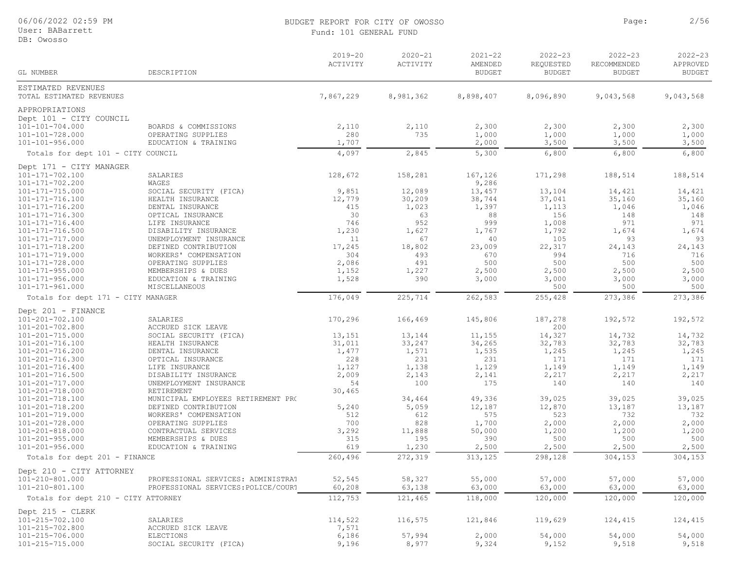BUDGET REPORT FOR CITY OF OWOSSO

Fund: 101 GENERAL FUND

| GL NUMBER | DESCRIPTION | 2019-20 ACTIVITY | 2020-21 ACTIVITY | 2021-22 AMENDED BUDGET | 2022-23 REQUESTED BUDGET | 2022-23 RECOMMENDED BUDGET | 2022-23 APPROVED BUDGET |
|---|---|---|---|---|---|---|---|
| ESTIMATED REVENUES | | | | | | | |
| TOTAL ESTIMATED REVENUES | | 7,867,229 | 8,981,362 | 8,898,407 | 8,096,890 | 9,043,568 | 9,043,568 |
| APPROPRIATIONS | | | | | | | |
| Dept 101 - CITY COUNCIL | | | | | | | |
| 101-101-704.000 | BOARDS & COMMISSIONS | 2,110 | 2,110 | 2,300 | 2,300 | 2,300 | 2,300 |
| 101-101-728.000 | OPERATING SUPPLIES | 280 | 735 | 1,000 | 1,000 | 1,000 | 1,000 |
| 101-101-956.000 | EDUCATION & TRAINING | 1,707 | | 2,000 | 3,500 | 3,500 | 3,500 |
| Totals for dept 101 - CITY COUNCIL | | 4,097 | 2,845 | 5,300 | 6,800 | 6,800 | 6,800 |
| Dept 171 - CITY MANAGER | | | | | | | |
| 101-171-702.100 | SALARIES | 128,672 | 158,281 | 167,126 | 171,298 | 188,514 | 188,514 |
| 101-171-702.200 | WAGES | | | 9,286 | | | |
| 101-171-715.000 | SOCIAL SECURITY (FICA) | 9,851 | 12,089 | 13,457 | 13,104 | 14,421 | 14,421 |
| 101-171-716.100 | HEALTH INSURANCE | 12,779 | 30,209 | 38,744 | 37,041 | 35,160 | 35,160 |
| 101-171-716.200 | DENTAL INSURANCE | 415 | 1,023 | 1,397 | 1,113 | 1,046 | 1,046 |
| 101-171-716.300 | OPTICAL INSURANCE | 30 | 63 | 88 | 156 | 148 | 148 |
| 101-171-716.400 | LIFE INSURANCE | 746 | 952 | 999 | 1,008 | 971 | 971 |
| 101-171-716.500 | DISABILITY INSURANCE | 1,230 | 1,627 | 1,767 | 1,792 | 1,674 | 1,674 |
| 101-171-717.000 | UNEMPLOYMENT INSURANCE | 11 | 67 | 40 | 105 | 93 | 93 |
| 101-171-718.200 | DEFINED CONTRIBUTION | 17,245 | 18,802 | 23,009 | 22,317 | 24,143 | 24,143 |
| 101-171-719.000 | WORKERS' COMPENSATION | 304 | 493 | 670 | 994 | 716 | 716 |
| 101-171-728.000 | OPERATING SUPPLIES | 2,086 | 491 | 500 | 500 | 500 | 500 |
| 101-171-955.000 | MEMBERSHIPS & DUES | 1,152 | 1,227 | 2,500 | 2,500 | 2,500 | 2,500 |
| 101-171-956.000 | EDUCATION & TRAINING | 1,528 | 390 | 3,000 | 3,000 | 3,000 | 3,000 |
| 101-171-961.000 | MISCELLANEOUS | | | | 500 | 500 | 500 |
| Totals for dept 171 - CITY MANAGER | | 176,049 | 225,714 | 262,583 | 255,428 | 273,386 | 273,386 |
| Dept 201 - FINANCE | | | | | | | |
| 101-201-702.100 | SALARIES | 170,296 | 166,469 | 145,806 | 187,278 | 192,572 | 192,572 |
| 101-201-702.800 | ACCRUED SICK LEAVE | | | | 200 | | |
| 101-201-715.000 | SOCIAL SECURITY (FICA) | 13,151 | 13,144 | 11,155 | 14,327 | 14,732 | 14,732 |
| 101-201-716.100 | HEALTH INSURANCE | 31,011 | 33,247 | 34,265 | 32,783 | 32,783 | 32,783 |
| 101-201-716.200 | DENTAL INSURANCE | 1,477 | 1,571 | 1,535 | 1,245 | 1,245 | 1,245 |
| 101-201-716.300 | OPTICAL INSURANCE | 228 | 231 | 231 | 171 | 171 | 171 |
| 101-201-716.400 | LIFE INSURANCE | 1,127 | 1,138 | 1,129 | 1,149 | 1,149 | 1,149 |
| 101-201-716.500 | DISABILITY INSURANCE | 2,009 | 2,143 | 2,141 | 2,217 | 2,217 | 2,217 |
| 101-201-717.000 | UNEMPLOYMENT INSURANCE | 54 | 100 | 175 | 140 | 140 | 140 |
| 101-201-718.000 | RETIREMENT | 30,465 | | | | | |
| 101-201-718.100 | MUNICIPAL EMPLOYEES RETIREMENT PRC | | 34,464 | 49,336 | 39,025 | 39,025 | 39,025 |
| 101-201-718.200 | DEFINED CONTRIBUTION | 5,240 | 5,059 | 12,187 | 12,870 | 13,187 | 13,187 |
| 101-201-719.000 | WORKERS' COMPENSATION | 512 | 612 | 575 | 523 | 732 | 732 |
| 101-201-728.000 | OPERATING SUPPLIES | 700 | 828 | 1,700 | 2,000 | 2,000 | 2,000 |
| 101-201-818.000 | CONTRACTUAL SERVICES | 3,292 | 11,888 | 50,000 | 1,200 | 1,200 | 1,200 |
| 101-201-955.000 | MEMBERSHIPS & DUES | 315 | 195 | 390 | 500 | 500 | 500 |
| 101-201-956.000 | EDUCATION & TRAINING | 619 | 1,230 | 2,500 | 2,500 | 2,500 | 2,500 |
| Totals for dept 201 - FINANCE | | 260,496 | 272,319 | 313,125 | 298,128 | 304,153 | 304,153 |
| Dept 210 - CITY ATTORNEY | | | | | | | |
| 101-210-801.000 | PROFESSIONAL SERVICES: ADMINISTRAT | 52,545 | 58,327 | 55,000 | 57,000 | 57,000 | 57,000 |
| 101-210-801.100 | PROFESSIONAL SERVICES:POLICE/COURT | 60,208 | 63,138 | 63,000 | 63,000 | 63,000 | 63,000 |
| Totals for dept 210 - CITY ATTORNEY | | 112,753 | 121,465 | 118,000 | 120,000 | 120,000 | 120,000 |
| Dept 215 - CLERK | | | | | | | |
| 101-215-702.100 | SALARIES | 114,522 | 116,575 | 121,846 | 119,629 | 124,415 | 124,415 |
| 101-215-702.800 | ACCRUED SICK LEAVE | 7,571 | | | | | |
| 101-215-706.000 | ELECTIONS | 6,186 | 57,994 | 2,000 | 54,000 | 54,000 | 54,000 |
| 101-215-715.000 | SOCIAL SECURITY (FICA) | 9,196 | 8,977 | 9,324 | 9,152 | 9,518 | 9,518 |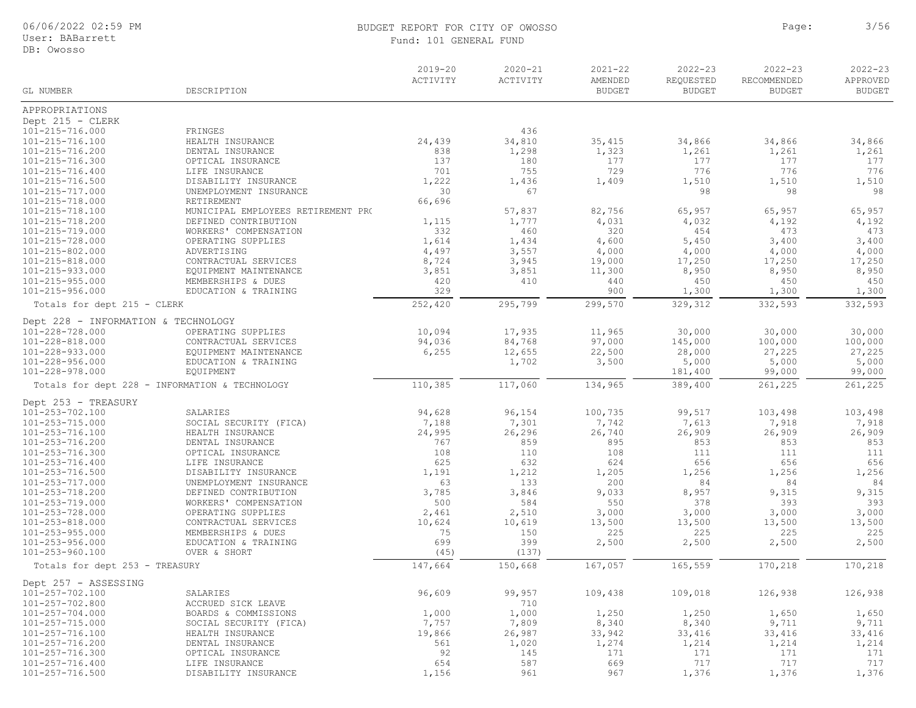BUDGET REPORT FOR CITY OF OWOSSO

Fund: 101 GENERAL FUND

| GL NUMBER | DESCRIPTION | 2019-20 ACTIVITY | 2020-21 ACTIVITY | 2021-22 AMENDED BUDGET | 2022-23 REQUESTED BUDGET | 2022-23 RECOMMENDED BUDGET | 2022-23 APPROVED BUDGET |
|---|---|---|---|---|---|---|---|
| APPROPRIATIONS | | | | | | | |
| Dept 215 - CLERK | | | | | | | |
| 101-215-716.000 | FRINGES | | 436 | | | | |
| 101-215-716.100 | HEALTH INSURANCE | 24,439 | 34,810 | 35,415 | 34,866 | 34,866 | 34,866 |
| 101-215-716.200 | DENTAL INSURANCE | 838 | 1,298 | 1,323 | 1,261 | 1,261 | 1,261 |
| 101-215-716.300 | OPTICAL INSURANCE | 137 | 180 | 177 | 177 | 177 | 177 |
| 101-215-716.400 | LIFE INSURANCE | 701 | 755 | 729 | 776 | 776 | 776 |
| 101-215-716.500 | DISABILITY INSURANCE | 1,222 | 1,436 | 1,409 | 1,510 | 1,510 | 1,510 |
| 101-215-717.000 | UNEMPLOYMENT INSURANCE | 30 | 67 | | 98 | 98 | 98 |
| 101-215-718.000 | RETIREMENT | 66,696 | | | | | |
| 101-215-718.100 | MUNICIPAL EMPLOYEES RETIREMENT PRO | | 57,837 | 82,756 | 65,957 | 65,957 | 65,957 |
| 101-215-718.200 | DEFINED CONTRIBUTION | 1,115 | 1,777 | 4,031 | 4,032 | 4,192 | 4,192 |
| 101-215-719.000 | WORKERS' COMPENSATION | 332 | 460 | 320 | 454 | 473 | 473 |
| 101-215-728.000 | OPERATING SUPPLIES | 1,614 | 1,434 | 4,600 | 5,450 | 3,400 | 3,400 |
| 101-215-802.000 | ADVERTISING | 4,497 | 3,557 | 4,000 | 4,000 | 4,000 | 4,000 |
| 101-215-818.000 | CONTRACTUAL SERVICES | 8,724 | 3,945 | 19,000 | 17,250 | 17,250 | 17,250 |
| 101-215-933.000 | EQUIPMENT MAINTENANCE | 3,851 | 3,851 | 11,300 | 8,950 | 8,950 | 8,950 |
| 101-215-955.000 | MEMBERSHIPS & DUES | 420 | 410 | 440 | 450 | 450 | 450 |
| 101-215-956.000 | EDUCATION & TRAINING | 329 | | 900 | 1,300 | 1,300 | 1,300 |
| Totals for dept 215 - CLERK | | 252,420 | 295,799 | 299,570 | 329,312 | 332,593 | 332,593 |
| Dept 228 - INFORMATION & TECHNOLOGY | | | | | | | |
| 101-228-728.000 | OPERATING SUPPLIES | 10,094 | 17,935 | 11,965 | 30,000 | 30,000 | 30,000 |
| 101-228-818.000 | CONTRACTUAL SERVICES | 94,036 | 84,768 | 97,000 | 145,000 | 100,000 | 100,000 |
| 101-228-933.000 | EQUIPMENT MAINTENANCE | 6,255 | 12,655 | 22,500 | 28,000 | 27,225 | 27,225 |
| 101-228-956.000 | EDUCATION & TRAINING | | 1,702 | 3,500 | 5,000 | 5,000 | 5,000 |
| 101-228-978.000 | EQUIPMENT | | | | 181,400 | 99,000 | 99,000 |
| Totals for dept 228 - INFORMATION & TECHNOLOGY | | 110,385 | 117,060 | 134,965 | 389,400 | 261,225 | 261,225 |
| Dept 253 - TREASURY | | | | | | | |
| 101-253-702.100 | SALARIES | 94,628 | 96,154 | 100,735 | 99,517 | 103,498 | 103,498 |
| 101-253-715.000 | SOCIAL SECURITY (FICA) | 7,188 | 7,301 | 7,742 | 7,613 | 7,918 | 7,918 |
| 101-253-716.100 | HEALTH INSURANCE | 24,995 | 26,296 | 26,740 | 26,909 | 26,909 | 26,909 |
| 101-253-716.200 | DENTAL INSURANCE | 767 | 859 | 895 | 853 | 853 | 853 |
| 101-253-716.300 | OPTICAL INSURANCE | 108 | 110 | 108 | 111 | 111 | 111 |
| 101-253-716.400 | LIFE INSURANCE | 625 | 632 | 624 | 656 | 656 | 656 |
| 101-253-716.500 | DISABILITY INSURANCE | 1,191 | 1,212 | 1,205 | 1,256 | 1,256 | 1,256 |
| 101-253-717.000 | UNEMPLOYMENT INSURANCE | 63 | 133 | 200 | 84 | 84 | 84 |
| 101-253-718.200 | DEFINED CONTRIBUTION | 3,785 | 3,846 | 9,033 | 8,957 | 9,315 | 9,315 |
| 101-253-719.000 | WORKERS' COMPENSATION | 500 | 584 | 550 | 378 | 393 | 393 |
| 101-253-728.000 | OPERATING SUPPLIES | 2,461 | 2,510 | 3,000 | 3,000 | 3,000 | 3,000 |
| 101-253-818.000 | CONTRACTUAL SERVICES | 10,624 | 10,619 | 13,500 | 13,500 | 13,500 | 13,500 |
| 101-253-955.000 | MEMBERSHIPS & DUES | 75 | 150 | 225 | 225 | 225 | 225 |
| 101-253-956.000 | EDUCATION & TRAINING | 699 | 399 | 2,500 | 2,500 | 2,500 | 2,500 |
| 101-253-960.100 | OVER & SHORT | (45) | (137) | | | | |
| Totals for dept 253 - TREASURY | | 147,664 | 150,668 | 167,057 | 165,559 | 170,218 | 170,218 |
| Dept 257 - ASSESSING | | | | | | | |
| 101-257-702.100 | SALARIES | 96,609 | 99,957 | 109,438 | 109,018 | 126,938 | 126,938 |
| 101-257-702.800 | ACCRUED SICK LEAVE | | 710 | | | | |
| 101-257-704.000 | BOARDS & COMMISSIONS | 1,000 | 1,000 | 1,250 | 1,250 | 1,650 | 1,650 |
| 101-257-715.000 | SOCIAL SECURITY (FICA) | 7,757 | 7,809 | 8,340 | 8,340 | 9,711 | 9,711 |
| 101-257-716.100 | HEALTH INSURANCE | 19,866 | 26,987 | 33,942 | 33,416 | 33,416 | 33,416 |
| 101-257-716.200 | DENTAL INSURANCE | 561 | 1,020 | 1,274 | 1,214 | 1,214 | 1,214 |
| 101-257-716.300 | OPTICAL INSURANCE | 92 | 145 | 171 | 171 | 171 | 171 |
| 101-257-716.400 | LIFE INSURANCE | 654 | 587 | 669 | 717 | 717 | 717 |
| 101-257-716.500 | DISABILITY INSURANCE | 1,156 | 961 | 967 | 1,376 | 1,376 | 1,376 |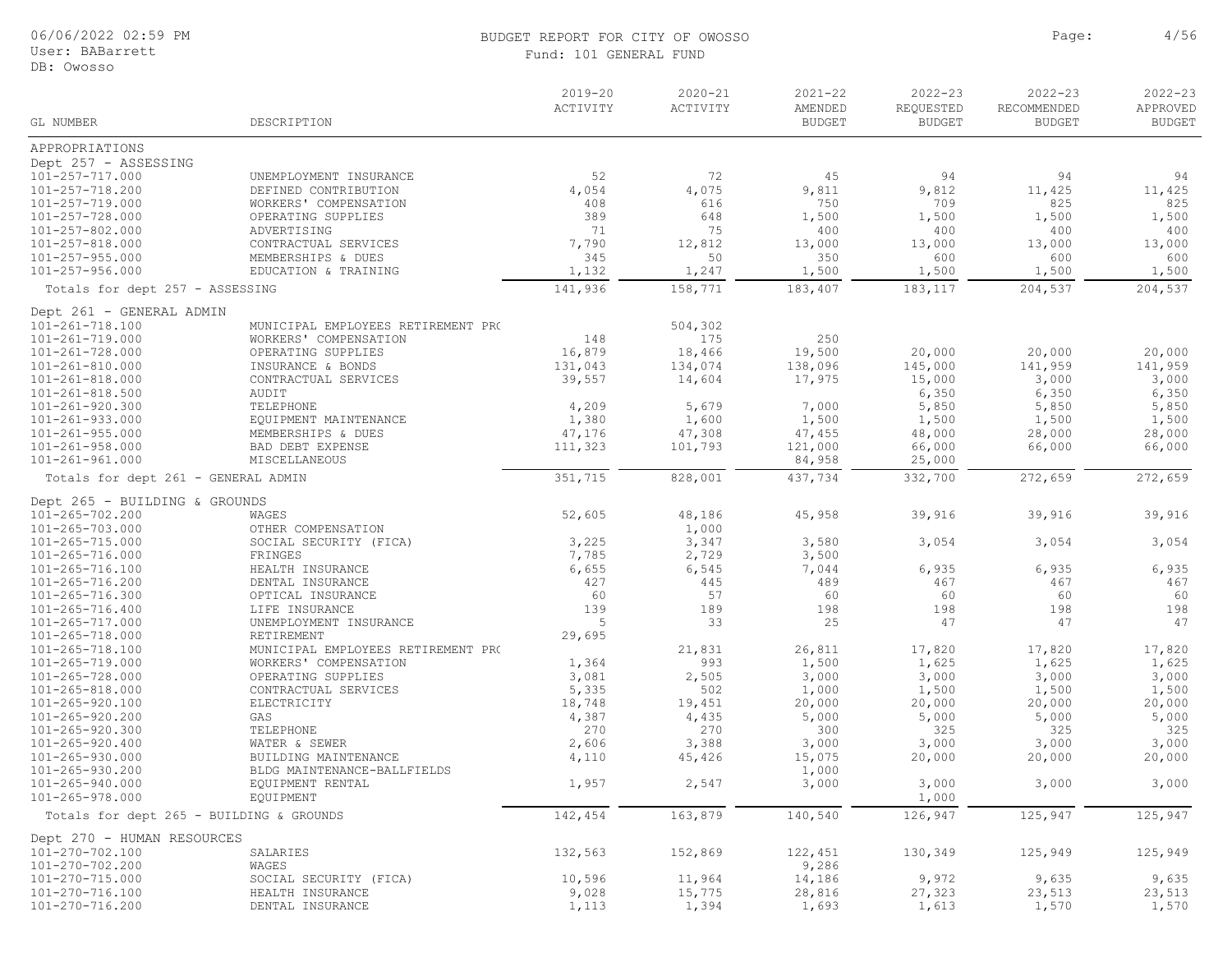BUDGET REPORT FOR CITY OF OWOSSO

Fund: 101 GENERAL FUND

| GL NUMBER | DESCRIPTION | 2019-20 ACTIVITY | 2020-21 ACTIVITY | 2021-22 AMENDED BUDGET | 2022-23 REQUESTED BUDGET | 2022-23 RECOMMENDED BUDGET | 2022-23 APPROVED BUDGET |
|---|---|---|---|---|---|---|---|
| APPROPRIATIONS | | | | | | | |
| Dept 257 - ASSESSING | | | | | | | |
| 101-257-717.000 | UNEMPLOYMENT INSURANCE | 52 | 72 | 45 | 94 | 94 | 94 |
| 101-257-718.200 | DEFINED CONTRIBUTION | 4,054 | 4,075 | 9,811 | 9,812 | 11,425 | 11,425 |
| 101-257-719.000 | WORKERS' COMPENSATION | 408 | 616 | 750 | 709 | 825 | 825 |
| 101-257-728.000 | OPERATING SUPPLIES | 389 | 648 | 1,500 | 1,500 | 1,500 | 1,500 |
| 101-257-802.000 | ADVERTISING | 71 | 75 | 400 | 400 | 400 | 400 |
| 101-257-818.000 | CONTRACTUAL SERVICES | 7,790 | 12,812 | 13,000 | 13,000 | 13,000 | 13,000 |
| 101-257-955.000 | MEMBERSHIPS & DUES | 345 | 50 | 350 | 600 | 600 | 600 |
| 101-257-956.000 | EDUCATION & TRAINING | 1,132 | 1,247 | 1,500 | 1,500 | 1,500 | 1,500 |
| Totals for dept 257 - ASSESSING | | 141,936 | 158,771 | 183,407 | 183,117 | 204,537 | 204,537 |
| Dept 261 - GENERAL ADMIN | | | | | | | |
| 101-261-718.100 | MUNICIPAL EMPLOYEES RETIREMENT PR( | | 504,302 | | | | |
| 101-261-719.000 | WORKERS' COMPENSATION | 148 | 175 | 250 | | | |
| 101-261-728.000 | OPERATING SUPPLIES | 16,879 | 18,466 | 19,500 | 20,000 | 20,000 | 20,000 |
| 101-261-810.000 | INSURANCE & BONDS | 131,043 | 134,074 | 138,096 | 145,000 | 141,959 | 141,959 |
| 101-261-818.000 | CONTRACTUAL SERVICES | 39,557 | 14,604 | 17,975 | 15,000 | 3,000 | 3,000 |
| 101-261-818.500 | AUDIT | | | | 6,350 | 6,350 | 6,350 |
| 101-261-920.300 | TELEPHONE | 4,209 | 5,679 | 7,000 | 5,850 | 5,850 | 5,850 |
| 101-261-933.000 | EQUIPMENT MAINTENANCE | 1,380 | 1,600 | 1,500 | 1,500 | 1,500 | 1,500 |
| 101-261-955.000 | MEMBERSHIPS & DUES | 47,176 | 47,308 | 47,455 | 48,000 | 28,000 | 28,000 |
| 101-261-958.000 | BAD DEBT EXPENSE | 111,323 | 101,793 | 121,000 | 66,000 | 66,000 | 66,000 |
| 101-261-961.000 | MISCELLANEOUS | | | 84,958 | 25,000 | | |
| Totals for dept 261 - GENERAL ADMIN | | 351,715 | 828,001 | 437,734 | 332,700 | 272,659 | 272,659 |
| Dept 265 - BUILDING & GROUNDS | | | | | | | |
| 101-265-702.200 | WAGES | 52,605 | 48,186 | 45,958 | 39,916 | 39,916 | 39,916 |
| 101-265-703.000 | OTHER COMPENSATION | | 1,000 | | | | |
| 101-265-715.000 | SOCIAL SECURITY (FICA) | 3,225 | 3,347 | 3,580 | 3,054 | 3,054 | 3,054 |
| 101-265-716.000 | FRINGES | 7,785 | 2,729 | 3,500 | | | |
| 101-265-716.100 | HEALTH INSURANCE | 6,655 | 6,545 | 7,044 | 6,935 | 6,935 | 6,935 |
| 101-265-716.200 | DENTAL INSURANCE | 427 | 445 | 489 | 467 | 467 | 467 |
| 101-265-716.300 | OPTICAL INSURANCE | 60 | 57 | 60 | 60 | 60 | 60 |
| 101-265-716.400 | LIFE INSURANCE | 139 | 189 | 198 | 198 | 198 | 198 |
| 101-265-717.000 | UNEMPLOYMENT INSURANCE | 5 | 33 | 25 | 47 | 47 | 47 |
| 101-265-718.000 | RETIREMENT | 29,695 | | | | | |
| 101-265-718.100 | MUNICIPAL EMPLOYEES RETIREMENT PR( | | 21,831 | 26,811 | 17,820 | 17,820 | 17,820 |
| 101-265-719.000 | WORKERS' COMPENSATION | 1,364 | 993 | 1,500 | 1,625 | 1,625 | 1,625 |
| 101-265-728.000 | OPERATING SUPPLIES | 3,081 | 2,505 | 3,000 | 3,000 | 3,000 | 3,000 |
| 101-265-818.000 | CONTRACTUAL SERVICES | 5,335 | 502 | 1,000 | 1,500 | 1,500 | 1,500 |
| 101-265-920.100 | ELECTRICITY | 18,748 | 19,451 | 20,000 | 20,000 | 20,000 | 20,000 |
| 101-265-920.200 | GAS | 4,387 | 4,435 | 5,000 | 5,000 | 5,000 | 5,000 |
| 101-265-920.300 | TELEPHONE | 270 | 270 | 300 | 325 | 325 | 325 |
| 101-265-920.400 | WATER & SEWER | 2,606 | 3,388 | 3,000 | 3,000 | 3,000 | 3,000 |
| 101-265-930.000 | BUILDING MAINTENANCE | 4,110 | 45,426 | 15,075 | 20,000 | 20,000 | 20,000 |
| 101-265-930.200 | BLDG MAINTENANCE-BALLFIELDS | | | 1,000 | | | |
| 101-265-940.000 | EQUIPMENT RENTAL | 1,957 | 2,547 | 3,000 | 3,000 | 3,000 | 3,000 |
| 101-265-978.000 | EQUIPMENT | | | | 1,000 | | |
| Totals for dept 265 - BUILDING & GROUNDS | | 142,454 | 163,879 | 140,540 | 126,947 | 125,947 | 125,947 |
| Dept 270 - HUMAN RESOURCES | | | | | | | |
| 101-270-702.100 | SALARIES | 132,563 | 152,869 | 122,451 | 130,349 | 125,949 | 125,949 |
| 101-270-702.200 | WAGES | | | 9,286 | | | |
| 101-270-715.000 | SOCIAL SECURITY (FICA) | 10,596 | 11,964 | 14,186 | 9,972 | 9,635 | 9,635 |
| 101-270-716.100 | HEALTH INSURANCE | 9,028 | 15,775 | 28,816 | 27,323 | 23,513 | 23,513 |
| 101-270-716.200 | DENTAL INSURANCE | 1,113 | 1,394 | 1,693 | 1,613 | 1,570 | 1,570 |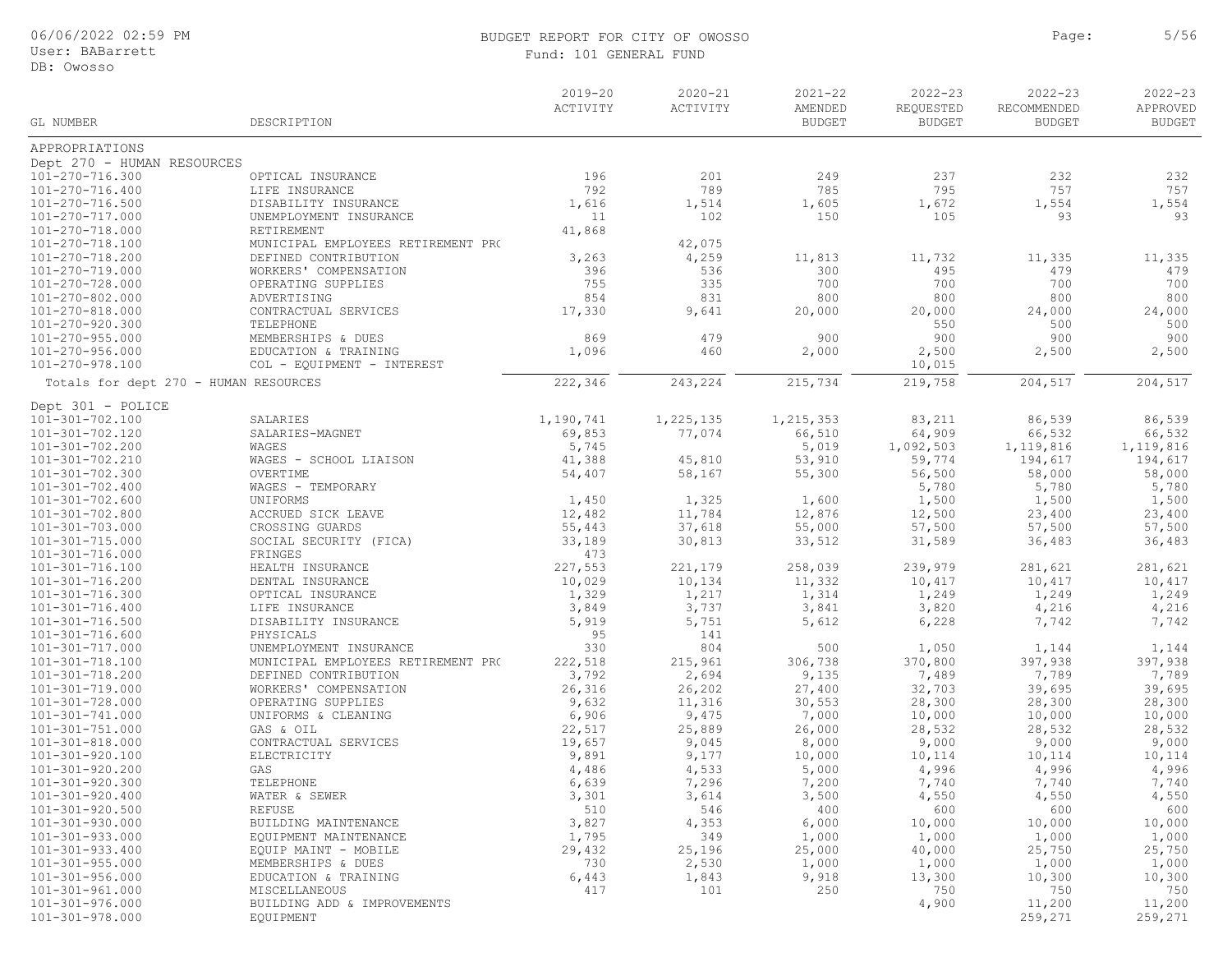BUDGET REPORT FOR CITY OF OWOSSO

Fund: 101 GENERAL FUND

| GL NUMBER | DESCRIPTION | 2019-20 ACTIVITY | 2020-21 ACTIVITY | 2021-22 AMENDED BUDGET | 2022-23 REQUESTED BUDGET | 2022-23 RECOMMENDED BUDGET | 2022-23 APPROVED BUDGET |
|---|---|---|---|---|---|---|---|
| APPROPRIATIONS | | | | | | | |
| Dept 270 - HUMAN RESOURCES | | | | | | | |
| 101-270-716.300 | OPTICAL INSURANCE | 196 | 201 | 249 | 237 | 232 | 232 |
| 101-270-716.400 | LIFE INSURANCE | 792 | 789 | 785 | 795 | 757 | 757 |
| 101-270-716.500 | DISABILITY INSURANCE | 1,616 | 1,514 | 1,605 | 1,672 | 1,554 | 1,554 |
| 101-270-717.000 | UNEMPLOYMENT INSURANCE | 11 | 102 | 150 | 105 | 93 | 93 |
| 101-270-718.000 | RETIREMENT | 41,868 | | | | | |
| 101-270-718.100 | MUNICIPAL EMPLOYEES RETIREMENT PRO | | 42,075 | | | | |
| 101-270-718.200 | DEFINED CONTRIBUTION | 3,263 | 4,259 | 11,813 | 11,732 | 11,335 | 11,335 |
| 101-270-719.000 | WORKERS' COMPENSATION | 396 | 536 | 300 | 495 | 479 | 479 |
| 101-270-728.000 | OPERATING SUPPLIES | 755 | 335 | 700 | 700 | 700 | 700 |
| 101-270-802.000 | ADVERTISING | 854 | 831 | 800 | 800 | 800 | 800 |
| 101-270-818.000 | CONTRACTUAL SERVICES | 17,330 | 9,641 | 20,000 | 20,000 | 24,000 | 24,000 |
| 101-270-920.300 | TELEPHONE | | | | 550 | 500 | 500 |
| 101-270-955.000 | MEMBERSHIPS & DUES | 869 | 479 | 900 | 900 | 900 | 900 |
| 101-270-956.000 | EDUCATION & TRAINING | 1,096 | 460 | 2,000 | 2,500 | 2,500 | 2,500 |
| 101-270-978.100 | COL - EQUIPMENT - INTEREST | | | | 10,015 | | |
| Totals for dept 270 - HUMAN RESOURCES | | 222,346 | 243,224 | 215,734 | 219,758 | 204,517 | 204,517 |
| Dept 301 - POLICE | | | | | | | |
| 101-301-702.100 | SALARIES | 1,190,741 | 1,225,135 | 1,215,353 | 83,211 | 86,539 | 86,539 |
| 101-301-702.120 | SALARIES-MAGNET | 69,853 | 77,074 | 66,510 | 64,909 | 66,532 | 66,532 |
| 101-301-702.200 | WAGES | 5,745 | | 5,019 | 1,092,503 | 1,119,816 | 1,119,816 |
| 101-301-702.210 | WAGES - SCHOOL LIAISON | 41,388 | 45,810 | 53,910 | 59,774 | 194,617 | 194,617 |
| 101-301-702.300 | OVERTIME | 54,407 | 58,167 | 55,300 | 56,500 | 58,000 | 58,000 |
| 101-301-702.400 | WAGES - TEMPORARY | | | | 5,780 | 5,780 | 5,780 |
| 101-301-702.600 | UNIFORMS | 1,450 | 1,325 | 1,600 | 1,500 | 1,500 | 1,500 |
| 101-301-702.800 | ACCRUED SICK LEAVE | 12,482 | 11,784 | 12,876 | 12,500 | 23,400 | 23,400 |
| 101-301-703.000 | CROSSING GUARDS | 55,443 | 37,618 | 55,000 | 57,500 | 57,500 | 57,500 |
| 101-301-715.000 | SOCIAL SECURITY (FICA) | 33,189 | 30,813 | 33,512 | 31,589 | 36,483 | 36,483 |
| 101-301-716.000 | FRINGES | 473 | | | | | |
| 101-301-716.100 | HEALTH INSURANCE | 227,553 | 221,179 | 258,039 | 239,979 | 281,621 | 281,621 |
| 101-301-716.200 | DENTAL INSURANCE | 10,029 | 10,134 | 11,332 | 10,417 | 10,417 | 10,417 |
| 101-301-716.300 | OPTICAL INSURANCE | 1,329 | 1,217 | 1,314 | 1,249 | 1,249 | 1,249 |
| 101-301-716.400 | LIFE INSURANCE | 3,849 | 3,737 | 3,841 | 3,820 | 4,216 | 4,216 |
| 101-301-716.500 | DISABILITY INSURANCE | 5,919 | 5,751 | 5,612 | 6,228 | 7,742 | 7,742 |
| 101-301-716.600 | PHYSICALS | 95 | 141 | | | | |
| 101-301-717.000 | UNEMPLOYMENT INSURANCE | 330 | 804 | 500 | 1,050 | 1,144 | 1,144 |
| 101-301-718.100 | MUNICIPAL EMPLOYEES RETIREMENT PRO | 222,518 | 215,961 | 306,738 | 370,800 | 397,938 | 397,938 |
| 101-301-718.200 | DEFINED CONTRIBUTION | 3,792 | 2,694 | 9,135 | 7,489 | 7,789 | 7,789 |
| 101-301-719.000 | WORKERS' COMPENSATION | 26,316 | 26,202 | 27,400 | 32,703 | 39,695 | 39,695 |
| 101-301-728.000 | OPERATING SUPPLIES | 9,632 | 11,316 | 30,553 | 28,300 | 28,300 | 28,300 |
| 101-301-741.000 | UNIFORMS & CLEANING | 6,906 | 9,475 | 7,000 | 10,000 | 10,000 | 10,000 |
| 101-301-751.000 | GAS & OIL | 22,517 | 25,889 | 26,000 | 28,532 | 28,532 | 28,532 |
| 101-301-818.000 | CONTRACTUAL SERVICES | 19,657 | 9,045 | 8,000 | 9,000 | 9,000 | 9,000 |
| 101-301-920.100 | ELECTRICITY | 9,891 | 9,177 | 10,000 | 10,114 | 10,114 | 10,114 |
| 101-301-920.200 | GAS | 4,486 | 4,533 | 5,000 | 4,996 | 4,996 | 4,996 |
| 101-301-920.300 | TELEPHONE | 6,639 | 7,296 | 7,200 | 7,740 | 7,740 | 7,740 |
| 101-301-920.400 | WATER & SEWER | 3,301 | 3,614 | 3,500 | 4,550 | 4,550 | 4,550 |
| 101-301-920.500 | REFUSE | 510 | 546 | 400 | 600 | 600 | 600 |
| 101-301-930.000 | BUILDING MAINTENANCE | 3,827 | 4,353 | 6,000 | 10,000 | 10,000 | 10,000 |
| 101-301-933.000 | EQUIPMENT MAINTENANCE | 1,795 | 349 | 1,000 | 1,000 | 1,000 | 1,000 |
| 101-301-933.400 | EQUIP MAINT - MOBILE | 29,432 | 25,196 | 25,000 | 40,000 | 25,750 | 25,750 |
| 101-301-955.000 | MEMBERSHIPS & DUES | 730 | 2,530 | 1,000 | 1,000 | 1,000 | 1,000 |
| 101-301-956.000 | EDUCATION & TRAINING | 6,443 | 1,843 | 9,918 | 13,300 | 10,300 | 10,300 |
| 101-301-961.000 | MISCELLANEOUS | 417 | 101 | 250 | 750 | 750 | 750 |
| 101-301-976.000 | BUILDING ADD & IMPROVEMENTS | | | | 4,900 | 11,200 | 11,200 |
| 101-301-978.000 | EQUIPMENT | | | | | 259,271 | 259,271 |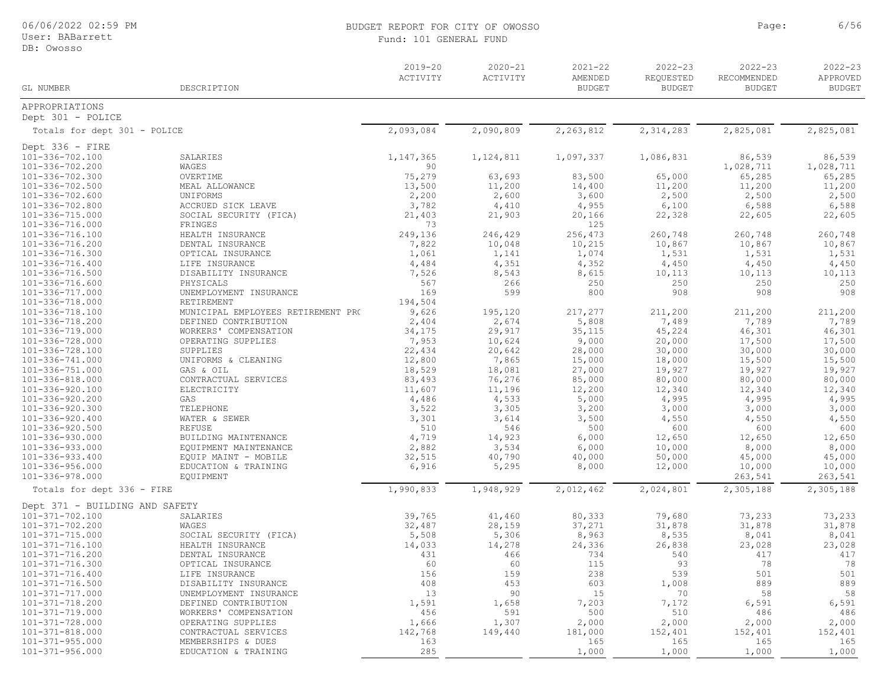# BUDGET REPORT FOR CITY OF OWOSSO

Fund: 101 GENERAL FUND

| GL NUMBER | DESCRIPTION | 2019-20 ACTIVITY | 2020-21 ACTIVITY | 2021-22 AMENDED BUDGET | 2022-23 REQUESTED BUDGET | 2022-23 RECOMMENDED BUDGET | 2022-23 APPROVED BUDGET |
|---|---|---|---|---|---|---|---|
| APPROPRIATIONS | | | | | | | |
| Dept 301 - POLICE | | | | | | | |
| Totals for dept 301 - POLICE | | 2,093,084 | 2,090,809 | 2,263,812 | 2,314,283 | 2,825,081 | 2,825,081 |
| Dept 336 - FIRE | | | | | | | |
| 101-336-702.100 | SALARIES | 1,147,365 | 1,124,811 | 1,097,337 | 1,086,831 | 86,539 | 86,539 |
| 101-336-702.200 | WAGES | 90 | | | | 1,028,711 | 1,028,711 |
| 101-336-702.300 | OVERTIME | 75,279 | 63,693 | 83,500 | 65,000 | 65,285 | 65,285 |
| 101-336-702.500 | MEAL ALLOWANCE | 13,500 | 11,200 | 14,400 | 11,200 | 11,200 | 11,200 |
| 101-336-702.600 | UNIFORMS | 2,200 | 2,600 | 3,600 | 2,500 | 2,500 | 2,500 |
| 101-336-702.800 | ACCRUED SICK LEAVE | 3,782 | 4,410 | 4,955 | 6,100 | 6,588 | 6,588 |
| 101-336-715.000 | SOCIAL SECURITY (FICA) | 21,403 | 21,903 | 20,166 | 22,328 | 22,605 | 22,605 |
| 101-336-716.000 | FRINGES | 73 | | 125 | | | |
| 101-336-716.100 | HEALTH INSURANCE | 249,136 | 246,429 | 256,473 | 260,748 | 260,748 | 260,748 |
| 101-336-716.200 | DENTAL INSURANCE | 7,822 | 10,048 | 10,215 | 10,867 | 10,867 | 10,867 |
| 101-336-716.300 | OPTICAL INSURANCE | 1,061 | 1,141 | 1,074 | 1,531 | 1,531 | 1,531 |
| 101-336-716.400 | LIFE INSURANCE | 4,484 | 4,351 | 4,352 | 4,450 | 4,450 | 4,450 |
| 101-336-716.500 | DISABILITY INSURANCE | 7,526 | 8,543 | 8,615 | 10,113 | 10,113 | 10,113 |
| 101-336-716.600 | PHYSICALS | 567 | 266 | 250 | 250 | 250 | 250 |
| 101-336-717.000 | UNEMPLOYMENT INSURANCE | 169 | 599 | 800 | 908 | 908 | 908 |
| 101-336-718.000 | RETIREMENT | 194,504 | | | | | |
| 101-336-718.100 | MUNICIPAL EMPLOYEES RETIREMENT PRO | 9,626 | 195,120 | 217,277 | 211,200 | 211,200 | 211,200 |
| 101-336-718.200 | DEFINED CONTRIBUTION | 2,404 | 2,674 | 5,808 | 7,489 | 7,789 | 7,789 |
| 101-336-719.000 | WORKERS' COMPENSATION | 34,175 | 29,917 | 35,115 | 45,224 | 46,301 | 46,301 |
| 101-336-728.000 | OPERATING SUPPLIES | 7,953 | 10,624 | 9,000 | 20,000 | 17,500 | 17,500 |
| 101-336-728.100 | SUPPLIES | 22,434 | 20,642 | 28,000 | 30,000 | 30,000 | 30,000 |
| 101-336-741.000 | UNIFORMS & CLEANING | 12,800 | 7,865 | 15,000 | 18,000 | 15,500 | 15,500 |
| 101-336-751.000 | GAS & OIL | 18,529 | 18,081 | 27,000 | 19,927 | 19,927 | 19,927 |
| 101-336-818.000 | CONTRACTUAL SERVICES | 83,493 | 76,276 | 85,000 | 80,000 | 80,000 | 80,000 |
| 101-336-920.100 | ELECTRICITY | 11,607 | 11,196 | 12,200 | 12,340 | 12,340 | 12,340 |
| 101-336-920.200 | GAS | 4,486 | 4,533 | 5,000 | 4,995 | 4,995 | 4,995 |
| 101-336-920.300 | TELEPHONE | 3,522 | 3,305 | 3,200 | 3,000 | 3,000 | 3,000 |
| 101-336-920.400 | WATER & SEWER | 3,301 | 3,614 | 3,500 | 4,550 | 4,550 | 4,550 |
| 101-336-920.500 | REFUSE | 510 | 546 | 500 | 600 | 600 | 600 |
| 101-336-930.000 | BUILDING MAINTENANCE | 4,719 | 14,923 | 6,000 | 12,650 | 12,650 | 12,650 |
| 101-336-933.000 | EQUIPMENT MAINTENANCE | 2,882 | 3,534 | 6,000 | 10,000 | 8,000 | 8,000 |
| 101-336-933.400 | EQUIP MAINT - MOBILE | 32,515 | 40,790 | 40,000 | 50,000 | 45,000 | 45,000 |
| 101-336-956.000 | EDUCATION & TRAINING | 6,916 | 5,295 | 8,000 | 12,000 | 10,000 | 10,000 |
| 101-336-978.000 | EQUIPMENT | | | | | 263,541 | 263,541 |
| Totals for dept 336 - FIRE | | 1,990,833 | 1,948,929 | 2,012,462 | 2,024,801 | 2,305,188 | 2,305,188 |
| Dept 371 - BUILDING AND SAFETY | | | | | | | |
| 101-371-702.100 | SALARIES | 39,765 | 41,460 | 80,333 | 79,680 | 73,233 | 73,233 |
| 101-371-702.200 | WAGES | 32,487 | 28,159 | 37,271 | 31,878 | 31,878 | 31,878 |
| 101-371-715.000 | SOCIAL SECURITY (FICA) | 5,508 | 5,306 | 8,963 | 8,535 | 8,041 | 8,041 |
| 101-371-716.100 | HEALTH INSURANCE | 14,033 | 14,278 | 24,336 | 26,838 | 23,028 | 23,028 |
| 101-371-716.200 | DENTAL INSURANCE | 431 | 466 | 734 | 540 | 417 | 417 |
| 101-371-716.300 | OPTICAL INSURANCE | 60 | 60 | 115 | 93 | 78 | 78 |
| 101-371-716.400 | LIFE INSURANCE | 156 | 159 | 238 | 539 | 501 | 501 |
| 101-371-716.500 | DISABILITY INSURANCE | 408 | 453 | 603 | 1,008 | 889 | 889 |
| 101-371-717.000 | UNEMPLOYMENT INSURANCE | 13 | 90 | 15 | 70 | 58 | 58 |
| 101-371-718.200 | DEFINED CONTRIBUTION | 1,591 | 1,658 | 7,203 | 7,172 | 6,591 | 6,591 |
| 101-371-719.000 | WORKERS' COMPENSATION | 456 | 591 | 500 | 510 | 486 | 486 |
| 101-371-728.000 | OPERATING SUPPLIES | 1,666 | 1,307 | 2,000 | 2,000 | 2,000 | 2,000 |
| 101-371-818.000 | CONTRACTUAL SERVICES | 142,768 | 149,440 | 181,000 | 152,401 | 152,401 | 152,401 |
| 101-371-955.000 | MEMBERSHIPS & DUES | 163 | | 165 | 165 | 165 | 165 |
| 101-371-956.000 | EDUCATION & TRAINING | 285 | | 1,000 | 1,000 | 1,000 | 1,000 |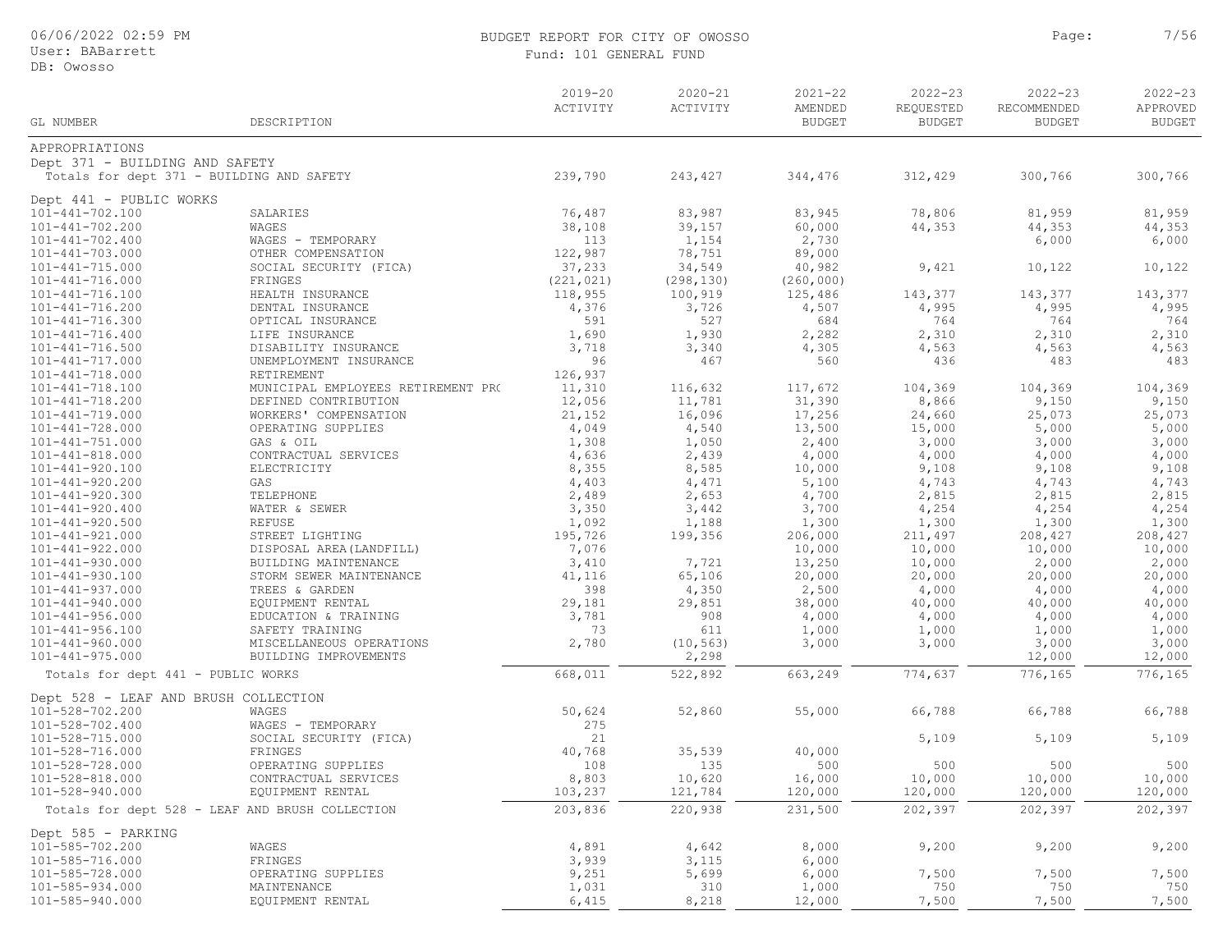## BUDGET REPORT FOR CITY OF OWOSSO

Fund: 101 GENERAL FUND

| GL NUMBER | DESCRIPTION | 2019-20 ACTIVITY | 2020-21 ACTIVITY | 2021-22 AMENDED BUDGET | 2022-23 REQUESTED BUDGET | 2022-23 RECOMMENDED BUDGET | 2022-23 APPROVED BUDGET |
|---|---|---|---|---|---|---|---|
| APPROPRIATIONS | | | | | | | |
| Dept 371 - BUILDING AND SAFETY | | | | | | | |
| Totals for dept 371 - BUILDING AND SAFETY | | 239,790 | 243,427 | 344,476 | 312,429 | 300,766 | 300,766 |
| Dept 441 - PUBLIC WORKS | | | | | | | |
| 101-441-702.100 | SALARIES | 76,487 | 83,987 | 83,945 | 78,806 | 81,959 | 81,959 |
| 101-441-702.200 | WAGES | 38,108 | 39,157 | 60,000 | 44,353 | 44,353 | 44,353 |
| 101-441-702.400 | WAGES - TEMPORARY | 113 | 1,154 | 2,730 | | 6,000 | 6,000 |
| 101-441-703.000 | OTHER COMPENSATION | 122,987 | 78,751 | 89,000 | | | |
| 101-441-715.000 | SOCIAL SECURITY (FICA) | 37,233 | 34,549 | 40,982 | 9,421 | 10,122 | 10,122 |
| 101-441-716.000 | FRINGES | (221,021) | (298,130) | (260,000) | | | |
| 101-441-716.100 | HEALTH INSURANCE | 118,955 | 100,919 | 125,486 | 143,377 | 143,377 | 143,377 |
| 101-441-716.200 | DENTAL INSURANCE | 4,376 | 3,726 | 4,507 | 4,995 | 4,995 | 4,995 |
| 101-441-716.300 | OPTICAL INSURANCE | 591 | 527 | 684 | 764 | 764 | 764 |
| 101-441-716.400 | LIFE INSURANCE | 1,690 | 1,930 | 2,282 | 2,310 | 2,310 | 2,310 |
| 101-441-716.500 | DISABILITY INSURANCE | 3,718 | 3,340 | 4,305 | 4,563 | 4,563 | 4,563 |
| 101-441-717.000 | UNEMPLOYMENT INSURANCE | 96 | 467 | 560 | 436 | 483 | 483 |
| 101-441-718.000 | RETIREMENT | 126,937 | | | | | |
| 101-441-718.100 | MUNICIPAL EMPLOYEES RETIREMENT PRO | 11,310 | 116,632 | 117,672 | 104,369 | 104,369 | 104,369 |
| 101-441-718.200 | DEFINED CONTRIBUTION | 12,056 | 11,781 | 31,390 | 8,866 | 9,150 | 9,150 |
| 101-441-719.000 | WORKERS' COMPENSATION | 21,152 | 16,096 | 17,256 | 24,660 | 25,073 | 25,073 |
| 101-441-728.000 | OPERATING SUPPLIES | 4,049 | 4,540 | 13,500 | 15,000 | 5,000 | 5,000 |
| 101-441-751.000 | GAS & OIL | 1,308 | 1,050 | 2,400 | 3,000 | 3,000 | 3,000 |
| 101-441-818.000 | CONTRACTUAL SERVICES | 4,636 | 2,439 | 4,000 | 4,000 | 4,000 | 4,000 |
| 101-441-920.100 | ELECTRICITY | 8,355 | 8,585 | 10,000 | 9,108 | 9,108 | 9,108 |
| 101-441-920.200 | GAS | 4,403 | 4,471 | 5,100 | 4,743 | 4,743 | 4,743 |
| 101-441-920.300 | TELEPHONE | 2,489 | 2,653 | 4,700 | 2,815 | 2,815 | 2,815 |
| 101-441-920.400 | WATER & SEWER | 3,350 | 3,442 | 3,700 | 4,254 | 4,254 | 4,254 |
| 101-441-920.500 | REFUSE | 1,092 | 1,188 | 1,300 | 1,300 | 1,300 | 1,300 |
| 101-441-921.000 | STREET LIGHTING | 195,726 | 199,356 | 206,000 | 211,497 | 208,427 | 208,427 |
| 101-441-922.000 | DISPOSAL AREA(LANDFILL) | 7,076 | | 10,000 | 10,000 | 10,000 | 10,000 |
| 101-441-930.000 | BUILDING MAINTENANCE | 3,410 | 7,721 | 13,250 | 10,000 | 2,000 | 2,000 |
| 101-441-930.100 | STORM SEWER MAINTENANCE | 41,116 | 65,106 | 20,000 | 20,000 | 20,000 | 20,000 |
| 101-441-937.000 | TREES & GARDEN | 398 | 4,350 | 2,500 | 4,000 | 4,000 | 4,000 |
| 101-441-940.000 | EQUIPMENT RENTAL | 29,181 | 29,851 | 38,000 | 40,000 | 40,000 | 40,000 |
| 101-441-956.000 | EDUCATION & TRAINING | 3,781 | 908 | 4,000 | 4,000 | 4,000 | 4,000 |
| 101-441-956.100 | SAFETY TRAINING | 73 | 611 | 1,000 | 1,000 | 1,000 | 1,000 |
| 101-441-960.000 | MISCELLANEOUS OPERATIONS | 2,780 | (10,563) | 3,000 | 3,000 | 3,000 | 3,000 |
| 101-441-975.000 | BUILDING IMPROVEMENTS | | 2,298 | | | 12,000 | 12,000 |
| Totals for dept 441 - PUBLIC WORKS | | 668,011 | 522,892 | 663,249 | 774,637 | 776,165 | 776,165 |
| Dept 528 - LEAF AND BRUSH COLLECTION | | | | | | | |
| 101-528-702.200 | WAGES | 50,624 | 52,860 | 55,000 | 66,788 | 66,788 | 66,788 |
| 101-528-702.400 | WAGES - TEMPORARY | 275 | | | | | |
| 101-528-715.000 | SOCIAL SECURITY (FICA) | 21 | | | 5,109 | 5,109 | 5,109 |
| 101-528-716.000 | FRINGES | 40,768 | 35,539 | 40,000 | | | |
| 101-528-728.000 | OPERATING SUPPLIES | 108 | 135 | 500 | 500 | 500 | 500 |
| 101-528-818.000 | CONTRACTUAL SERVICES | 8,803 | 10,620 | 16,000 | 10,000 | 10,000 | 10,000 |
| 101-528-940.000 | EQUIPMENT RENTAL | 103,237 | 121,784 | 120,000 | 120,000 | 120,000 | 120,000 |
| Totals for dept 528 - LEAF AND BRUSH COLLECTION | | 203,836 | 220,938 | 231,500 | 202,397 | 202,397 | 202,397 |
| Dept 585 - PARKING | | | | | | | |
| 101-585-702.200 | WAGES | 4,891 | 4,642 | 8,000 | 9,200 | 9,200 | 9,200 |
| 101-585-716.000 | FRINGES | 3,939 | 3,115 | 6,000 | | | |
| 101-585-728.000 | OPERATING SUPPLIES | 9,251 | 5,699 | 6,000 | 7,500 | 7,500 | 7,500 |
| 101-585-934.000 | MAINTENANCE | 1,031 | 310 | 1,000 | 750 | 750 | 750 |
| 101-585-940.000 | EQUIPMENT RENTAL | 6,415 | 8,218 | 12,000 | 7,500 | 7,500 | 7,500 |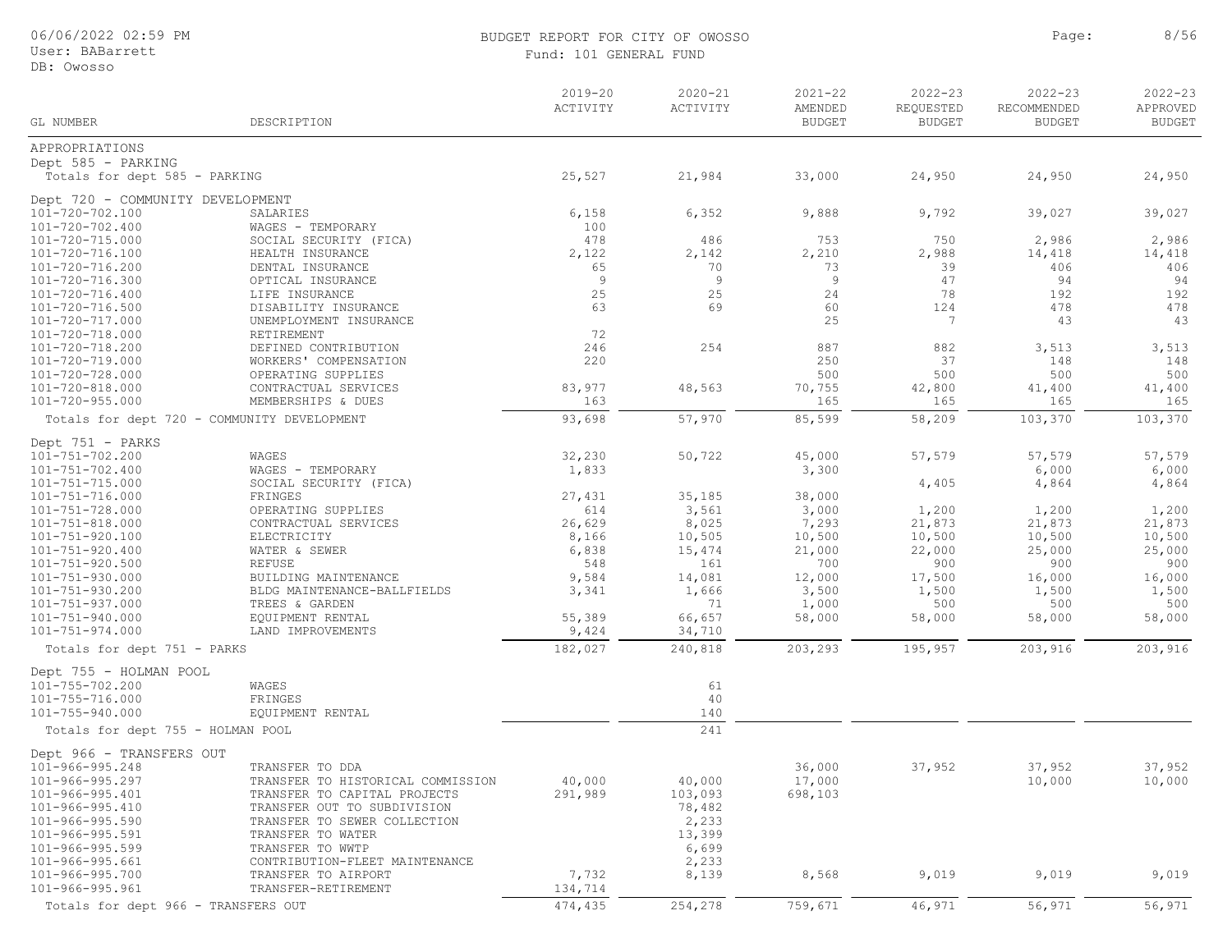# BUDGET REPORT FOR CITY OF OWOSSO

Fund: 101 GENERAL FUND

| GL NUMBER | DESCRIPTION | 2019-20 ACTIVITY | 2020-21 ACTIVITY | 2021-22 AMENDED BUDGET | 2022-23 REQUESTED BUDGET | 2022-23 RECOMMENDED BUDGET | 2022-23 APPROVED BUDGET |
|---|---|---|---|---|---|---|---|
| APPROPRIATIONS | | | | | | | |
| Dept 585 - PARKING | | | | | | | |
| Totals for dept 585 - PARKING | | 25,527 | 21,984 | 33,000 | 24,950 | 24,950 | 24,950 |
| Dept 720 - COMMUNITY DEVELOPMENT | | | | | | | |
| 101-720-702.100 | SALARIES | 6,158 | 6,352 | 9,888 | 9,792 | 39,027 | 39,027 |
| 101-720-702.400 | WAGES - TEMPORARY | 100 | | | | | |
| 101-720-715.000 | SOCIAL SECURITY (FICA) | 478 | 486 | 753 | 750 | 2,986 | 2,986 |
| 101-720-716.100 | HEALTH INSURANCE | 2,122 | 2,142 | 2,210 | 2,988 | 14,418 | 14,418 |
| 101-720-716.200 | DENTAL INSURANCE | 65 | 70 | 73 | 39 | 406 | 406 |
| 101-720-716.300 | OPTICAL INSURANCE | 9 | 9 | 9 | 47 | 94 | 94 |
| 101-720-716.400 | LIFE INSURANCE | 25 | 25 | 24 | 78 | 192 | 192 |
| 101-720-716.500 | DISABILITY INSURANCE | 63 | 69 | 60 | 124 | 478 | 478 |
| 101-720-717.000 | UNEMPLOYMENT INSURANCE | | | 25 | 7 | 43 | 43 |
| 101-720-718.000 | RETIREMENT | 72 | | | | | |
| 101-720-718.200 | DEFINED CONTRIBUTION | 246 | 254 | 887 | 882 | 3,513 | 3,513 |
| 101-720-719.000 | WORKERS' COMPENSATION | 220 | | 250 | 37 | 148 | 148 |
| 101-720-728.000 | OPERATING SUPPLIES | | | 500 | 500 | 500 | 500 |
| 101-720-818.000 | CONTRACTUAL SERVICES | 83,977 | 48,563 | 70,755 | 42,800 | 41,400 | 41,400 |
| 101-720-955.000 | MEMBERSHIPS & DUES | 163 | | 165 | 165 | 165 | 165 |
| Totals for dept 720 - COMMUNITY DEVELOPMENT | | 93,698 | 57,970 | 85,599 | 58,209 | 103,370 | 103,370 |
| Dept 751 - PARKS | | | | | | | |
| 101-751-702.200 | WAGES | 32,230 | 50,722 | 45,000 | 57,579 | 57,579 | 57,579 |
| 101-751-702.400 | WAGES - TEMPORARY | 1,833 | | 3,300 | | 6,000 | 6,000 |
| 101-751-715.000 | SOCIAL SECURITY (FICA) | | | | 4,405 | 4,864 | 4,864 |
| 101-751-716.000 | FRINGES | 27,431 | 35,185 | 38,000 | | | |
| 101-751-728.000 | OPERATING SUPPLIES | 614 | 3,561 | 3,000 | 1,200 | 1,200 | 1,200 |
| 101-751-818.000 | CONTRACTUAL SERVICES | 26,629 | 8,025 | 7,293 | 21,873 | 21,873 | 21,873 |
| 101-751-920.100 | ELECTRICITY | 8,166 | 10,505 | 10,500 | 10,500 | 10,500 | 10,500 |
| 101-751-920.400 | WATER & SEWER | 6,838 | 15,474 | 21,000 | 22,000 | 25,000 | 25,000 |
| 101-751-920.500 | REFUSE | 548 | 161 | 700 | 900 | 900 | 900 |
| 101-751-930.000 | BUILDING MAINTENANCE | 9,584 | 14,081 | 12,000 | 17,500 | 16,000 | 16,000 |
| 101-751-930.200 | BLDG MAINTENANCE-BALLFIELDS | 3,341 | 1,666 | 3,500 | 1,500 | 1,500 | 1,500 |
| 101-751-937.000 | TREES & GARDEN | | 71 | 1,000 | 500 | 500 | 500 |
| 101-751-940.000 | EQUIPMENT RENTAL | 55,389 | 66,657 | 58,000 | 58,000 | 58,000 | 58,000 |
| 101-751-974.000 | LAND IMPROVEMENTS | 9,424 | 34,710 | | | | |
| Totals for dept 751 - PARKS | | 182,027 | 240,818 | 203,293 | 195,957 | 203,916 | 203,916 |
| Dept 755 - HOLMAN POOL | | | | | | | |
| 101-755-702.200 | WAGES | | 61 | | | | |
| 101-755-716.000 | FRINGES | | 40 | | | | |
| 101-755-940.000 | EQUIPMENT RENTAL | | 140 | | | | |
| Totals for dept 755 - HOLMAN POOL | | | 241 | | | | |
| Dept 966 - TRANSFERS OUT | | | | | | | |
| 101-966-995.248 | TRANSFER TO DDA | | | 36,000 | 37,952 | 37,952 | 37,952 |
| 101-966-995.297 | TRANSFER TO HISTORICAL COMMISSION | 40,000 | 40,000 | 17,000 | | 10,000 | 10,000 |
| 101-966-995.401 | TRANSFER TO CAPITAL PROJECTS | 291,989 | 103,093 | 698,103 | | | |
| 101-966-995.410 | TRANSFER OUT TO SUBDIVISION | | 78,482 | | | | |
| 101-966-995.590 | TRANSFER TO SEWER COLLECTION | | 2,233 | | | | |
| 101-966-995.591 | TRANSFER TO WATER | | 13,399 | | | | |
| 101-966-995.599 | TRANSFER TO WWTP | | 6,699 | | | | |
| 101-966-995.661 | CONTRIBUTION-FLEET MAINTENANCE | | 2,233 | | | | |
| 101-966-995.700 | TRANSFER TO AIRPORT | 7,732 | 8,139 | 8,568 | 9,019 | 9,019 | 9,019 |
| 101-966-995.961 | TRANSFER-RETIREMENT | 134,714 | | | | | |
| Totals for dept 966 - TRANSFERS OUT | | 474,435 | 254,278 | 759,671 | 46,971 | 56,971 | 56,971 |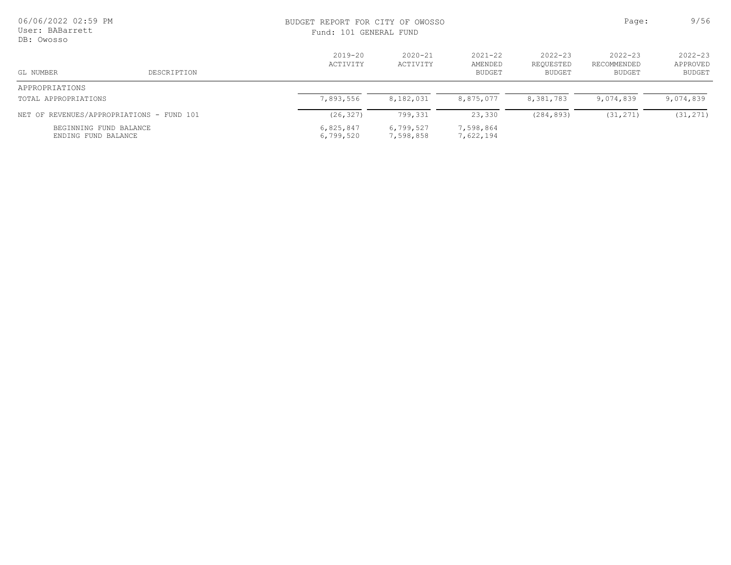BUDGET REPORT FOR CITY OF OWOSSO

Fund: 101 GENERAL FUND

| GL NUMBER | DESCRIPTION | 2019-20 ACTIVITY | 2020-21 ACTIVITY | 2021-22 AMENDED BUDGET | 2022-23 REQUESTED BUDGET | 2022-23 RECOMMENDED BUDGET | 2022-23 APPROVED BUDGET |
|---|---|---|---|---|---|---|---|
| APPROPRIATIONS | | | | | | | |
| TOTAL APPROPRIATIONS | | 7,893,556 | 8,182,031 | 8,875,077 | 8,381,783 | 9,074,839 | 9,074,839 |
| NET OF REVENUES/APPROPRIATIONS - FUND 101 | | (26,327) | 799,331 | 23,330 | (284,893) | (31,271) | (31,271) |
| BEGINNING FUND BALANCE | | 6,825,847 | 6,799,527 | 7,598,864 | | | |
| ENDING FUND BALANCE | | 6,799,520 | 7,598,858 | 7,622,194 | | | |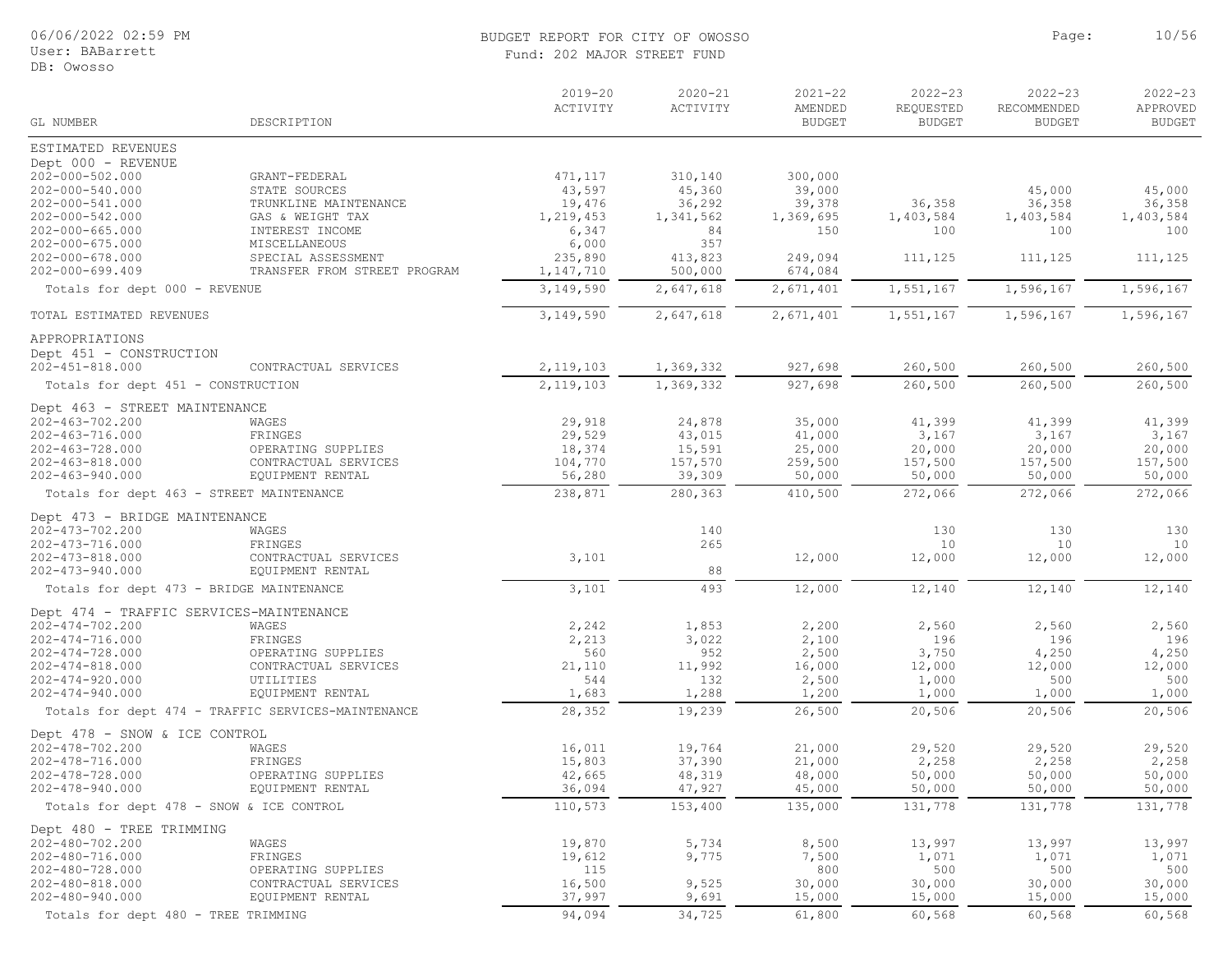# BUDGET REPORT FOR CITY OF OWOSSO

## Fund: 202 MAJOR STREET FUND

| GL NUMBER | DESCRIPTION | 2019-20 ACTIVITY | 2020-21 ACTIVITY | 2021-22 AMENDED BUDGET | 2022-23 REQUESTED BUDGET | 2022-23 RECOMMENDED BUDGET | 2022-23 APPROVED BUDGET |
|---|---|---|---|---|---|---|---|
| **ESTIMATED REVENUES** | | | | | | | |
| Dept 000 - REVENUE | | | | | | | |
| 202-000-502.000 | GRANT-FEDERAL | 471,117 | 310,140 | 300,000 | | | |
| 202-000-540.000 | STATE SOURCES | 43,597 | 45,360 | 39,000 | | 45,000 | 45,000 |
| 202-000-541.000 | TRUNKLINE MAINTENANCE | 19,476 | 36,292 | 39,378 | 36,358 | 36,358 | 36,358 |
| 202-000-542.000 | GAS & WEIGHT TAX | 1,219,453 | 1,341,562 | 1,369,695 | 1,403,584 | 1,403,584 | 1,403,584 |
| 202-000-665.000 | INTEREST INCOME | 6,347 | 84 | 150 | 100 | 100 | 100 |
| 202-000-675.000 | MISCELLANEOUS | 6,000 | 357 | | | | |
| 202-000-678.000 | SPECIAL ASSESSMENT | 235,890 | 413,823 | 249,094 | 111,125 | 111,125 | 111,125 |
| 202-000-699.409 | TRANSFER FROM STREET PROGRAM | 1,147,710 | 500,000 | 674,084 | | | |
| Totals for dept 000 - REVENUE | | 3,149,590 | 2,647,618 | 2,671,401 | 1,551,167 | 1,596,167 | 1,596,167 |
| TOTAL ESTIMATED REVENUES | | 3,149,590 | 2,647,618 | 2,671,401 | 1,551,167 | 1,596,167 | 1,596,167 |
| **APPROPRIATIONS** | | | | | | | |
| Dept 451 - CONSTRUCTION | | | | | | | |
| 202-451-818.000 | CONTRACTUAL SERVICES | 2,119,103 | 1,369,332 | 927,698 | 260,500 | 260,500 | 260,500 |
| Totals for dept 451 - CONSTRUCTION | | 2,119,103 | 1,369,332 | 927,698 | 260,500 | 260,500 | 260,500 |
| Dept 463 - STREET MAINTENANCE | | | | | | | |
| 202-463-702.200 | WAGES | 29,918 | 24,878 | 35,000 | 41,399 | 41,399 | 41,399 |
| 202-463-716.000 | FRINGES | 29,529 | 43,015 | 41,000 | 3,167 | 3,167 | 3,167 |
| 202-463-728.000 | OPERATING SUPPLIES | 18,374 | 15,591 | 25,000 | 20,000 | 20,000 | 20,000 |
| 202-463-818.000 | CONTRACTUAL SERVICES | 104,770 | 157,570 | 259,500 | 157,500 | 157,500 | 157,500 |
| 202-463-940.000 | EQUIPMENT RENTAL | 56,280 | 39,309 | 50,000 | 50,000 | 50,000 | 50,000 |
| Totals for dept 463 - STREET MAINTENANCE | | 238,871 | 280,363 | 410,500 | 272,066 | 272,066 | 272,066 |
| Dept 473 - BRIDGE MAINTENANCE | | | | | | | |
| 202-473-702.200 | WAGES | | 140 | | 130 | 130 | 130 |
| 202-473-716.000 | FRINGES | | 265 | | 10 | 10 | 10 |
| 202-473-818.000 | CONTRACTUAL SERVICES | 3,101 | | 12,000 | 12,000 | 12,000 | 12,000 |
| 202-473-940.000 | EQUIPMENT RENTAL | | 88 | | | | |
| Totals for dept 473 - BRIDGE MAINTENANCE | | 3,101 | 493 | 12,000 | 12,140 | 12,140 | 12,140 |
| Dept 474 - TRAFFIC SERVICES-MAINTENANCE | | | | | | | |
| 202-474-702.200 | WAGES | 2,242 | 1,853 | 2,200 | 2,560 | 2,560 | 2,560 |
| 202-474-716.000 | FRINGES | 2,213 | 3,022 | 2,100 | 196 | 196 | 196 |
| 202-474-728.000 | OPERATING SUPPLIES | 560 | 952 | 2,500 | 3,750 | 4,250 | 4,250 |
| 202-474-818.000 | CONTRACTUAL SERVICES | 21,110 | 11,992 | 16,000 | 12,000 | 12,000 | 12,000 |
| 202-474-920.000 | UTILITIES | 544 | 132 | 2,500 | 1,000 | 500 | 500 |
| 202-474-940.000 | EQUIPMENT RENTAL | 1,683 | 1,288 | 1,200 | 1,000 | 1,000 | 1,000 |
| Totals for dept 474 - TRAFFIC SERVICES-MAINTENANCE | | 28,352 | 19,239 | 26,500 | 20,506 | 20,506 | 20,506 |
| Dept 478 - SNOW & ICE CONTROL | | | | | | | |
| 202-478-702.200 | WAGES | 16,011 | 19,764 | 21,000 | 29,520 | 29,520 | 29,520 |
| 202-478-716.000 | FRINGES | 15,803 | 37,390 | 21,000 | 2,258 | 2,258 | 2,258 |
| 202-478-728.000 | OPERATING SUPPLIES | 42,665 | 48,319 | 48,000 | 50,000 | 50,000 | 50,000 |
| 202-478-940.000 | EQUIPMENT RENTAL | 36,094 | 47,927 | 45,000 | 50,000 | 50,000 | 50,000 |
| Totals for dept 478 - SNOW & ICE CONTROL | | 110,573 | 153,400 | 135,000 | 131,778 | 131,778 | 131,778 |
| Dept 480 - TREE TRIMMING | | | | | | | |
| 202-480-702.200 | WAGES | 19,870 | 5,734 | 8,500 | 13,997 | 13,997 | 13,997 |
| 202-480-716.000 | FRINGES | 19,612 | 9,775 | 7,500 | 1,071 | 1,071 | 1,071 |
| 202-480-728.000 | OPERATING SUPPLIES | 115 | | 800 | 500 | 500 | 500 |
| 202-480-818.000 | CONTRACTUAL SERVICES | 16,500 | 9,525 | 30,000 | 30,000 | 30,000 | 30,000 |
| 202-480-940.000 | EQUIPMENT RENTAL | 37,997 | 9,691 | 15,000 | 15,000 | 15,000 | 15,000 |
| Totals for dept 480 - TREE TRIMMING | | 94,094 | 34,725 | 61,800 | 60,568 | 60,568 | 60,568 |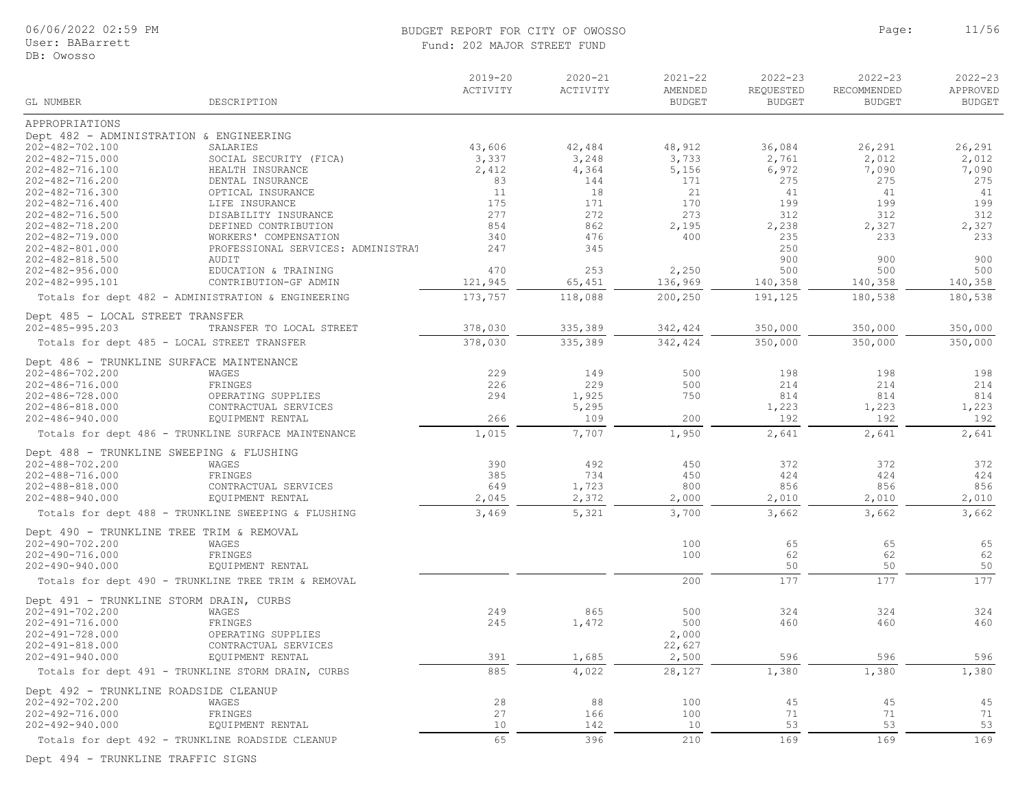# BUDGET REPORT FOR CITY OF OWOSSO

Fund: 202 MAJOR STREET FUND

| GL NUMBER | DESCRIPTION | 2019-20 ACTIVITY | 2020-21 ACTIVITY | 2021-22 AMENDED BUDGET | 2022-23 REQUESTED BUDGET | 2022-23 RECOMMENDED BUDGET | 2022-23 APPROVED BUDGET |
|---|---|---|---|---|---|---|---|
| APPROPRIATIONS | | | | | | | |
| Dept 482 - ADMINISTRATION & ENGINEERING | | | | | | | |
| 202-482-702.100 | SALARIES | 43,606 | 42,484 | 48,912 | 36,084 | 26,291 | 26,291 |
| 202-482-715.000 | SOCIAL SECURITY (FICA) | 3,337 | 3,248 | 3,733 | 2,761 | 2,012 | 2,012 |
| 202-482-716.100 | HEALTH INSURANCE | 2,412 | 4,364 | 5,156 | 6,972 | 7,090 | 7,090 |
| 202-482-716.200 | DENTAL INSURANCE | 83 | 144 | 171 | 275 | 275 | 275 |
| 202-482-716.300 | OPTICAL INSURANCE | 11 | 18 | 21 | 41 | 41 | 41 |
| 202-482-716.400 | LIFE INSURANCE | 175 | 171 | 170 | 199 | 199 | 199 |
| 202-482-716.500 | DISABILITY INSURANCE | 277 | 272 | 273 | 312 | 312 | 312 |
| 202-482-718.200 | DEFINED CONTRIBUTION | 854 | 862 | 2,195 | 2,238 | 2,327 | 2,327 |
| 202-482-719.000 | WORKERS' COMPENSATION | 340 | 476 | 400 | 235 | 233 | 233 |
| 202-482-801.000 | PROFESSIONAL SERVICES: ADMINISTRAT | 247 | 345 | | 250 | | |
| 202-482-818.500 | AUDIT | | | | 900 | 900 | 900 |
| 202-482-956.000 | EDUCATION & TRAINING | 470 | 253 | 2,250 | 500 | 500 | 500 |
| 202-482-995.101 | CONTRIBUTION-GF ADMIN | 121,945 | 65,451 | 136,969 | 140,358 | 140,358 | 140,358 |
| Totals for dept 482 - ADMINISTRATION & ENGINEERING | | 173,757 | 118,088 | 200,250 | 191,125 | 180,538 | 180,538 |
| Dept 485 - LOCAL STREET TRANSFER | | | | | | | |
| 202-485-995.203 | TRANSFER TO LOCAL STREET | 378,030 | 335,389 | 342,424 | 350,000 | 350,000 | 350,000 |
| Totals for dept 485 - LOCAL STREET TRANSFER | | 378,030 | 335,389 | 342,424 | 350,000 | 350,000 | 350,000 |
| Dept 486 - TRUNKLINE SURFACE MAINTENANCE | | | | | | | |
| 202-486-702.200 | WAGES | 229 | 149 | 500 | 198 | 198 | 198 |
| 202-486-716.000 | FRINGES | 226 | 229 | 500 | 214 | 214 | 214 |
| 202-486-728.000 | OPERATING SUPPLIES | 294 | 1,925 | 750 | 814 | 814 | 814 |
| 202-486-818.000 | CONTRACTUAL SERVICES | | 5,295 | | 1,223 | 1,223 | 1,223 |
| 202-486-940.000 | EQUIPMENT RENTAL | 266 | 109 | 200 | 192 | 192 | 192 |
| Totals for dept 486 - TRUNKLINE SURFACE MAINTENANCE | | 1,015 | 7,707 | 1,950 | 2,641 | 2,641 | 2,641 |
| Dept 488 - TRUNKLINE SWEEPING & FLUSHING | | | | | | | |
| 202-488-702.200 | WAGES | 390 | 492 | 450 | 372 | 372 | 372 |
| 202-488-716.000 | FRINGES | 385 | 734 | 450 | 424 | 424 | 424 |
| 202-488-818.000 | CONTRACTUAL SERVICES | 649 | 1,723 | 800 | 856 | 856 | 856 |
| 202-488-940.000 | EQUIPMENT RENTAL | 2,045 | 2,372 | 2,000 | 2,010 | 2,010 | 2,010 |
| Totals for dept 488 - TRUNKLINE SWEEPING & FLUSHING | | 3,469 | 5,321 | 3,700 | 3,662 | 3,662 | 3,662 |
| Dept 490 - TRUNKLINE TREE TRIM & REMOVAL | | | | | | | |
| 202-490-702.200 | WAGES | | | 100 | 65 | 65 | 65 |
| 202-490-716.000 | FRINGES | | | 100 | 62 | 62 | 62 |
| 202-490-940.000 | EQUIPMENT RENTAL | | | | 50 | 50 | 50 |
| Totals for dept 490 - TRUNKLINE TREE TRIM & REMOVAL | | | | 200 | 177 | 177 | 177 |
| Dept 491 - TRUNKLINE STORM DRAIN, CURBS | | | | | | | |
| 202-491-702.200 | WAGES | 249 | 865 | 500 | 324 | 324 | 324 |
| 202-491-716.000 | FRINGES | 245 | 1,472 | 500 | 460 | 460 | 460 |
| 202-491-728.000 | OPERATING SUPPLIES | | | 2,000 | | | |
| 202-491-818.000 | CONTRACTUAL SERVICES | | | 22,627 | | | |
| 202-491-940.000 | EQUIPMENT RENTAL | 391 | 1,685 | 2,500 | 596 | 596 | 596 |
| Totals for dept 491 - TRUNKLINE STORM DRAIN, CURBS | | 885 | 4,022 | 28,127 | 1,380 | 1,380 | 1,380 |
| Dept 492 - TRUNKLINE ROADSIDE CLEANUP | | | | | | | |
| 202-492-702.200 | WAGES | 28 | 88 | 100 | 45 | 45 | 45 |
| 202-492-716.000 | FRINGES | 27 | 166 | 100 | 71 | 71 | 71 |
| 202-492-940.000 | EQUIPMENT RENTAL | 10 | 142 | 10 | 53 | 53 | 53 |
| Totals for dept 492 - TRUNKLINE ROADSIDE CLEANUP | | 65 | 396 | 210 | 169 | 169 | 169 |
| Dept 494 - TRUNKLINE TRAFFIC SIGNS | | | | | | | |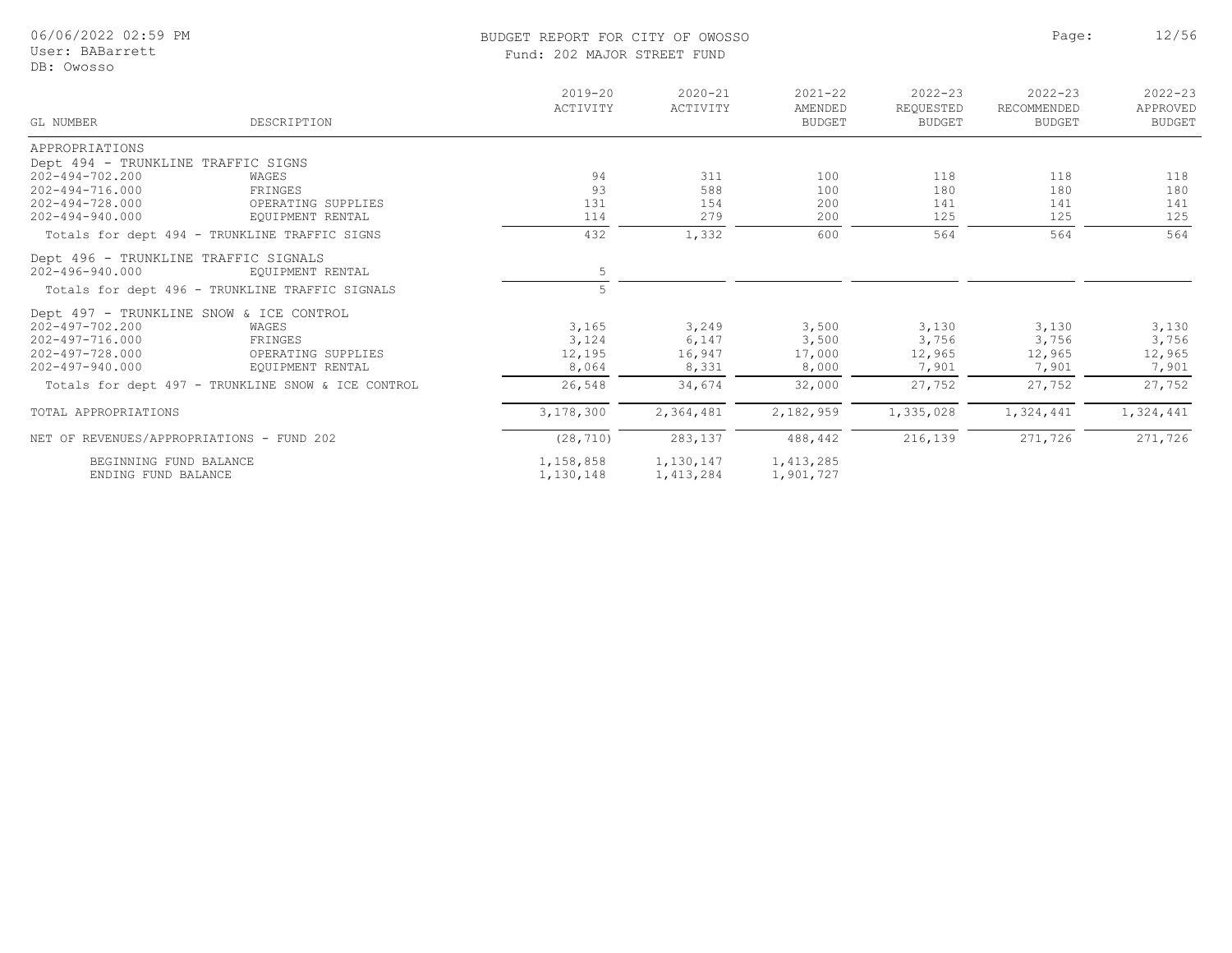BUDGET REPORT FOR CITY OF OWOSSO
Fund: 202 MAJOR STREET FUND

| GL NUMBER | DESCRIPTION | 2019-20 ACTIVITY | 2020-21 ACTIVITY | 2021-22 AMENDED BUDGET | 2022-23 REQUESTED BUDGET | 2022-23 RECOMMENDED BUDGET | 2022-23 APPROVED BUDGET |
|---|---|---|---|---|---|---|---|
| APPROPRIATIONS | | | | | | | |
| Dept 494 - TRUNKLINE TRAFFIC SIGNS | | | | | | | |
| 202-494-702.200 | WAGES | 94 | 311 | 100 | 118 | 118 | 118 |
| 202-494-716.000 | FRINGES | 93 | 588 | 100 | 180 | 180 | 180 |
| 202-494-728.000 | OPERATING SUPPLIES | 131 | 154 | 200 | 141 | 141 | 141 |
| 202-494-940.000 | EQUIPMENT RENTAL | 114 | 279 | 200 | 125 | 125 | 125 |
| Totals for dept 494 - TRUNKLINE TRAFFIC SIGNS | | 432 | 1,332 | 600 | 564 | 564 | 564 |
| Dept 496 - TRUNKLINE TRAFFIC SIGNALS | | | | | | | |
| 202-496-940.000 | EQUIPMENT RENTAL | 5 | | | | | |
| Totals for dept 496 - TRUNKLINE TRAFFIC SIGNALS | | 5 | | | | | |
| Dept 497 - TRUNKLINE SNOW & ICE CONTROL | | | | | | | |
| 202-497-702.200 | WAGES | 3,165 | 3,249 | 3,500 | 3,130 | 3,130 | 3,130 |
| 202-497-716.000 | FRINGES | 3,124 | 6,147 | 3,500 | 3,756 | 3,756 | 3,756 |
| 202-497-728.000 | OPERATING SUPPLIES | 12,195 | 16,947 | 17,000 | 12,965 | 12,965 | 12,965 |
| 202-497-940.000 | EQUIPMENT RENTAL | 8,064 | 8,331 | 8,000 | 7,901 | 7,901 | 7,901 |
| Totals for dept 497 - TRUNKLINE SNOW & ICE CONTROL | | 26,548 | 34,674 | 32,000 | 27,752 | 27,752 | 27,752 |
| TOTAL APPROPRIATIONS | | 3,178,300 | 2,364,481 | 2,182,959 | 1,335,028 | 1,324,441 | 1,324,441 |
| NET OF REVENUES/APPROPRIATIONS - FUND 202 | | (28,710) | 283,137 | 488,442 | 216,139 | 271,726 | 271,726 |
| BEGINNING FUND BALANCE | | 1,158,858 | 1,130,147 | 1,413,285 | | | |
| ENDING FUND BALANCE | | 1,130,148 | 1,413,284 | 1,901,727 | | | |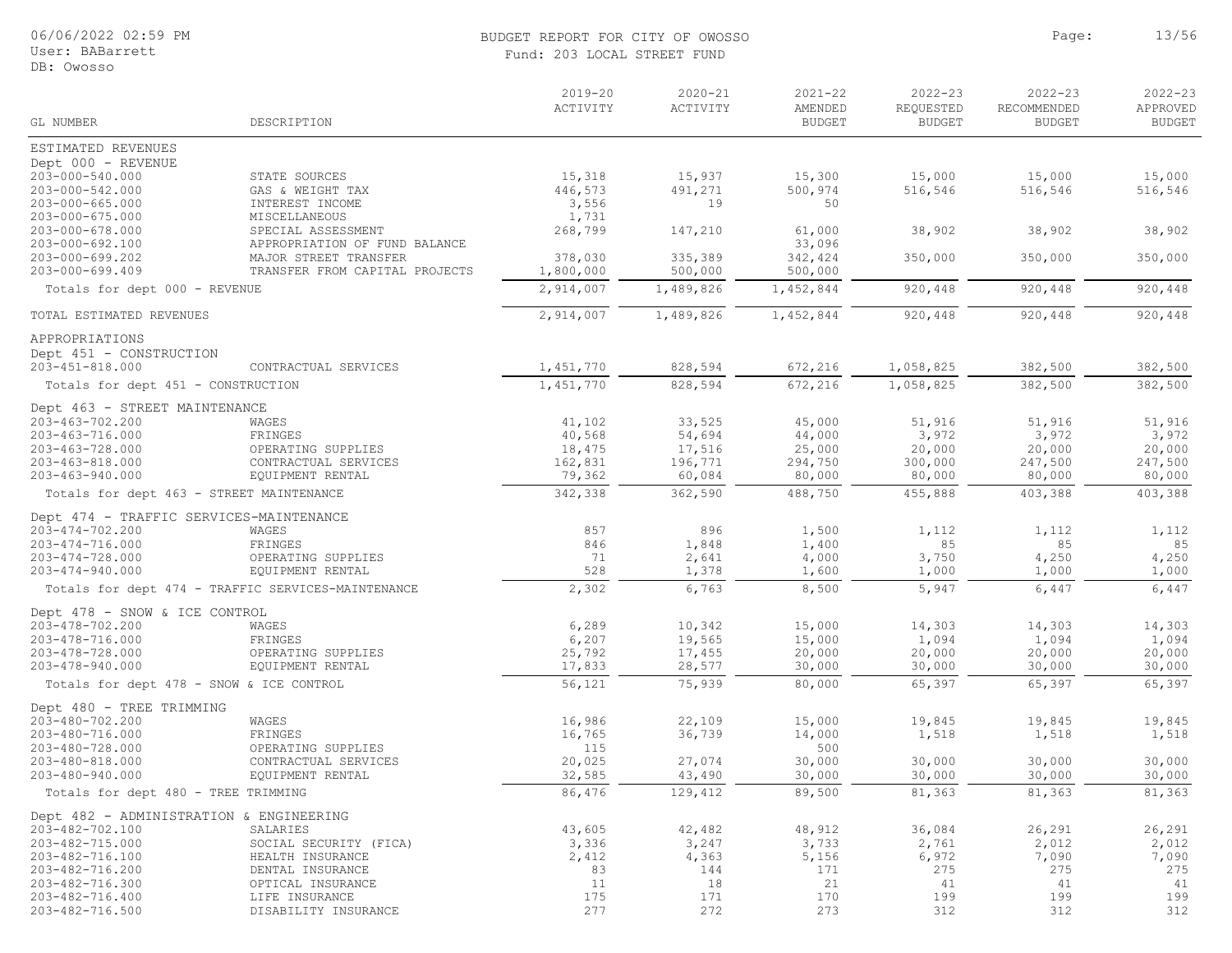BUDGET REPORT FOR CITY OF OWOSSO

Fund: 203 LOCAL STREET FUND

| GL NUMBER | DESCRIPTION | 2019-20 ACTIVITY | 2020-21 ACTIVITY | 2021-22 AMENDED BUDGET | 2022-23 REQUESTED BUDGET | 2022-23 RECOMMENDED BUDGET | 2022-23 APPROVED BUDGET |
|---|---|---|---|---|---|---|---|
| ESTIMATED REVENUES | | | | | | | |
| Dept 000 - REVENUE | | | | | | | |
| 203-000-540.000 | STATE SOURCES | 15,318 | 15,937 | 15,300 | 15,000 | 15,000 | 15,000 |
| 203-000-542.000 | GAS & WEIGHT TAX | 446,573 | 491,271 | 500,974 | 516,546 | 516,546 | 516,546 |
| 203-000-665.000 | INTEREST INCOME | 3,556 | 19 | 50 | | | |
| 203-000-675.000 | MISCELLANEOUS | 1,731 | | | | | |
| 203-000-678.000 | SPECIAL ASSESSMENT | 268,799 | 147,210 | 61,000 | 38,902 | 38,902 | 38,902 |
| 203-000-692.100 | APPROPRIATION OF FUND BALANCE | | | 33,096 | | | |
| 203-000-699.202 | MAJOR STREET TRANSFER | 378,030 | 335,389 | 342,424 | 350,000 | 350,000 | 350,000 |
| 203-000-699.409 | TRANSFER FROM CAPITAL PROJECTS | 1,800,000 | 500,000 | 500,000 | | | |
| Totals for dept 000 - REVENUE | | 2,914,007 | 1,489,826 | 1,452,844 | 920,448 | 920,448 | 920,448 |
| TOTAL ESTIMATED REVENUES | | 2,914,007 | 1,489,826 | 1,452,844 | 920,448 | 920,448 | 920,448 |
| APPROPRIATIONS | | | | | | | |
| Dept 451 - CONSTRUCTION | | | | | | | |
| 203-451-818.000 | CONTRACTUAL SERVICES | 1,451,770 | 828,594 | 672,216 | 1,058,825 | 382,500 | 382,500 |
| Totals for dept 451 - CONSTRUCTION | | 1,451,770 | 828,594 | 672,216 | 1,058,825 | 382,500 | 382,500 |
| Dept 463 - STREET MAINTENANCE | | | | | | | |
| 203-463-702.200 | WAGES | 41,102 | 33,525 | 45,000 | 51,916 | 51,916 | 51,916 |
| 203-463-716.000 | FRINGES | 40,568 | 54,694 | 44,000 | 3,972 | 3,972 | 3,972 |
| 203-463-728.000 | OPERATING SUPPLIES | 18,475 | 17,516 | 25,000 | 20,000 | 20,000 | 20,000 |
| 203-463-818.000 | CONTRACTUAL SERVICES | 162,831 | 196,771 | 294,750 | 300,000 | 247,500 | 247,500 |
| 203-463-940.000 | EQUIPMENT RENTAL | 79,362 | 60,084 | 80,000 | 80,000 | 80,000 | 80,000 |
| Totals for dept 463 - STREET MAINTENANCE | | 342,338 | 362,590 | 488,750 | 455,888 | 403,388 | 403,388 |
| Dept 474 - TRAFFIC SERVICES-MAINTENANCE | | | | | | | |
| 203-474-702.200 | WAGES | 857 | 896 | 1,500 | 1,112 | 1,112 | 1,112 |
| 203-474-716.000 | FRINGES | 846 | 1,848 | 1,400 | 85 | 85 | 85 |
| 203-474-728.000 | OPERATING SUPPLIES | 71 | 2,641 | 4,000 | 3,750 | 4,250 | 4,250 |
| 203-474-940.000 | EQUIPMENT RENTAL | 528 | 1,378 | 1,600 | 1,000 | 1,000 | 1,000 |
| Totals for dept 474 - TRAFFIC SERVICES-MAINTENANCE | | 2,302 | 6,763 | 8,500 | 5,947 | 6,447 | 6,447 |
| Dept 478 - SNOW & ICE CONTROL | | | | | | | |
| 203-478-702.200 | WAGES | 6,289 | 10,342 | 15,000 | 14,303 | 14,303 | 14,303 |
| 203-478-716.000 | FRINGES | 6,207 | 19,565 | 15,000 | 1,094 | 1,094 | 1,094 |
| 203-478-728.000 | OPERATING SUPPLIES | 25,792 | 17,455 | 20,000 | 20,000 | 20,000 | 20,000 |
| 203-478-940.000 | EQUIPMENT RENTAL | 17,833 | 28,577 | 30,000 | 30,000 | 30,000 | 30,000 |
| Totals for dept 478 - SNOW & ICE CONTROL | | 56,121 | 75,939 | 80,000 | 65,397 | 65,397 | 65,397 |
| Dept 480 - TREE TRIMMING | | | | | | | |
| 203-480-702.200 | WAGES | 16,986 | 22,109 | 15,000 | 19,845 | 19,845 | 19,845 |
| 203-480-716.000 | FRINGES | 16,765 | 36,739 | 14,000 | 1,518 | 1,518 | 1,518 |
| 203-480-728.000 | OPERATING SUPPLIES | 115 | | 500 | | | |
| 203-480-818.000 | CONTRACTUAL SERVICES | 20,025 | 27,074 | 30,000 | 30,000 | 30,000 | 30,000 |
| 203-480-940.000 | EQUIPMENT RENTAL | 32,585 | 43,490 | 30,000 | 30,000 | 30,000 | 30,000 |
| Totals for dept 480 - TREE TRIMMING | | 86,476 | 129,412 | 89,500 | 81,363 | 81,363 | 81,363 |
| Dept 482 - ADMINISTRATION & ENGINEERING | | | | | | | |
| 203-482-702.100 | SALARIES | 43,605 | 42,482 | 48,912 | 36,084 | 26,291 | 26,291 |
| 203-482-715.000 | SOCIAL SECURITY (FICA) | 3,336 | 3,247 | 3,733 | 2,761 | 2,012 | 2,012 |
| 203-482-716.100 | HEALTH INSURANCE | 2,412 | 4,363 | 5,156 | 6,972 | 7,090 | 7,090 |
| 203-482-716.200 | DENTAL INSURANCE | 83 | 144 | 171 | 275 | 275 | 275 |
| 203-482-716.300 | OPTICAL INSURANCE | 11 | 18 | 21 | 41 | 41 | 41 |
| 203-482-716.400 | LIFE INSURANCE | 175 | 171 | 170 | 199 | 199 | 199 |
| 203-482-716.500 | DISABILITY INSURANCE | 277 | 272 | 273 | 312 | 312 | 312 |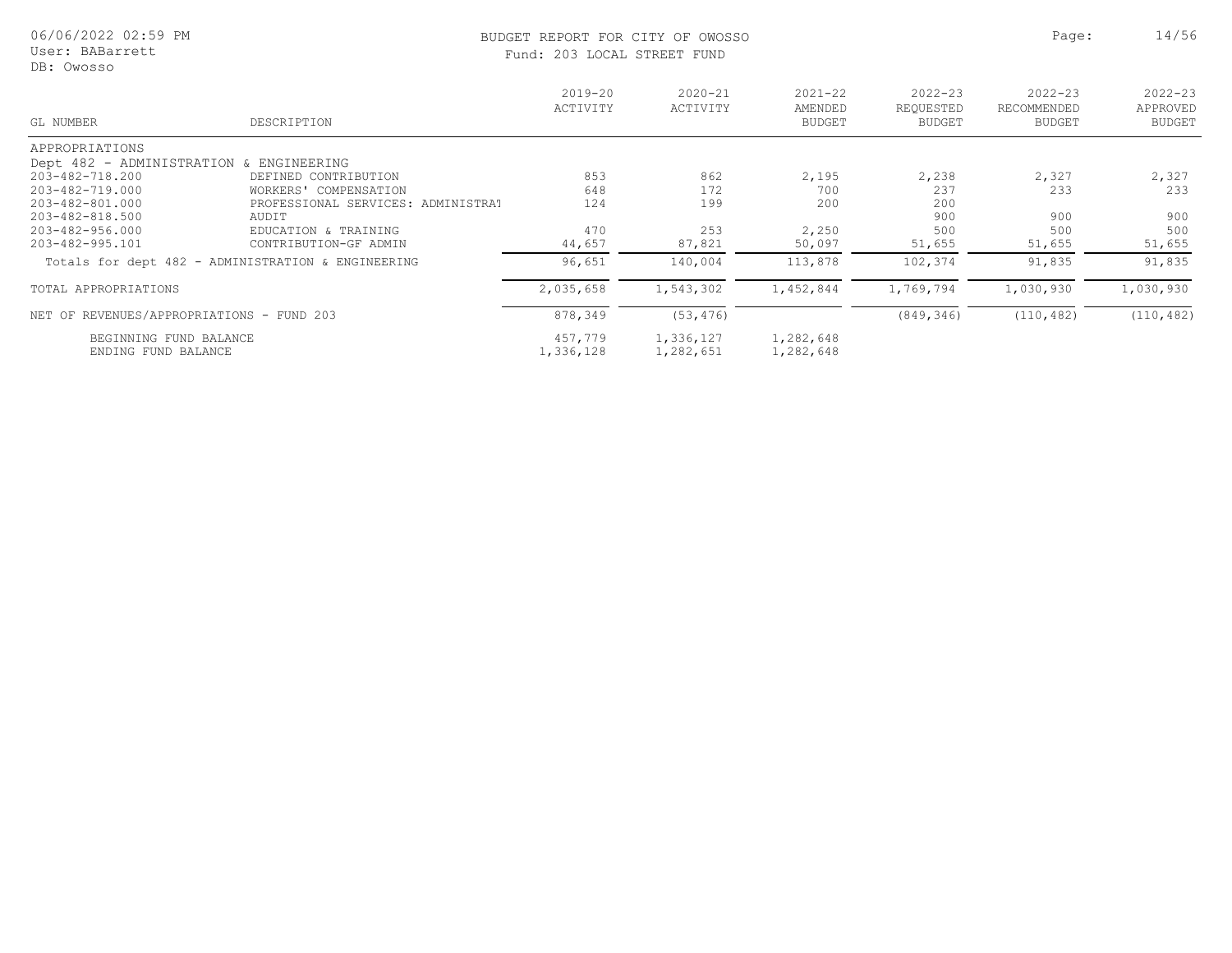BUDGET REPORT FOR CITY OF OWOSSO

Fund: 203 LOCAL STREET FUND

| GL NUMBER | DESCRIPTION | 2019-20 ACTIVITY | 2020-21 ACTIVITY | 2021-22 AMENDED BUDGET | 2022-23 REQUESTED BUDGET | 2022-23 RECOMMENDED BUDGET | 2022-23 APPROVED BUDGET |
|---|---|---|---|---|---|---|---|
| APPROPRIATIONS | | | | | | | |
| Dept 482 - ADMINISTRATION & ENGINEERING | | | | | | | |
| 203-482-718.200 | DEFINED CONTRIBUTION | 853 | 862 | 2,195 | 2,238 | 2,327 | 2,327 |
| 203-482-719.000 | WORKERS' COMPENSATION | 648 | 172 | 700 | 237 | 233 | 233 |
| 203-482-801.000 | PROFESSIONAL SERVICES: ADMINISTRAT | 124 | 199 | 200 | 200 | | |
| 203-482-818.500 | AUDIT | | | | 900 | 900 | 900 |
| 203-482-956.000 | EDUCATION & TRAINING | 470 | 253 | 2,250 | 500 | 500 | 500 |
| 203-482-995.101 | CONTRIBUTION-GF ADMIN | 44,657 | 87,821 | 50,097 | 51,655 | 51,655 | 51,655 |
| Totals for dept 482 - ADMINISTRATION & ENGINEERING | | 96,651 | 140,004 | 113,878 | 102,374 | 91,835 | 91,835 |
| TOTAL APPROPRIATIONS | | 2,035,658 | 1,543,302 | 1,452,844 | 1,769,794 | 1,030,930 | 1,030,930 |
| NET OF REVENUES/APPROPRIATIONS - FUND 203 | | 878,349 | (53,476) | | (849,346) | (110,482) | (110,482) |
| BEGINNING FUND BALANCE | | 457,779 | 1,336,127 | 1,282,648 | | | |
| ENDING FUND BALANCE | | 1,336,128 | 1,282,651 | 1,282,648 | | | |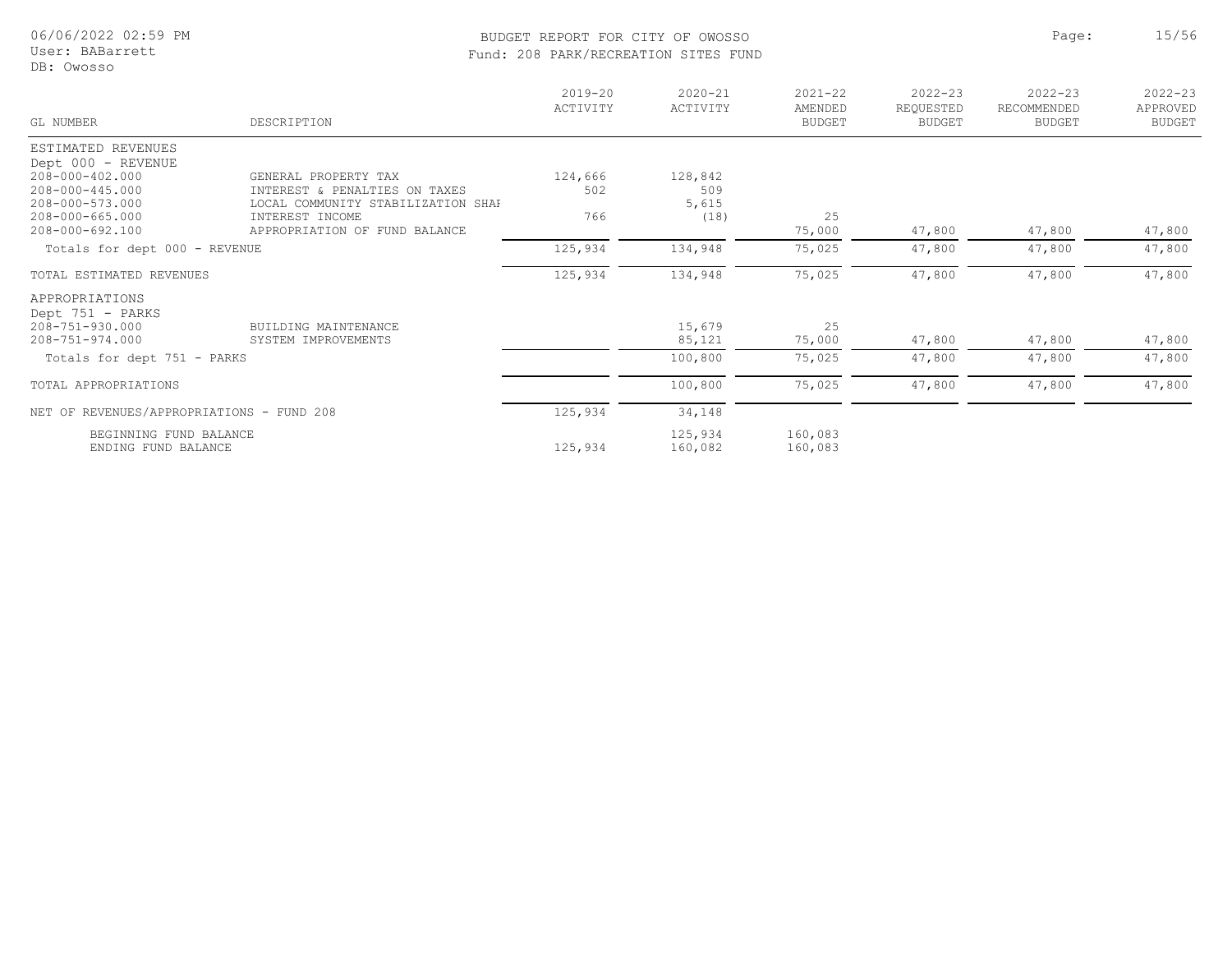# BUDGET REPORT FOR CITY OF OWOSSO

## Fund: 208 PARK/RECREATION SITES FUND

| GL NUMBER | DESCRIPTION | 2019-20 ACTIVITY | 2020-21 ACTIVITY | 2021-22 AMENDED BUDGET | 2022-23 REQUESTED BUDGET | 2022-23 RECOMMENDED BUDGET | 2022-23 APPROVED BUDGET |
|---|---|---|---|---|---|---|---|
| ESTIMATED REVENUES | | | | | | | |
| Dept 000 - REVENUE | | | | | | | |
| 208-000-402.000 | GENERAL PROPERTY TAX | 124,666 | 128,842 | | | | |
| 208-000-445.000 | INTEREST & PENALTIES ON TAXES | 502 | 509 | | | | |
| 208-000-573.000 | LOCAL COMMUNITY STABILIZATION SHAI | | 5,615 | | | | |
| 208-000-665.000 | INTEREST INCOME | 766 | (18) | 25 | | | |
| 208-000-692.100 | APPROPRIATION OF FUND BALANCE | | | 75,000 | 47,800 | 47,800 | 47,800 |
| Totals for dept 000 - REVENUE | | 125,934 | 134,948 | 75,025 | 47,800 | 47,800 | 47,800 |
| TOTAL ESTIMATED REVENUES | | 125,934 | 134,948 | 75,025 | 47,800 | 47,800 | 47,800 |
| APPROPRIATIONS | | | | | | | |
| Dept 751 - PARKS | | | | | | | |
| 208-751-930.000 | BUILDING MAINTENANCE | | 15,679 | 25 | | | |
| 208-751-974.000 | SYSTEM IMPROVEMENTS | | 85,121 | 75,000 | 47,800 | 47,800 | 47,800 |
| Totals for dept 751 - PARKS | | | 100,800 | 75,025 | 47,800 | 47,800 | 47,800 |
| TOTAL APPROPRIATIONS | | | 100,800 | 75,025 | 47,800 | 47,800 | 47,800 |
| NET OF REVENUES/APPROPRIATIONS - FUND 208 | | 125,934 | 34,148 | | | | |
| BEGINNING FUND BALANCE | | | 125,934 | 160,083 | | | |
| ENDING FUND BALANCE | | 125,934 | 160,082 | 160,083 | | | |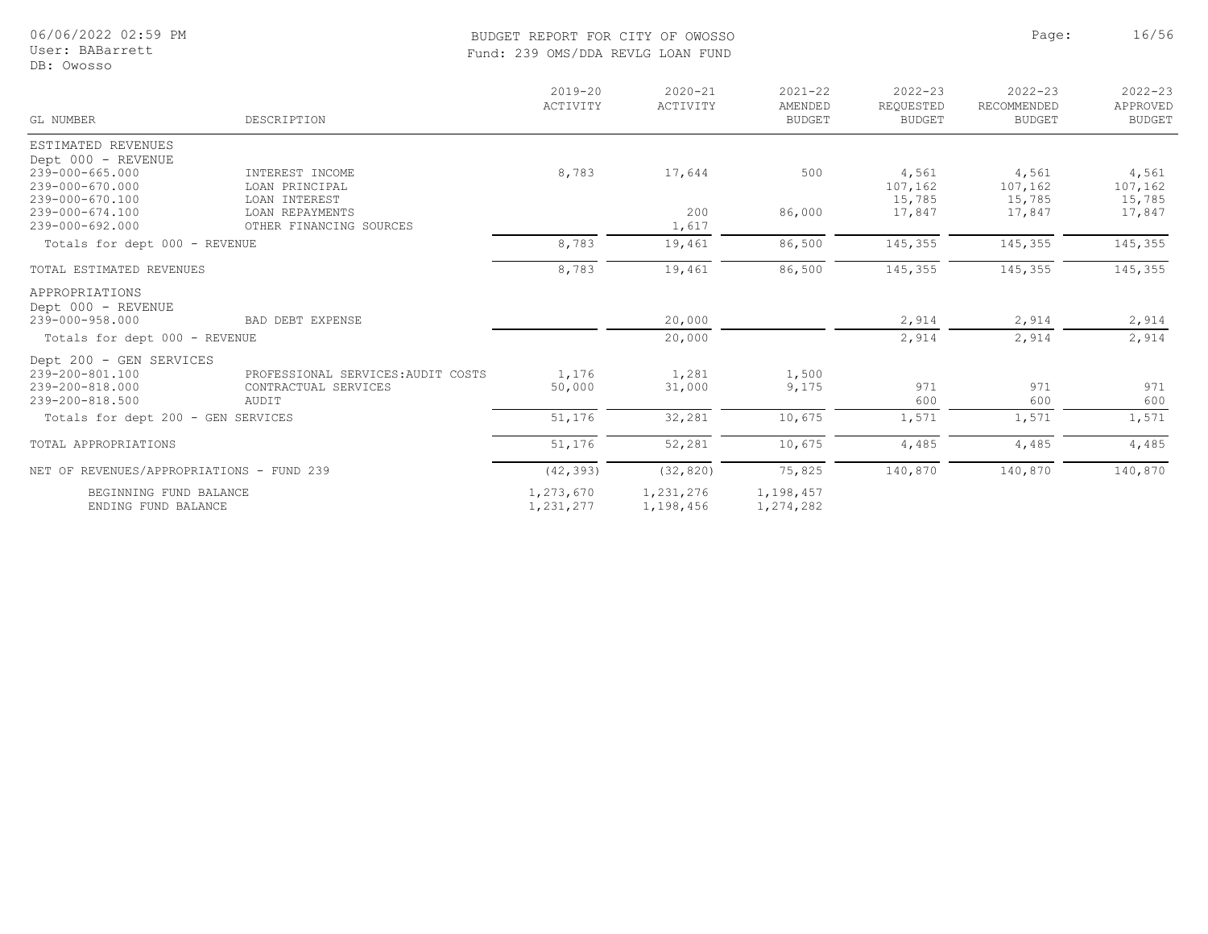# BUDGET REPORT FOR CITY OF OWOSSO

## Fund: 239 OMS/DDA REVLG LOAN FUND

| GL NUMBER | DESCRIPTION | 2019-20 ACTIVITY | 2020-21 ACTIVITY | 2021-22 AMENDED BUDGET | 2022-23 REQUESTED BUDGET | 2022-23 RECOMMENDED BUDGET | 2022-23 APPROVED BUDGET |
|---|---|---|---|---|---|---|---|
| ESTIMATED REVENUES | | | | | | | |
| Dept 000 - REVENUE | | | | | | | |
| 239-000-665.000 | INTEREST INCOME | 8,783 | 17,644 | 500 | 4,561 | 4,561 | 4,561 |
| 239-000-670.000 | LOAN PRINCIPAL | | | | 107,162 | 107,162 | 107,162 |
| 239-000-670.100 | LOAN INTEREST | | | | 15,785 | 15,785 | 15,785 |
| 239-000-674.100 | LOAN REPAYMENTS | | 200 | 86,000 | 17,847 | 17,847 | 17,847 |
| 239-000-692.000 | OTHER FINANCING SOURCES | | 1,617 | | | | |
| Totals for dept 000 - REVENUE | | 8,783 | 19,461 | 86,500 | 145,355 | 145,355 | 145,355 |
| TOTAL ESTIMATED REVENUES | | 8,783 | 19,461 | 86,500 | 145,355 | 145,355 | 145,355 |
| APPROPRIATIONS | | | | | | | |
| Dept 000 - REVENUE | | | | | | | |
| 239-000-958.000 | BAD DEBT EXPENSE | | 20,000 | | 2,914 | 2,914 | 2,914 |
| Totals for dept 000 - REVENUE | | | 20,000 | | 2,914 | 2,914 | 2,914 |
| Dept 200 - GEN SERVICES | | | | | | | |
| 239-200-801.100 | PROFESSIONAL SERVICES:AUDIT COSTS | 1,176 | 1,281 | 1,500 | | | |
| 239-200-818.000 | CONTRACTUAL SERVICES | 50,000 | 31,000 | 9,175 | 971 | 971 | 971 |
| 239-200-818.500 | AUDIT | | | | 600 | 600 | 600 |
| Totals for dept 200 - GEN SERVICES | | 51,176 | 32,281 | 10,675 | 1,571 | 1,571 | 1,571 |
| TOTAL APPROPRIATIONS | | 51,176 | 52,281 | 10,675 | 4,485 | 4,485 | 4,485 |
| NET OF REVENUES/APPROPRIATIONS - FUND 239 | | (42,393) | (32,820) | 75,825 | 140,870 | 140,870 | 140,870 |
| BEGINNING FUND BALANCE | | 1,273,670 | 1,231,276 | 1,198,457 | | | |
| ENDING FUND BALANCE | | 1,231,277 | 1,198,456 | 1,274,282 | | | |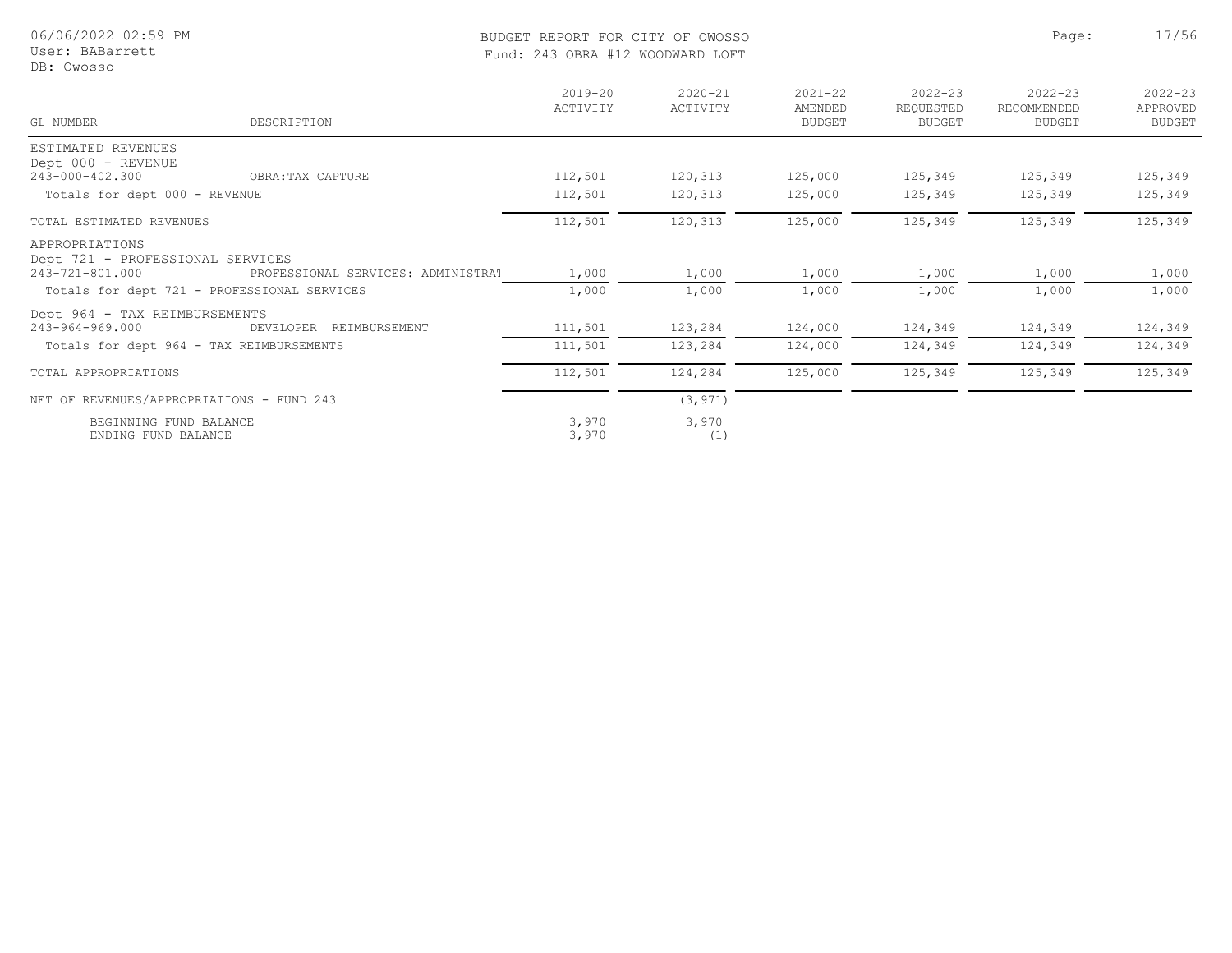BUDGET REPORT FOR CITY OF OWOSSO
Fund: 243 OBRA #12 WOODWARD LOFT

| GL NUMBER | DESCRIPTION | 2019-20 ACTIVITY | 2020-21 ACTIVITY | 2021-22 AMENDED BUDGET | 2022-23 REQUESTED BUDGET | 2022-23 RECOMMENDED BUDGET | 2022-23 APPROVED BUDGET |
|---|---|---|---|---|---|---|---|
| ESTIMATED REVENUES | | | | | | | |
| Dept 000 - REVENUE | | | | | | | |
| 243-000-402.300 | OBRA:TAX CAPTURE | 112,501 | 120,313 | 125,000 | 125,349 | 125,349 | 125,349 |
| Totals for dept 000 - REVENUE | | 112,501 | 120,313 | 125,000 | 125,349 | 125,349 | 125,349 |
| TOTAL ESTIMATED REVENUES | | 112,501 | 120,313 | 125,000 | 125,349 | 125,349 | 125,349 |
| APPROPRIATIONS | | | | | | | |
| Dept 721 - PROFESSIONAL SERVICES | | | | | | | |
| 243-721-801.000 | PROFESSIONAL SERVICES: ADMINISTRAT | 1,000 | 1,000 | 1,000 | 1,000 | 1,000 | 1,000 |
| Totals for dept 721 - PROFESSIONAL SERVICES | | 1,000 | 1,000 | 1,000 | 1,000 | 1,000 | 1,000 |
| Dept 964 - TAX REIMBURSEMENTS | | | | | | | |
| 243-964-969.000 | DEVELOPER REIMBURSEMENT | 111,501 | 123,284 | 124,000 | 124,349 | 124,349 | 124,349 |
| Totals for dept 964 - TAX REIMBURSEMENTS | | 111,501 | 123,284 | 124,000 | 124,349 | 124,349 | 124,349 |
| TOTAL APPROPRIATIONS | | 112,501 | 124,284 | 125,000 | 125,349 | 125,349 | 125,349 |
| NET OF REVENUES/APPROPRIATIONS - FUND 243 | | | (3,971) | | | | |
| BEGINNING FUND BALANCE | | 3,970 | 3,970 | | | | |
| ENDING FUND BALANCE | | 3,970 | (1) | | | | |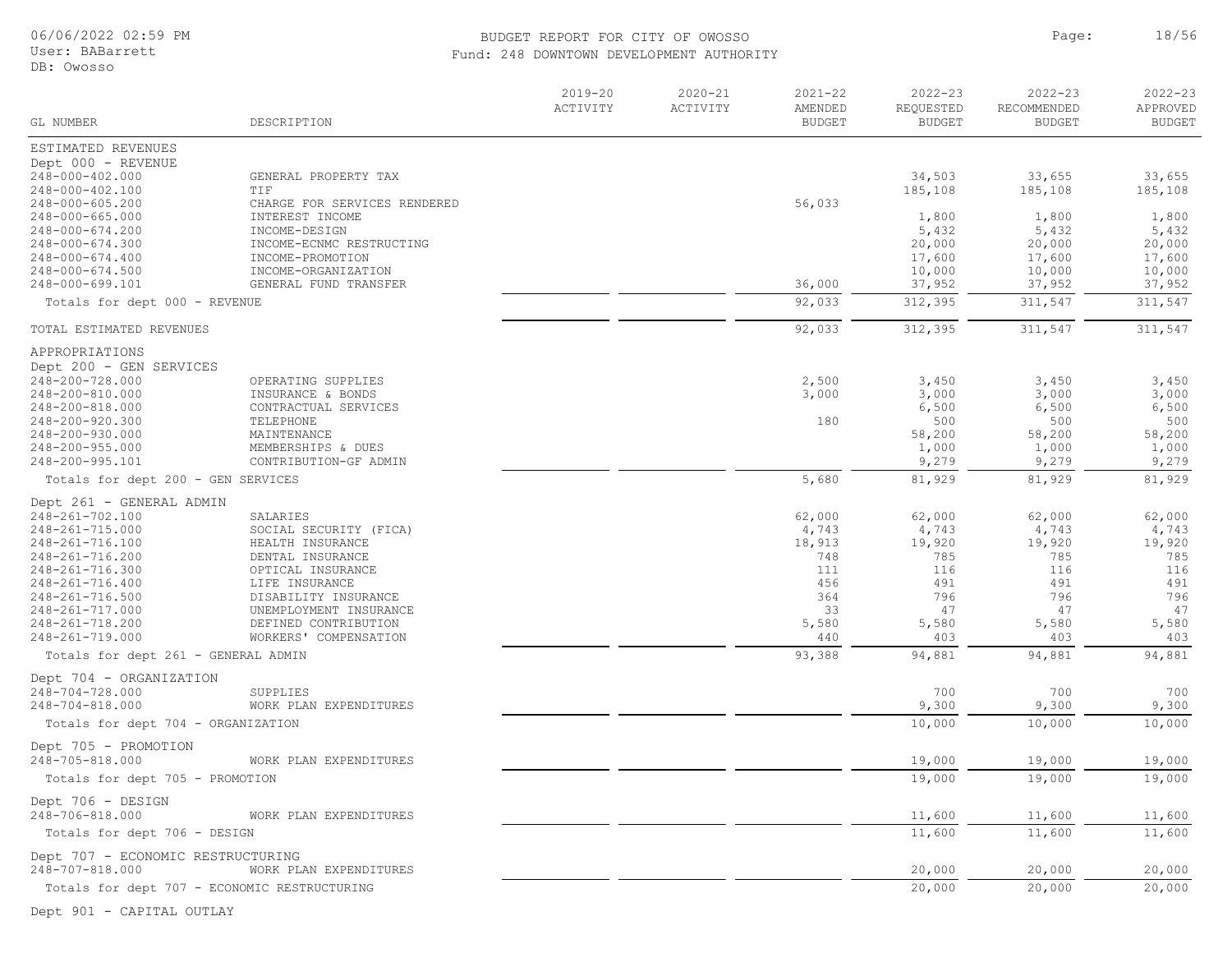# BUDGET REPORT FOR CITY OF OWOSSO

Fund: 248 DOWNTOWN DEVELOPMENT AUTHORITY

| GL NUMBER | DESCRIPTION | 2019-20 ACTIVITY | 2020-21 ACTIVITY | 2021-22 AMENDED BUDGET | 2022-23 REQUESTED BUDGET | 2022-23 RECOMMENDED BUDGET | 2022-23 APPROVED BUDGET |
|---|---|---|---|---|---|---|---|
| **ESTIMATED REVENUES** | | | | | | | |
| **Dept 000 - REVENUE** | | | | | | | |
| 248-000-402.000 | GENERAL PROPERTY TAX | | | | 34,503 | 33,655 | 33,655 |
| 248-000-402.100 | TIF | | | | 185,108 | 185,108 | 185,108 |
| 248-000-605.200 | CHARGE FOR SERVICES RENDERED | | | 56,033 | | | |
| 248-000-665.000 | INTEREST INCOME | | | | 1,800 | 1,800 | 1,800 |
| 248-000-674.200 | INCOME-DESIGN | | | | 5,432 | 5,432 | 5,432 |
| 248-000-674.300 | INCOME-ECNMC RESTRUCTING | | | | 20,000 | 20,000 | 20,000 |
| 248-000-674.400 | INCOME-PROMOTION | | | | 17,600 | 17,600 | 17,600 |
| 248-000-674.500 | INCOME-ORGANIZATION | | | | 10,000 | 10,000 | 10,000 |
| 248-000-699.101 | GENERAL FUND TRANSFER | | | 36,000 | 37,952 | 37,952 | 37,952 |
| Totals for dept 000 - REVENUE | | | | 92,033 | 312,395 | 311,547 | 311,547 |
| TOTAL ESTIMATED REVENUES | | | | 92,033 | 312,395 | 311,547 | 311,547 |
| **APPROPRIATIONS** | | | | | | | |
| **Dept 200 - GEN SERVICES** | | | | | | | |
| 248-200-728.000 | OPERATING SUPPLIES | | | 2,500 | 3,450 | 3,450 | 3,450 |
| 248-200-810.000 | INSURANCE & BONDS | | | 3,000 | 3,000 | 3,000 | 3,000 |
| 248-200-818.000 | CONTRACTUAL SERVICES | | | | 6,500 | 6,500 | 6,500 |
| 248-200-920.300 | TELEPHONE | | | 180 | 500 | 500 | 500 |
| 248-200-930.000 | MAINTENANCE | | | | 58,200 | 58,200 | 58,200 |
| 248-200-955.000 | MEMBERSHIPS & DUES | | | | 1,000 | 1,000 | 1,000 |
| 248-200-995.101 | CONTRIBUTION-GF ADMIN | | | | 9,279 | 9,279 | 9,279 |
| Totals for dept 200 - GEN SERVICES | | | | 5,680 | 81,929 | 81,929 | 81,929 |
| **Dept 261 - GENERAL ADMIN** | | | | | | | |
| 248-261-702.100 | SALARIES | | | 62,000 | 62,000 | 62,000 | 62,000 |
| 248-261-715.000 | SOCIAL SECURITY (FICA) | | | 4,743 | 4,743 | 4,743 | 4,743 |
| 248-261-716.100 | HEALTH INSURANCE | | | 18,913 | 19,920 | 19,920 | 19,920 |
| 248-261-716.200 | DENTAL INSURANCE | | | 748 | 785 | 785 | 785 |
| 248-261-716.300 | OPTICAL INSURANCE | | | 111 | 116 | 116 | 116 |
| 248-261-716.400 | LIFE INSURANCE | | | 456 | 491 | 491 | 491 |
| 248-261-716.500 | DISABILITY INSURANCE | | | 364 | 796 | 796 | 796 |
| 248-261-717.000 | UNEMPLOYMENT INSURANCE | | | 33 | 47 | 47 | 47 |
| 248-261-718.200 | DEFINED CONTRIBUTION | | | 5,580 | 5,580 | 5,580 | 5,580 |
| 248-261-719.000 | WORKERS' COMPENSATION | | | 440 | 403 | 403 | 403 |
| Totals for dept 261 - GENERAL ADMIN | | | | 93,388 | 94,881 | 94,881 | 94,881 |
| **Dept 704 - ORGANIZATION** | | | | | | | |
| 248-704-728.000 | SUPPLIES | | | | 700 | 700 | 700 |
| 248-704-818.000 | WORK PLAN EXPENDITURES | | | | 9,300 | 9,300 | 9,300 |
| Totals for dept 704 - ORGANIZATION | | | | | 10,000 | 10,000 | 10,000 |
| **Dept 705 - PROMOTION** | | | | | | | |
| 248-705-818.000 | WORK PLAN EXPENDITURES | | | | 19,000 | 19,000 | 19,000 |
| Totals for dept 705 - PROMOTION | | | | | 19,000 | 19,000 | 19,000 |
| **Dept 706 - DESIGN** | | | | | | | |
| 248-706-818.000 | WORK PLAN EXPENDITURES | | | | 11,600 | 11,600 | 11,600 |
| Totals for dept 706 - DESIGN | | | | | 11,600 | 11,600 | 11,600 |
| **Dept 707 - ECONOMIC RESTRUCTURING** | | | | | | | |
| 248-707-818.000 | WORK PLAN EXPENDITURES | | | | 20,000 | 20,000 | 20,000 |
| Totals for dept 707 - ECONOMIC RESTRUCTURING | | | | | 20,000 | 20,000 | 20,000 |
| **Dept 901 - CAPITAL OUTLAY** | | | | | | | |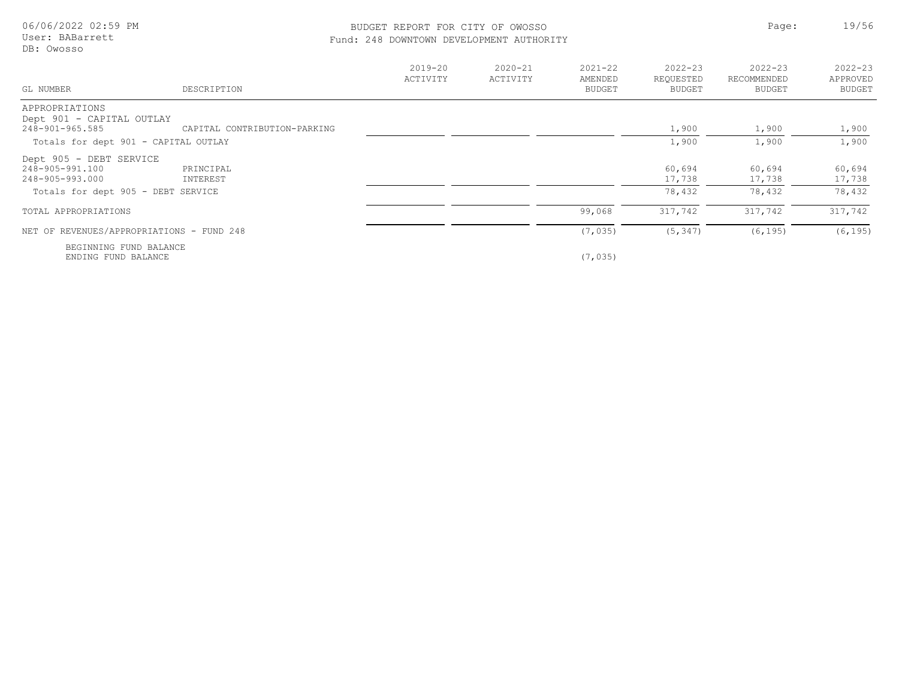BUDGET REPORT FOR CITY OF OWOSSO

Fund: 248 DOWNTOWN DEVELOPMENT AUTHORITY

| GL NUMBER | DESCRIPTION | 2019-20 ACTIVITY | 2020-21 ACTIVITY | 2021-22 AMENDED BUDGET | 2022-23 REQUESTED BUDGET | 2022-23 RECOMMENDED BUDGET | 2022-23 APPROVED BUDGET |
|---|---|---|---|---|---|---|---|
| APPROPRIATIONS | | | | | | | |
| Dept 901 - CAPITAL OUTLAY | | | | | | | |
| 248-901-965.585 | CAPITAL CONTRIBUTION-PARKING | | | | 1,900 | 1,900 | 1,900 |
| Totals for dept 901 - CAPITAL OUTLAY | | | | | 1,900 | 1,900 | 1,900 |
| Dept 905 - DEBT SERVICE | | | | | | | |
| 248-905-991.100 | PRINCIPAL | | | | 60,694 | 60,694 | 60,694 |
| 248-905-993.000 | INTEREST | | | | 17,738 | 17,738 | 17,738 |
| Totals for dept 905 - DEBT SERVICE | | | | | 78,432 | 78,432 | 78,432 |
| TOTAL APPROPRIATIONS | | | | 99,068 | 317,742 | 317,742 | 317,742 |
| NET OF REVENUES/APPROPRIATIONS - FUND 248 | | | | (7,035) | (5,347) | (6,195) | (6,195) |
| BEGINNING FUND BALANCE | | | | | | | |
| ENDING FUND BALANCE | | | | (7,035) | | | |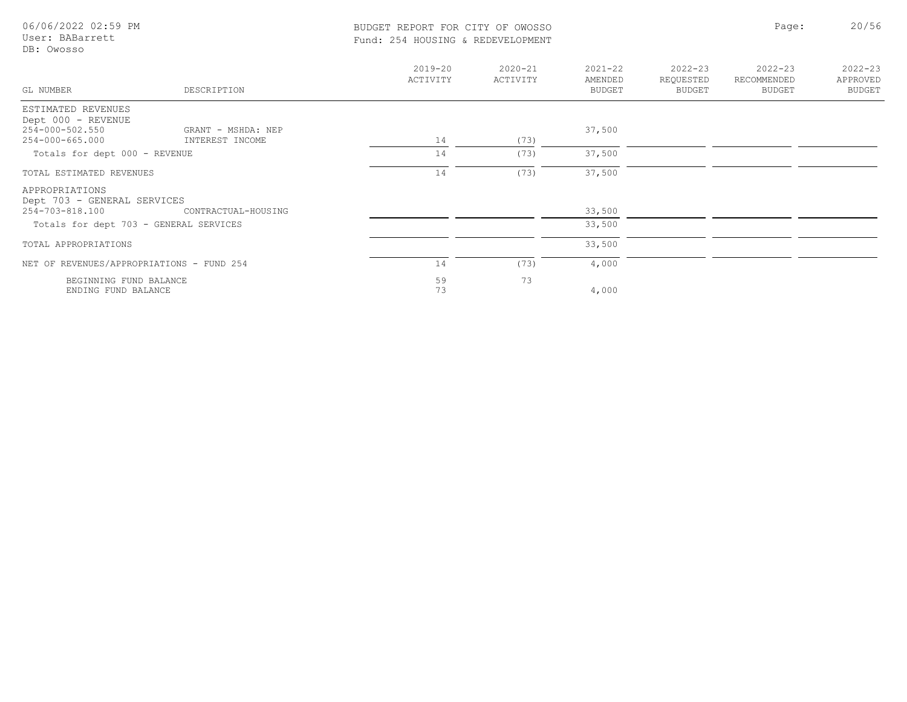# BUDGET REPORT FOR CITY OF OWOSSO

Fund: 254 HOUSING & REDEVELOPMENT

06/06/2022 02:59 PM
User: BABarrett
DB: Owosso

| GL NUMBER | DESCRIPTION | 2019-20 ACTIVITY | 2020-21 ACTIVITY | 2021-22 AMENDED BUDGET | 2022-23 REQUESTED BUDGET | 2022-23 RECOMMENDED BUDGET | 2022-23 APPROVED BUDGET |
|---|---|---|---|---|---|---|---|
| ESTIMATED REVENUES | | | | | | | |
| Dept 000 - REVENUE | | | | | | | |
| 254-000-502.550 | GRANT - MSHDA: NEP | | | 37,500 | | | |
| 254-000-665.000 | INTEREST INCOME | 14 | (73) | | | | |
| Totals for dept 000 - REVENUE | | 14 | (73) | 37,500 | | | |
| TOTAL ESTIMATED REVENUES | | 14 | (73) | 37,500 | | | |
| APPROPRIATIONS | | | | | | | |
| Dept 703 - GENERAL SERVICES | | | | | | | |
| 254-703-818.100 | CONTRACTUAL-HOUSING | | | 33,500 | | | |
| Totals for dept 703 - GENERAL SERVICES | | | | 33,500 | | | |
| TOTAL APPROPRIATIONS | | | | 33,500 | | | |
| NET OF REVENUES/APPROPRIATIONS - FUND 254 | | 14 | (73) | 4,000 | | | |
| BEGINNING FUND BALANCE | | 59 | 73 | | | | |
| ENDING FUND BALANCE | | 73 | | 4,000 | | | |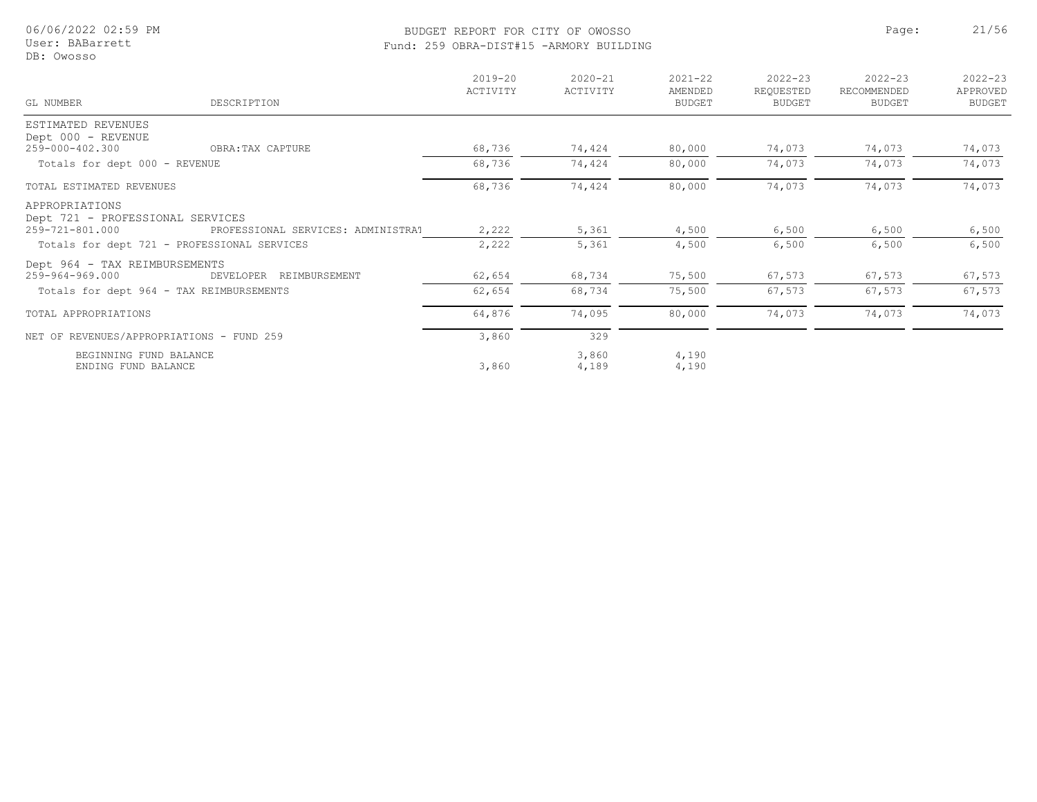# BUDGET REPORT FOR CITY OF OWOSSO

## Fund: 259 OBRA-DIST#15 -ARMORY BUILDING

| GL NUMBER | DESCRIPTION | 2019-20 ACTIVITY | 2020-21 ACTIVITY | 2021-22 AMENDED BUDGET | 2022-23 REQUESTED BUDGET | 2022-23 RECOMMENDED BUDGET | 2022-23 APPROVED BUDGET |
|---|---|---|---|---|---|---|---|
| ESTIMATED REVENUES | | | | | | | |
| Dept 000 - REVENUE | | | | | | | |
| 259-000-402.300 | OBRA:TAX CAPTURE | 68,736 | 74,424 | 80,000 | 74,073 | 74,073 | 74,073 |
| Totals for dept 000 - REVENUE | | 68,736 | 74,424 | 80,000 | 74,073 | 74,073 | 74,073 |
| TOTAL ESTIMATED REVENUES | | 68,736 | 74,424 | 80,000 | 74,073 | 74,073 | 74,073 |
| APPROPRIATIONS | | | | | | | |
| Dept 721 - PROFESSIONAL SERVICES | | | | | | | |
| 259-721-801.000 | PROFESSIONAL SERVICES: ADMINISTRAT | 2,222 | 5,361 | 4,500 | 6,500 | 6,500 | 6,500 |
| Totals for dept 721 - PROFESSIONAL SERVICES | | 2,222 | 5,361 | 4,500 | 6,500 | 6,500 | 6,500 |
| Dept 964 - TAX REIMBURSEMENTS | | | | | | | |
| 259-964-969.000 | DEVELOPER REIMBURSEMENT | 62,654 | 68,734 | 75,500 | 67,573 | 67,573 | 67,573 |
| Totals for dept 964 - TAX REIMBURSEMENTS | | 62,654 | 68,734 | 75,500 | 67,573 | 67,573 | 67,573 |
| TOTAL APPROPRIATIONS | | 64,876 | 74,095 | 80,000 | 74,073 | 74,073 | 74,073 |
| NET OF REVENUES/APPROPRIATIONS - FUND 259 | | 3,860 | 329 | | | | |
| BEGINNING FUND BALANCE | | | 3,860 | 4,190 | | | |
| ENDING FUND BALANCE | | 3,860 | 4,189 | 4,190 | | | |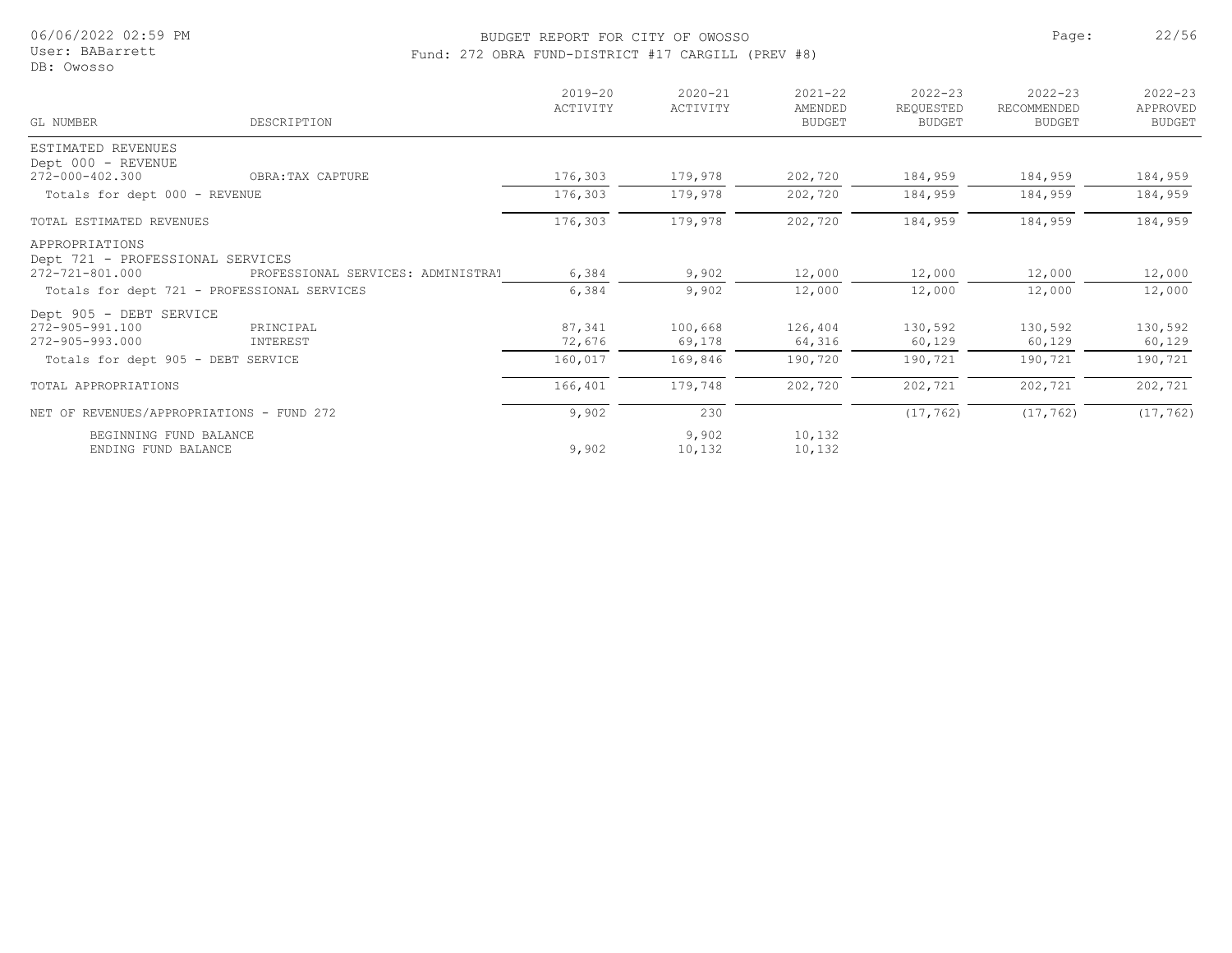# BUDGET REPORT FOR CITY OF OWOSSO

## Fund: 272 OBRA FUND-DISTRICT #17 CARGILL (PREV #8)

| GL NUMBER | DESCRIPTION | 2019-20 ACTIVITY | 2020-21 ACTIVITY | 2021-22 AMENDED BUDGET | 2022-23 REQUESTED BUDGET | 2022-23 RECOMMENDED BUDGET | 2022-23 APPROVED BUDGET |
|---|---|---|---|---|---|---|---|
| ESTIMATED REVENUES | | | | | | | |
| Dept 000 - REVENUE | | | | | | | |
| 272-000-402.300 | OBRA:TAX CAPTURE | 176,303 | 179,978 | 202,720 | 184,959 | 184,959 | 184,959 |
| Totals for dept 000 - REVENUE | | 176,303 | 179,978 | 202,720 | 184,959 | 184,959 | 184,959 |
| TOTAL ESTIMATED REVENUES | | 176,303 | 179,978 | 202,720 | 184,959 | 184,959 | 184,959 |
| APPROPRIATIONS | | | | | | | |
| Dept 721 - PROFESSIONAL SERVICES | | | | | | | |
| 272-721-801.000 | PROFESSIONAL SERVICES: ADMINISTRAT | 6,384 | 9,902 | 12,000 | 12,000 | 12,000 | 12,000 |
| Totals for dept 721 - PROFESSIONAL SERVICES | | 6,384 | 9,902 | 12,000 | 12,000 | 12,000 | 12,000 |
| Dept 905 - DEBT SERVICE | | | | | | | |
| 272-905-991.100 | PRINCIPAL | 87,341 | 100,668 | 126,404 | 130,592 | 130,592 | 130,592 |
| 272-905-993.000 | INTEREST | 72,676 | 69,178 | 64,316 | 60,129 | 60,129 | 60,129 |
| Totals for dept 905 - DEBT SERVICE | | 160,017 | 169,846 | 190,720 | 190,721 | 190,721 | 190,721 |
| TOTAL APPROPRIATIONS | | 166,401 | 179,748 | 202,720 | 202,721 | 202,721 | 202,721 |
| NET OF REVENUES/APPROPRIATIONS - FUND 272 | | 9,902 | 230 | | (17,762) | (17,762) | (17,762) |
| BEGINNING FUND BALANCE | | | 9,902 | 10,132 | | | |
| ENDING FUND BALANCE | | 9,902 | 10,132 | 10,132 | | | |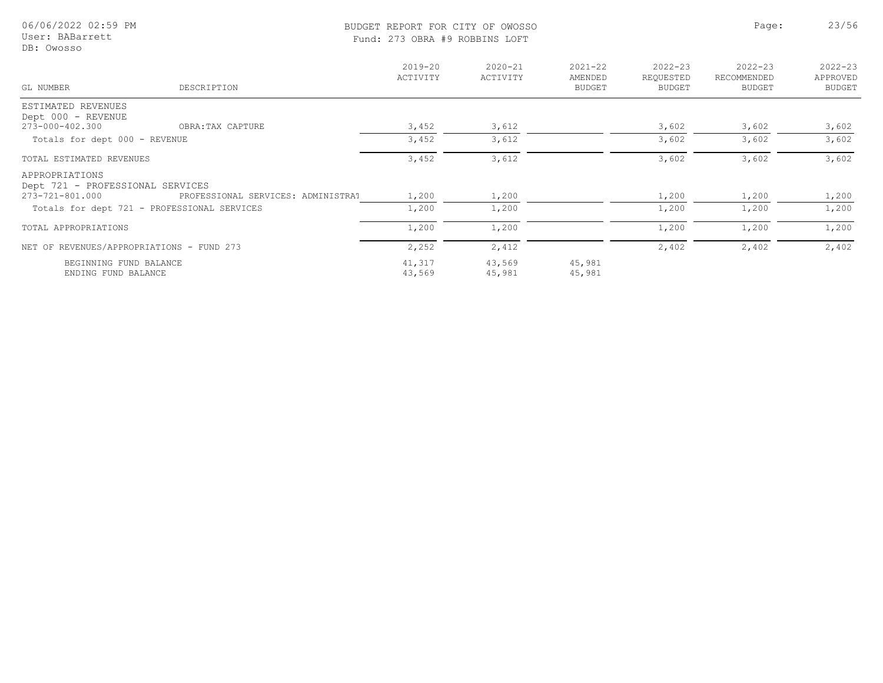BUDGET REPORT FOR CITY OF OWOSSO

Fund: 273 OBRA #9 ROBBINS LOFT

| GL NUMBER | DESCRIPTION | 2019-20 ACTIVITY | 2020-21 ACTIVITY | 2021-22 AMENDED BUDGET | 2022-23 REQUESTED BUDGET | 2022-23 RECOMMENDED BUDGET | 2022-23 APPROVED BUDGET |
|---|---|---|---|---|---|---|---|
| ESTIMATED REVENUES | | | | | | | |
| Dept 000 - REVENUE | | | | | | | |
| 273-000-402.300 | OBRA:TAX CAPTURE | 3,452 | 3,612 | | 3,602 | 3,602 | 3,602 |
| Totals for dept 000 - REVENUE | | 3,452 | 3,612 | | 3,602 | 3,602 | 3,602 |
| TOTAL ESTIMATED REVENUES | | 3,452 | 3,612 | | 3,602 | 3,602 | 3,602 |
| APPROPRIATIONS | | | | | | | |
| Dept 721 - PROFESSIONAL SERVICES | | | | | | | |
| 273-721-801.000 | PROFESSIONAL SERVICES: ADMINISTRAT | 1,200 | 1,200 | | 1,200 | 1,200 | 1,200 |
| Totals for dept 721 - PROFESSIONAL SERVICES | | 1,200 | 1,200 | | 1,200 | 1,200 | 1,200 |
| TOTAL APPROPRIATIONS | | 1,200 | 1,200 | | 1,200 | 1,200 | 1,200 |
| NET OF REVENUES/APPROPRIATIONS - FUND 273 | | 2,252 | 2,412 | | 2,402 | 2,402 | 2,402 |
| BEGINNING FUND BALANCE | | 41,317 | 43,569 | 45,981 | | | |
| ENDING FUND BALANCE | | 43,569 | 45,981 | 45,981 | | | |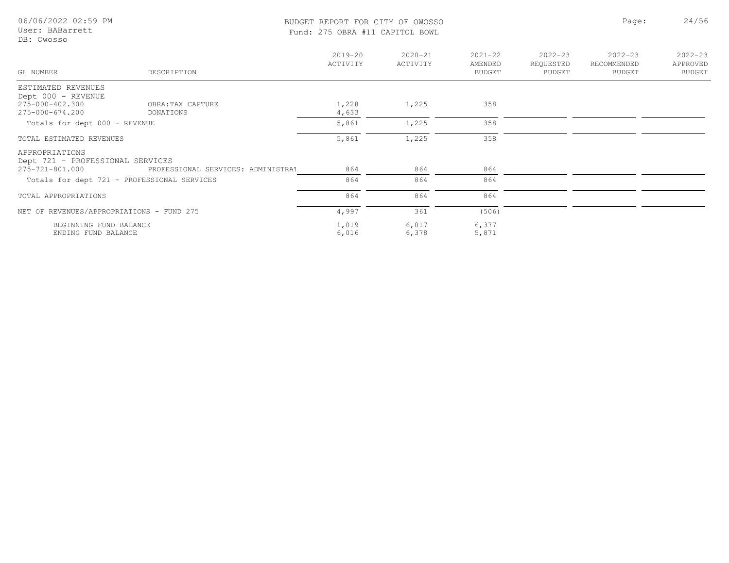06/06/2022 02:59 PM
User: BABarrett
DB: Owosso

# BUDGET REPORT FOR CITY OF OWOSSO
## Fund: 275 OBRA #11 CAPITOL BOWL

| GL NUMBER | DESCRIPTION | 2019-20 ACTIVITY | 2020-21 ACTIVITY | 2021-22 AMENDED BUDGET | 2022-23 REQUESTED BUDGET | 2022-23 RECOMMENDED BUDGET | 2022-23 APPROVED BUDGET |
|---|---|---|---|---|---|---|---|
| ESTIMATED REVENUES | | | | | | | |
| Dept 000 - REVENUE | | | | | | | |
| 275-000-402.300 | OBRA:TAX CAPTURE | 1,228 | 1,225 | 358 | | | |
| 275-000-674.200 | DONATIONS | 4,633 | | | | | |
| Totals for dept 000 - REVENUE | | 5,861 | 1,225 | 358 | | | |
| TOTAL ESTIMATED REVENUES | | 5,861 | 1,225 | 358 | | | |
| APPROPRIATIONS | | | | | | | |
| Dept 721 - PROFESSIONAL SERVICES | | | | | | | |
| 275-721-801.000 | PROFESSIONAL SERVICES: ADMINISTRAT | 864 | 864 | 864 | | | |
| Totals for dept 721 - PROFESSIONAL SERVICES | | 864 | 864 | 864 | | | |
| TOTAL APPROPRIATIONS | | 864 | 864 | 864 | | | |
| NET OF REVENUES/APPROPRIATIONS - FUND 275 | | 4,997 | 361 | (506) | | | |
| BEGINNING FUND BALANCE | | 1,019 | 6,017 | 6,377 | | | |
| ENDING FUND BALANCE | | 6,016 | 6,378 | 5,871 | | | |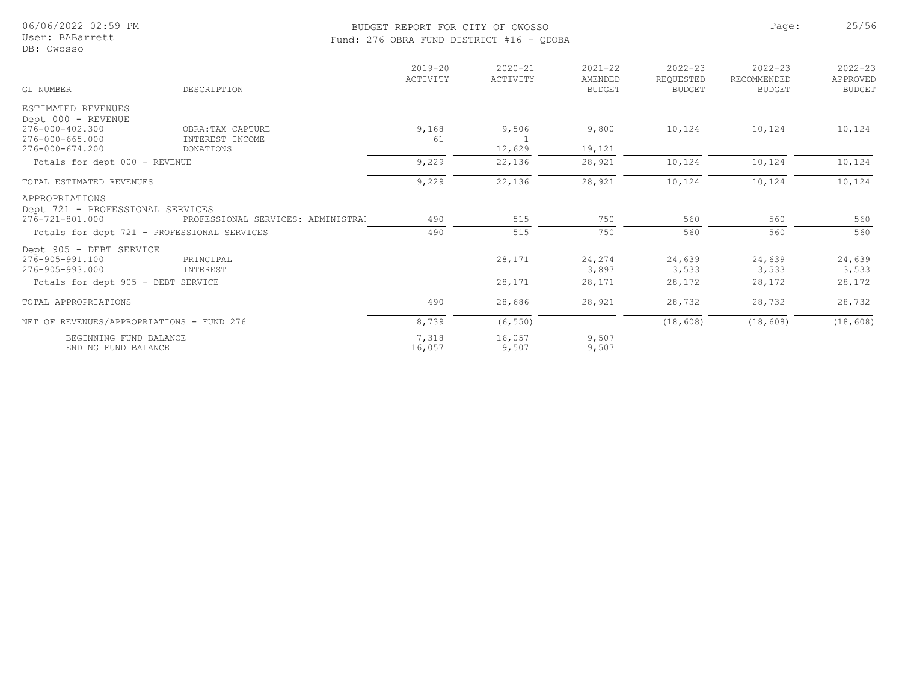# BUDGET REPORT FOR CITY OF OWOSSO

## Fund: 276 OBRA FUND DISTRICT #16 - QDOBA

| GL NUMBER | DESCRIPTION | 2019-20 ACTIVITY | 2020-21 ACTIVITY | 2021-22 AMENDED BUDGET | 2022-23 REQUESTED BUDGET | 2022-23 RECOMMENDED BUDGET | 2022-23 APPROVED BUDGET |
|---|---|---|---|---|---|---|---|
| ESTIMATED REVENUES | | | | | | | |
| Dept 000 - REVENUE | | | | | | | |
| 276-000-402.300 | OBRA:TAX CAPTURE | 9,168 | 9,506 | 9,800 | 10,124 | 10,124 | 10,124 |
| 276-000-665.000 | INTEREST INCOME | 61 | 1 | | | | |
| 276-000-674.200 | DONATIONS | | 12,629 | 19,121 | | | |
| Totals for dept 000 - REVENUE | | 9,229 | 22,136 | 28,921 | 10,124 | 10,124 | 10,124 |
| TOTAL ESTIMATED REVENUES | | 9,229 | 22,136 | 28,921 | 10,124 | 10,124 | 10,124 |
| APPROPRIATIONS | | | | | | | |
| Dept 721 - PROFESSIONAL SERVICES | | | | | | | |
| 276-721-801.000 | PROFESSIONAL SERVICES: ADMINISTRAT | 490 | 515 | 750 | 560 | 560 | 560 |
| Totals for dept 721 - PROFESSIONAL SERVICES | | 490 | 515 | 750 | 560 | 560 | 560 |
| Dept 905 - DEBT SERVICE | | | | | | | |
| 276-905-991.100 | PRINCIPAL | | 28,171 | 24,274 | 24,639 | 24,639 | 24,639 |
| 276-905-993.000 | INTEREST | | | 3,897 | 3,533 | 3,533 | 3,533 |
| Totals for dept 905 - DEBT SERVICE | | | 28,171 | 28,171 | 28,172 | 28,172 | 28,172 |
| TOTAL APPROPRIATIONS | | 490 | 28,686 | 28,921 | 28,732 | 28,732 | 28,732 |
| NET OF REVENUES/APPROPRIATIONS - FUND 276 | | 8,739 | (6,550) | | (18,608) | (18,608) | (18,608) |
| BEGINNING FUND BALANCE | | 7,318 | 16,057 | 9,507 | | | |
| ENDING FUND BALANCE | | 16,057 | 9,507 | 9,507 | | | |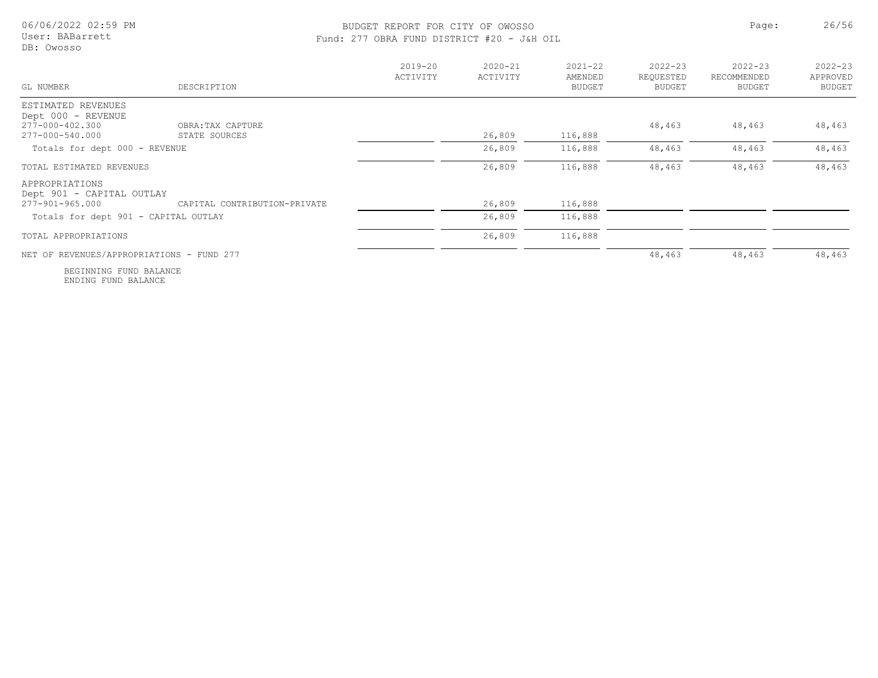# BUDGET REPORT FOR CITY OF OWOSSO

## Fund: 277 OBRA FUND DISTRICT #20 - J&H OIL

| GL NUMBER | DESCRIPTION | 2019-20 ACTIVITY | 2020-21 ACTIVITY | 2021-22 AMENDED BUDGET | 2022-23 REQUESTED BUDGET | 2022-23 RECOMMENDED BUDGET | 2022-23 APPROVED BUDGET |
|---|---|---|---|---|---|---|---|
| ESTIMATED REVENUES | | | | | | | |
| Dept 000 - REVENUE | | | | | | | |
| 277-000-402.300 | OBRA:TAX CAPTURE | | | | 48,463 | 48,463 | 48,463 |
| 277-000-540.000 | STATE SOURCES | | 26,809 | 116,888 | | | |
| Totals for dept 000 - REVENUE | | | 26,809 | 116,888 | 48,463 | 48,463 | 48,463 |
| TOTAL ESTIMATED REVENUES | | | 26,809 | 116,888 | 48,463 | 48,463 | 48,463 |
| APPROPRIATIONS | | | | | | | |
| Dept 901 - CAPITAL OUTLAY | | | | | | | |
| 277-901-965.000 | CAPITAL CONTRIBUTION-PRIVATE | | 26,809 | 116,888 | | | |
| Totals for dept 901 - CAPITAL OUTLAY | | | 26,809 | 116,888 | | | |
| TOTAL APPROPRIATIONS | | | 26,809 | 116,888 | | | |
| NET OF REVENUES/APPROPRIATIONS - FUND 277 | | | | | 48,463 | 48,463 | 48,463 |
| BEGINNING FUND BALANCE | | | | | | | |
| ENDING FUND BALANCE | | | | | | | |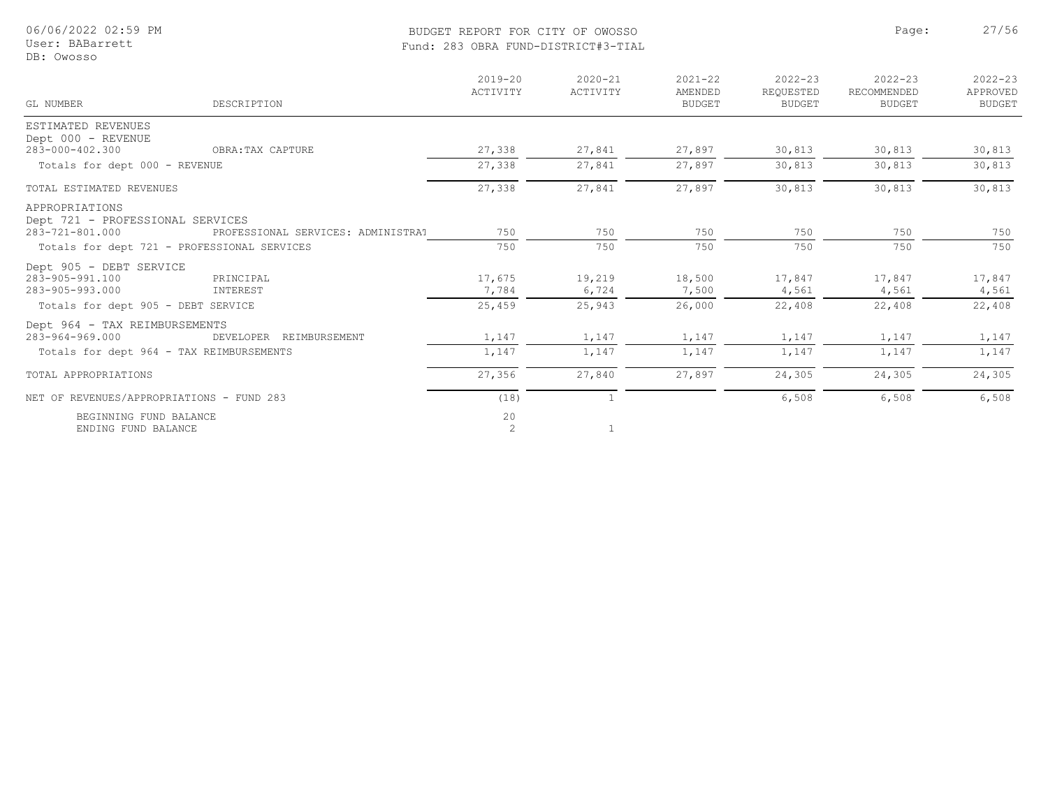# BUDGET REPORT FOR CITY OF OWOSSO

## Fund: 283 OBRA FUND-DISTRICT#3-TIAL

| GL NUMBER | DESCRIPTION | 2019-20 ACTIVITY | 2020-21 ACTIVITY | 2021-22 AMENDED BUDGET | 2022-23 REQUESTED BUDGET | 2022-23 RECOMMENDED BUDGET | 2022-23 APPROVED BUDGET |
|---|---|---|---|---|---|---|---|
| ESTIMATED REVENUES | | | | | | | |
| Dept 000 - REVENUE | | | | | | | |
| 283-000-402.300 | OBRA:TAX CAPTURE | 27,338 | 27,841 | 27,897 | 30,813 | 30,813 | 30,813 |
| Totals for dept 000 - REVENUE | | 27,338 | 27,841 | 27,897 | 30,813 | 30,813 | 30,813 |
| TOTAL ESTIMATED REVENUES | | 27,338 | 27,841 | 27,897 | 30,813 | 30,813 | 30,813 |
| APPROPRIATIONS | | | | | | | |
| Dept 721 - PROFESSIONAL SERVICES | | | | | | | |
| 283-721-801.000 | PROFESSIONAL SERVICES: ADMINISTRAT | 750 | 750 | 750 | 750 | 750 | 750 |
| Totals for dept 721 - PROFESSIONAL SERVICES | | 750 | 750 | 750 | 750 | 750 | 750 |
| Dept 905 - DEBT SERVICE | | | | | | | |
| 283-905-991.100 | PRINCIPAL | 17,675 | 19,219 | 18,500 | 17,847 | 17,847 | 17,847 |
| 283-905-993.000 | INTEREST | 7,784 | 6,724 | 7,500 | 4,561 | 4,561 | 4,561 |
| Totals for dept 905 - DEBT SERVICE | | 25,459 | 25,943 | 26,000 | 22,408 | 22,408 | 22,408 |
| Dept 964 - TAX REIMBURSEMENTS | | | | | | | |
| 283-964-969.000 | DEVELOPER REIMBURSEMENT | 1,147 | 1,147 | 1,147 | 1,147 | 1,147 | 1,147 |
| Totals for dept 964 - TAX REIMBURSEMENTS | | 1,147 | 1,147 | 1,147 | 1,147 | 1,147 | 1,147 |
| TOTAL APPROPRIATIONS | | 27,356 | 27,840 | 27,897 | 24,305 | 24,305 | 24,305 |
| NET OF REVENUES/APPROPRIATIONS - FUND 283 | | (18) | 1 | | 6,508 | 6,508 | 6,508 |
| BEGINNING FUND BALANCE | | 20 | | | | | |
| ENDING FUND BALANCE | | 2 | 1 | | | | |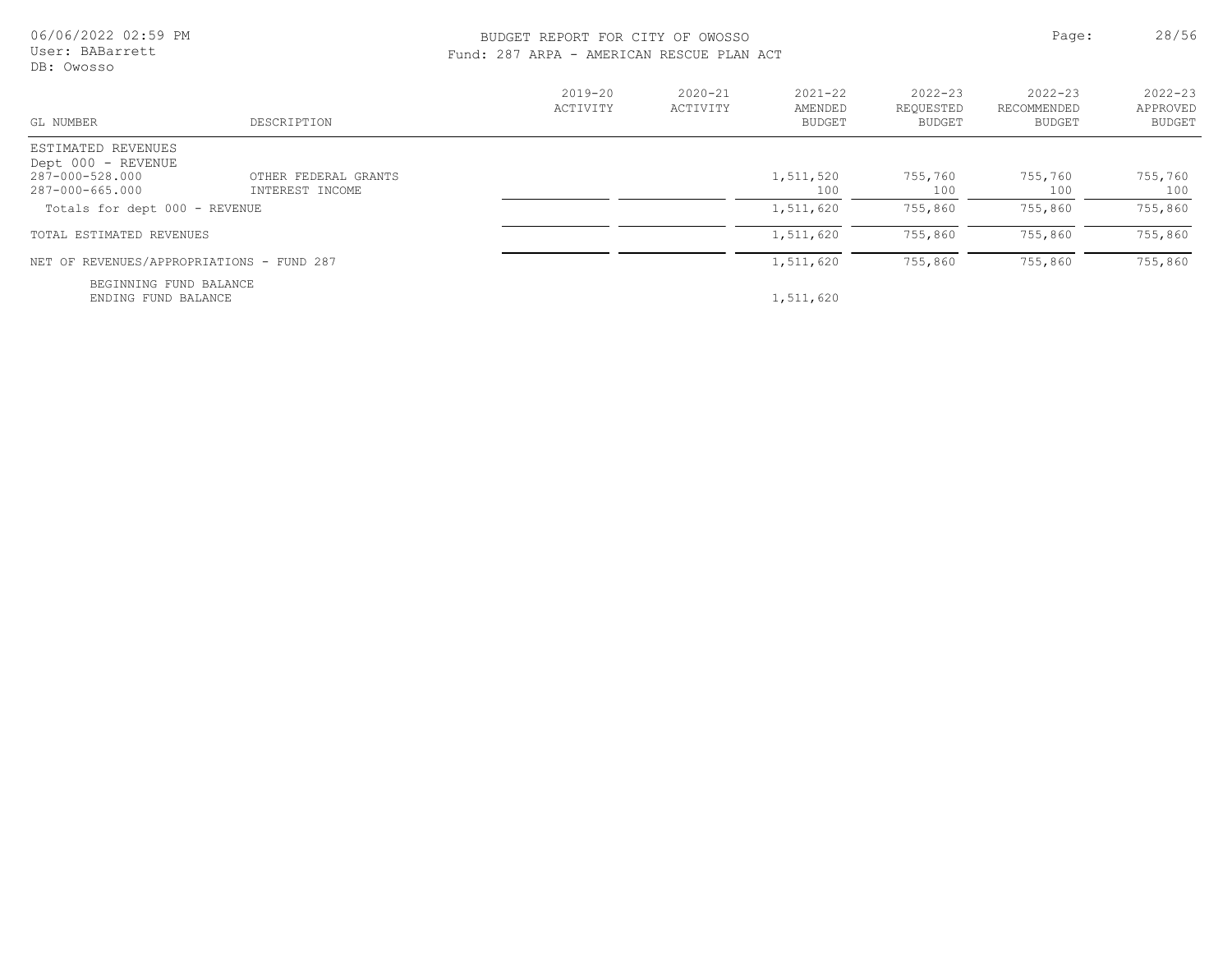# BUDGET REPORT FOR CITY OF OWOSSO

## Fund: 287 ARPA - AMERICAN RESCUE PLAN ACT

| GL NUMBER | DESCRIPTION | 2019-20 ACTIVITY | 2020-21 ACTIVITY | 2021-22 AMENDED BUDGET | 2022-23 REQUESTED BUDGET | 2022-23 RECOMMENDED BUDGET | 2022-23 APPROVED BUDGET |
|---|---|---|---|---|---|---|---|
| ESTIMATED REVENUES | | | | | | | |
| Dept 000 - REVENUE | | | | | | | |
| 287-000-528.000 | OTHER FEDERAL GRANTS | | | 1,511,520 | 755,760 | 755,760 | 755,760 |
| 287-000-665.000 | INTEREST INCOME | | | 100 | 100 | 100 | 100 |
| Totals for dept 000 - REVENUE | | | | 1,511,620 | 755,860 | 755,860 | 755,860 |
| TOTAL ESTIMATED REVENUES | | | | 1,511,620 | 755,860 | 755,860 | 755,860 |
| NET OF REVENUES/APPROPRIATIONS - FUND 287 | | | | 1,511,620 | 755,860 | 755,860 | 755,860 |
| BEGINNING FUND BALANCE | | | | | | | |
| ENDING FUND BALANCE | | | | 1,511,620 | | | |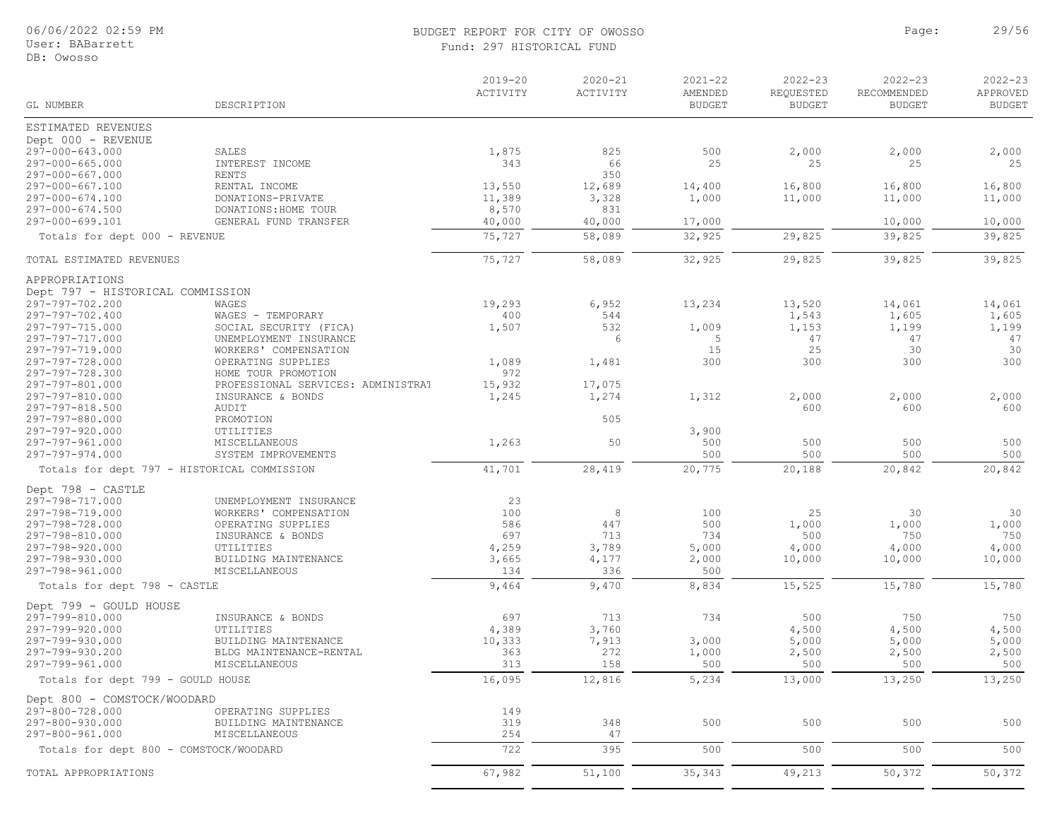# BUDGET REPORT FOR CITY OF OWOSSO

Fund: 297 HISTORICAL FUND

| GL NUMBER | DESCRIPTION | 2019-20 ACTIVITY | 2020-21 ACTIVITY | 2021-22 AMENDED BUDGET | 2022-23 REQUESTED BUDGET | 2022-23 RECOMMENDED BUDGET | 2022-23 APPROVED BUDGET |
|---|---|---|---|---|---|---|---|
| ESTIMATED REVENUES | | | | | | | |
| Dept 000 - REVENUE | | | | | | | |
| 297-000-643.000 | SALES | 1,875 | 825 | 500 | 2,000 | 2,000 | 2,000 |
| 297-000-665.000 | INTEREST INCOME | 343 | 66 | 25 | 25 | 25 | 25 |
| 297-000-667.000 | RENTS | | 350 | | | | |
| 297-000-667.100 | RENTAL INCOME | 13,550 | 12,689 | 14,400 | 16,800 | 16,800 | 16,800 |
| 297-000-674.100 | DONATIONS-PRIVATE | 11,389 | 3,328 | 1,000 | 11,000 | 11,000 | 11,000 |
| 297-000-674.500 | DONATIONS:HOME TOUR | 8,570 | 831 | | | | |
| 297-000-699.101 | GENERAL FUND TRANSFER | 40,000 | 40,000 | 17,000 | | 10,000 | 10,000 |
| Totals for dept 000 - REVENUE | | 75,727 | 58,089 | 32,925 | 29,825 | 39,825 | 39,825 |
| TOTAL ESTIMATED REVENUES | | 75,727 | 58,089 | 32,925 | 29,825 | 39,825 | 39,825 |
| APPROPRIATIONS | | | | | | | |
| Dept 797 - HISTORICAL COMMISSION | | | | | | | |
| 297-797-702.200 | WAGES | 19,293 | 6,952 | 13,234 | 13,520 | 14,061 | 14,061 |
| 297-797-702.400 | WAGES - TEMPORARY | 400 | 544 | | 1,543 | 1,605 | 1,605 |
| 297-797-715.000 | SOCIAL SECURITY (FICA) | 1,507 | 532 | 1,009 | 1,153 | 1,199 | 1,199 |
| 297-797-717.000 | UNEMPLOYMENT INSURANCE | | 6 | 5 | 47 | 47 | 47 |
| 297-797-719.000 | WORKERS' COMPENSATION | | | 15 | 25 | 30 | 30 |
| 297-797-728.000 | OPERATING SUPPLIES | 1,089 | 1,481 | 300 | 300 | 300 | 300 |
| 297-797-728.300 | HOME TOUR PROMOTION | 972 | | | | | |
| 297-797-801.000 | PROFESSIONAL SERVICES: ADMINISTRAT | 15,932 | 17,075 | | | | |
| 297-797-810.000 | INSURANCE & BONDS | 1,245 | 1,274 | 1,312 | 2,000 | 2,000 | 2,000 |
| 297-797-818.500 | AUDIT | | | | 600 | 600 | 600 |
| 297-797-880.000 | PROMOTION | | 505 | | | | |
| 297-797-920.000 | UTILITIES | | | 3,900 | | | |
| 297-797-961.000 | MISCELLANEOUS | 1,263 | 50 | 500 | 500 | 500 | 500 |
| 297-797-974.000 | SYSTEM IMPROVEMENTS | | | 500 | 500 | 500 | 500 |
| Totals for dept 797 - HISTORICAL COMMISSION | | 41,701 | 28,419 | 20,775 | 20,188 | 20,842 | 20,842 |
| Dept 798 - CASTLE | | | | | | | |
| 297-798-717.000 | UNEMPLOYMENT INSURANCE | 23 | | | | | |
| 297-798-719.000 | WORKERS' COMPENSATION | 100 | 8 | 100 | 25 | 30 | 30 |
| 297-798-728.000 | OPERATING SUPPLIES | 586 | 447 | 500 | 1,000 | 1,000 | 1,000 |
| 297-798-810.000 | INSURANCE & BONDS | 697 | 713 | 734 | 500 | 750 | 750 |
| 297-798-920.000 | UTILITIES | 4,259 | 3,789 | 5,000 | 4,000 | 4,000 | 4,000 |
| 297-798-930.000 | BUILDING MAINTENANCE | 3,665 | 4,177 | 2,000 | 10,000 | 10,000 | 10,000 |
| 297-798-961.000 | MISCELLANEOUS | 134 | 336 | 500 | | | |
| Totals for dept 798 - CASTLE | | 9,464 | 9,470 | 8,834 | 15,525 | 15,780 | 15,780 |
| Dept 799 - GOULD HOUSE | | | | | | | |
| 297-799-810.000 | INSURANCE & BONDS | 697 | 713 | 734 | 500 | 750 | 750 |
| 297-799-920.000 | UTILITIES | 4,389 | 3,760 | | 4,500 | 4,500 | 4,500 |
| 297-799-930.000 | BUILDING MAINTENANCE | 10,333 | 7,913 | 3,000 | 5,000 | 5,000 | 5,000 |
| 297-799-930.200 | BLDG MAINTENANCE-RENTAL | 363 | 272 | 1,000 | 2,500 | 2,500 | 2,500 |
| 297-799-961.000 | MISCELLANEOUS | 313 | 158 | 500 | 500 | 500 | 500 |
| Totals for dept 799 - GOULD HOUSE | | 16,095 | 12,816 | 5,234 | 13,000 | 13,250 | 13,250 |
| Dept 800 - COMSTOCK/WOODARD | | | | | | | |
| 297-800-728.000 | OPERATING SUPPLIES | 149 | | | | | |
| 297-800-930.000 | BUILDING MAINTENANCE | 319 | 348 | 500 | 500 | 500 | 500 |
| 297-800-961.000 | MISCELLANEOUS | 254 | 47 | | | | |
| Totals for dept 800 - COMSTOCK/WOODARD | | 722 | 395 | 500 | 500 | 500 | 500 |
| TOTAL APPROPRIATIONS | | 67,982 | 51,100 | 35,343 | 49,213 | 50,372 | 50,372 |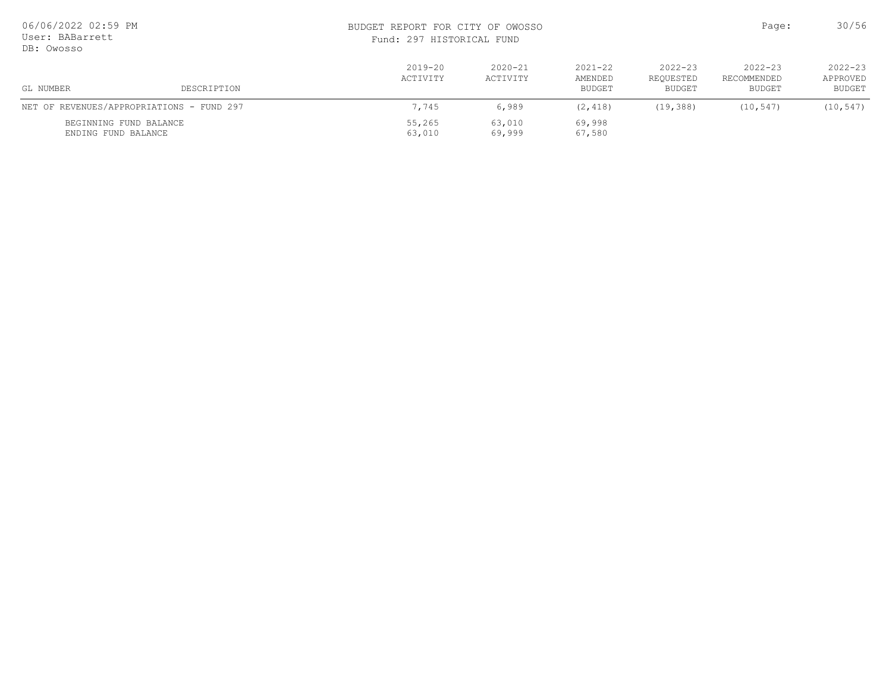# BUDGET REPORT FOR CITY OF OWOSSO

Fund: 297 HISTORICAL FUND

| GL NUMBER | DESCRIPTION | 2019-20 ACTIVITY | 2020-21 ACTIVITY | 2021-22 AMENDED BUDGET | 2022-23 REQUESTED BUDGET | 2022-23 RECOMMENDED BUDGET | 2022-23 APPROVED BUDGET |
|---|---|---|---|---|---|---|---|
| NET OF REVENUES/APPROPRIATIONS - FUND 297 | | 7,745 | 6,989 | (2,418) | (19,388) | (10,547) | (10,547) |
| BEGINNING FUND BALANCE | | 55,265 | 63,010 | 69,998 | | | |
| ENDING FUND BALANCE | | 63,010 | 69,999 | 67,580 | | | |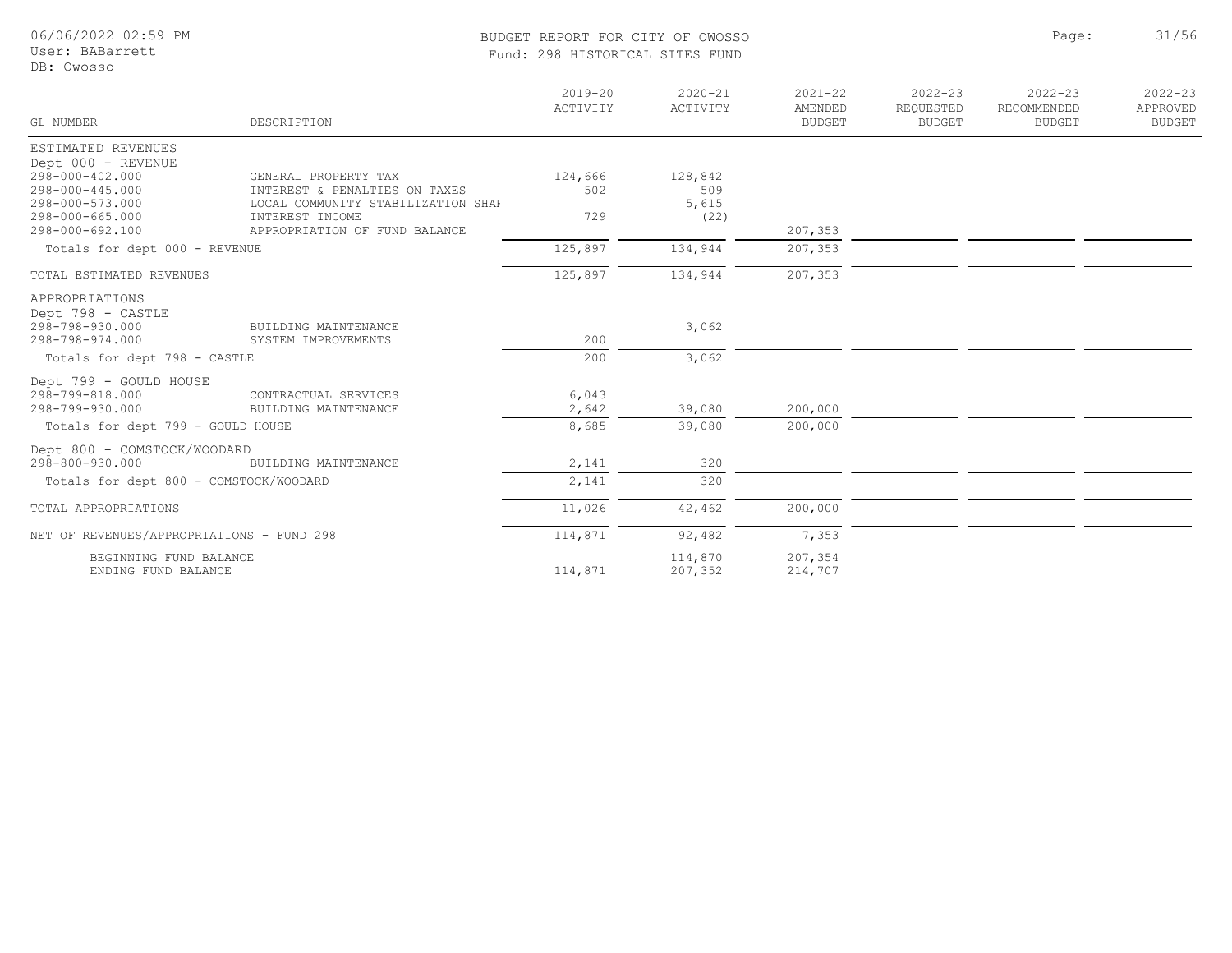BUDGET REPORT FOR CITY OF OWOSSO
Fund: 298 HISTORICAL SITES FUND

| GL NUMBER | DESCRIPTION | 2019-20 ACTIVITY | 2020-21 ACTIVITY | 2021-22 AMENDED BUDGET | 2022-23 REQUESTED BUDGET | 2022-23 RECOMMENDED BUDGET | 2022-23 APPROVED BUDGET |
|---|---|---|---|---|---|---|---|
| ESTIMATED REVENUES | | | | | | | |
| Dept 000 - REVENUE | | | | | | | |
| 298-000-402.000 | GENERAL PROPERTY TAX | 124,666 | 128,842 | | | | |
| 298-000-445.000 | INTEREST & PENALTIES ON TAXES | 502 | 509 | | | | |
| 298-000-573.000 | LOCAL COMMUNITY STABILIZATION SHAI | | 5,615 | | | | |
| 298-000-665.000 | INTEREST INCOME | 729 | (22) | | | | |
| 298-000-692.100 | APPROPRIATION OF FUND BALANCE | | | 207,353 | | | |
| Totals for dept 000 - REVENUE | | 125,897 | 134,944 | 207,353 | | | |
| TOTAL ESTIMATED REVENUES | | 125,897 | 134,944 | 207,353 | | | |
| APPROPRIATIONS | | | | | | | |
| Dept 798 - CASTLE | | | | | | | |
| 298-798-930.000 | BUILDING MAINTENANCE | | 3,062 | | | | |
| 298-798-974.000 | SYSTEM IMPROVEMENTS | 200 | | | | | |
| Totals for dept 798 - CASTLE | | 200 | 3,062 | | | | |
| Dept 799 - GOULD HOUSE | | | | | | | |
| 298-799-818.000 | CONTRACTUAL SERVICES | 6,043 | | | | | |
| 298-799-930.000 | BUILDING MAINTENANCE | 2,642 | 39,080 | 200,000 | | | |
| Totals for dept 799 - GOULD HOUSE | | 8,685 | 39,080 | 200,000 | | | |
| Dept 800 - COMSTOCK/WOODARD | | | | | | | |
| 298-800-930.000 | BUILDING MAINTENANCE | 2,141 | 320 | | | | |
| Totals for dept 800 - COMSTOCK/WOODARD | | 2,141 | 320 | | | | |
| TOTAL APPROPRIATIONS | | 11,026 | 42,462 | 200,000 | | | |
| NET OF REVENUES/APPROPRIATIONS - FUND 298 | | 114,871 | 92,482 | 7,353 | | | |
| BEGINNING FUND BALANCE | | | 114,870 | 207,354 | | | |
| ENDING FUND BALANCE | | 114,871 | 207,352 | 214,707 | | | |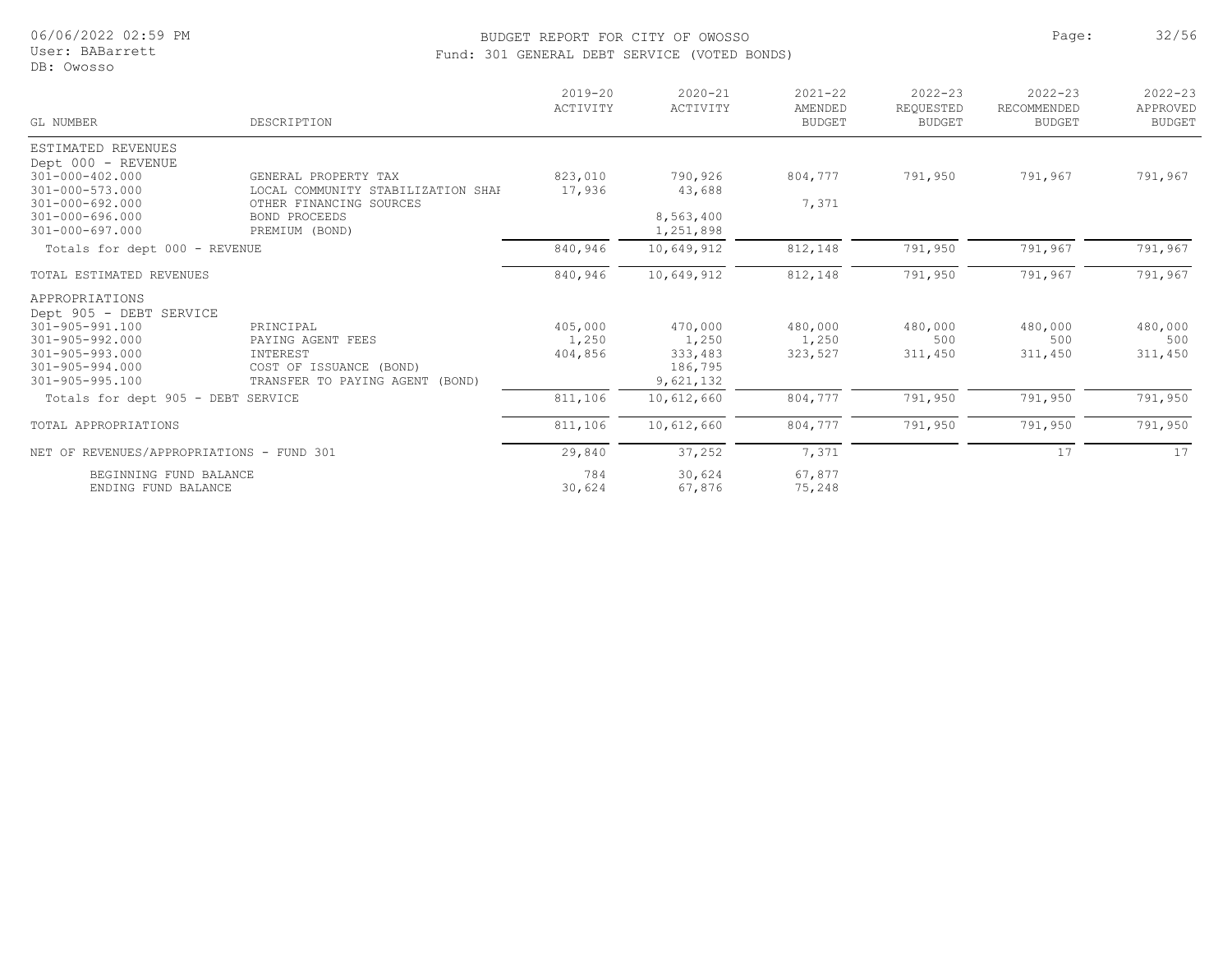BUDGET REPORT FOR CITY OF OWOSSO

Fund: 301 GENERAL DEBT SERVICE (VOTED BONDS)

| GL NUMBER | DESCRIPTION | 2019-20 ACTIVITY | 2020-21 ACTIVITY | 2021-22 AMENDED BUDGET | 2022-23 REQUESTED BUDGET | 2022-23 RECOMMENDED BUDGET | 2022-23 APPROVED BUDGET |
|---|---|---|---|---|---|---|---|
| ESTIMATED REVENUES | | | | | | | |
| Dept 000 - REVENUE | | | | | | | |
| 301-000-402.000 | GENERAL PROPERTY TAX | 823,010 | 790,926 | 804,777 | 791,950 | 791,967 | 791,967 |
| 301-000-573.000 | LOCAL COMMUNITY STABILIZATION SHAI | 17,936 | 43,688 | | | | |
| 301-000-692.000 | OTHER FINANCING SOURCES | | | 7,371 | | | |
| 301-000-696.000 | BOND PROCEEDS | | 8,563,400 | | | | |
| 301-000-697.000 | PREMIUM (BOND) | | 1,251,898 | | | | |
| Totals for dept 000 - REVENUE | | 840,946 | 10,649,912 | 812,148 | 791,950 | 791,967 | 791,967 |
| TOTAL ESTIMATED REVENUES | | 840,946 | 10,649,912 | 812,148 | 791,950 | 791,967 | 791,967 |
| APPROPRIATIONS | | | | | | | |
| Dept 905 - DEBT SERVICE | | | | | | | |
| 301-905-991.100 | PRINCIPAL | 405,000 | 470,000 | 480,000 | 480,000 | 480,000 | 480,000 |
| 301-905-992.000 | PAYING AGENT FEES | 1,250 | 1,250 | 1,250 | 500 | 500 | 500 |
| 301-905-993.000 | INTEREST | 404,856 | 333,483 | 323,527 | 311,450 | 311,450 | 311,450 |
| 301-905-994.000 | COST OF ISSUANCE (BOND) | | 186,795 | | | | |
| 301-905-995.100 | TRANSFER TO PAYING AGENT (BOND) | | 9,621,132 | | | | |
| Totals for dept 905 - DEBT SERVICE | | 811,106 | 10,612,660 | 804,777 | 791,950 | 791,950 | 791,950 |
| TOTAL APPROPRIATIONS | | 811,106 | 10,612,660 | 804,777 | 791,950 | 791,950 | 791,950 |
| NET OF REVENUES/APPROPRIATIONS - FUND 301 | | 29,840 | 37,252 | 7,371 | | 17 | 17 |
| BEGINNING FUND BALANCE | | 784 | 30,624 | 67,877 | | | |
| ENDING FUND BALANCE | | 30,624 | 67,876 | 75,248 | | | |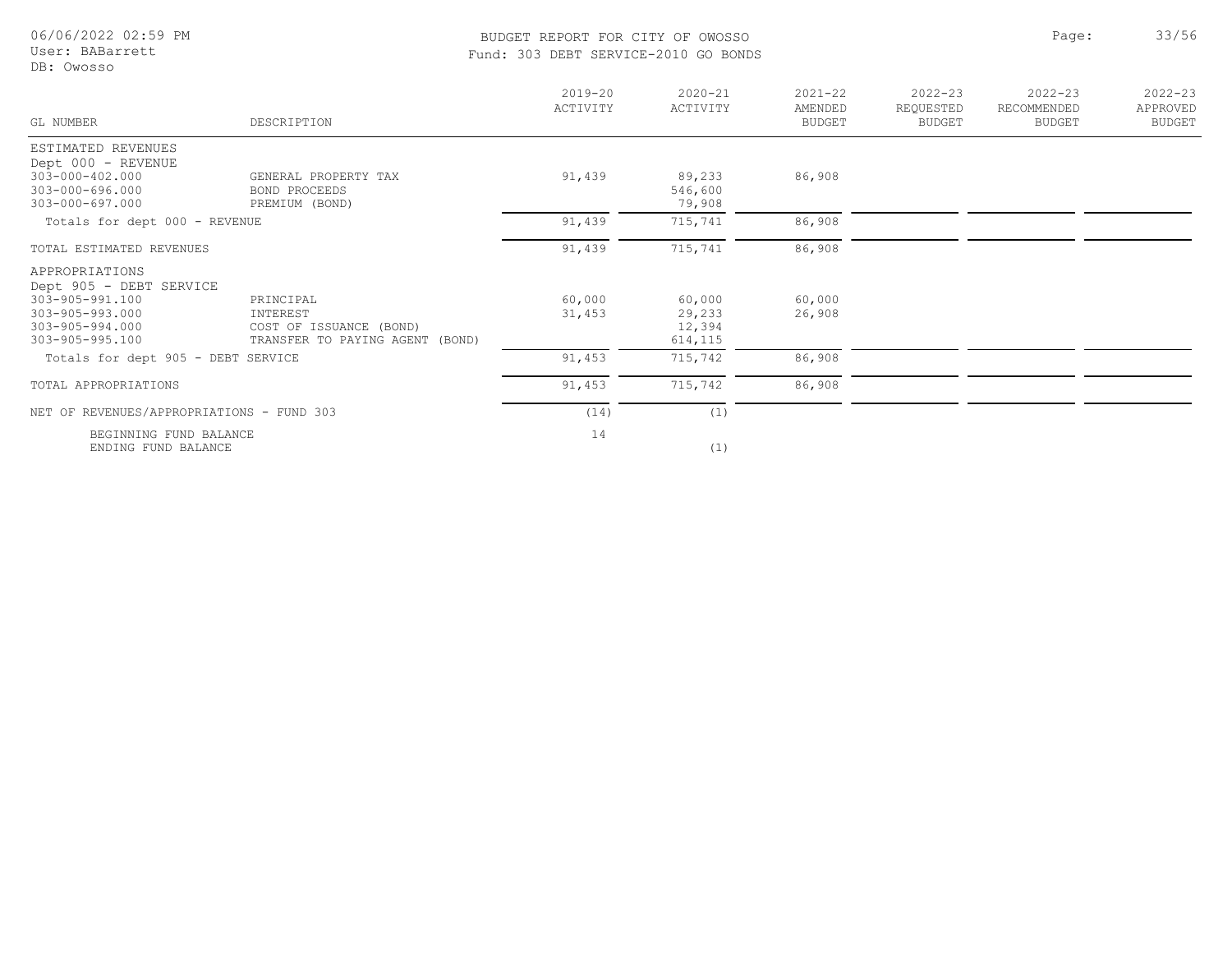# BUDGET REPORT FOR CITY OF OWOSSO

## Fund: 303 DEBT SERVICE-2010 GO BONDS

| GL NUMBER | DESCRIPTION | 2019-20 ACTIVITY | 2020-21 ACTIVITY | 2021-22 AMENDED BUDGET | 2022-23 REQUESTED BUDGET | 2022-23 RECOMMENDED BUDGET | 2022-23 APPROVED BUDGET |
|---|---|---|---|---|---|---|---|
| ESTIMATED REVENUES | | | | | | | |
| Dept 000 - REVENUE | | | | | | | |
| 303-000-402.000 | GENERAL PROPERTY TAX | 91,439 | 89,233 | 86,908 | | | |
| 303-000-696.000 | BOND PROCEEDS | | 546,600 | | | | |
| 303-000-697.000 | PREMIUM (BOND) | | 79,908 | | | | |
| Totals for dept 000 - REVENUE | | 91,439 | 715,741 | 86,908 | | | |
| TOTAL ESTIMATED REVENUES | | 91,439 | 715,741 | 86,908 | | | |
| APPROPRIATIONS | | | | | | | |
| Dept 905 - DEBT SERVICE | | | | | | | |
| 303-905-991.100 | PRINCIPAL | 60,000 | 60,000 | 60,000 | | | |
| 303-905-993.000 | INTEREST | 31,453 | 29,233 | 26,908 | | | |
| 303-905-994.000 | COST OF ISSUANCE (BOND) | | 12,394 | | | | |
| 303-905-995.100 | TRANSFER TO PAYING AGENT (BOND) | | 614,115 | | | | |
| Totals for dept 905 - DEBT SERVICE | | 91,453 | 715,742 | 86,908 | | | |
| TOTAL APPROPRIATIONS | | 91,453 | 715,742 | 86,908 | | | |
| NET OF REVENUES/APPROPRIATIONS - FUND 303 | | (14) | (1) | | | | |
| BEGINNING FUND BALANCE | | 14 | | | | | |
| ENDING FUND BALANCE | | | (1) | | | | |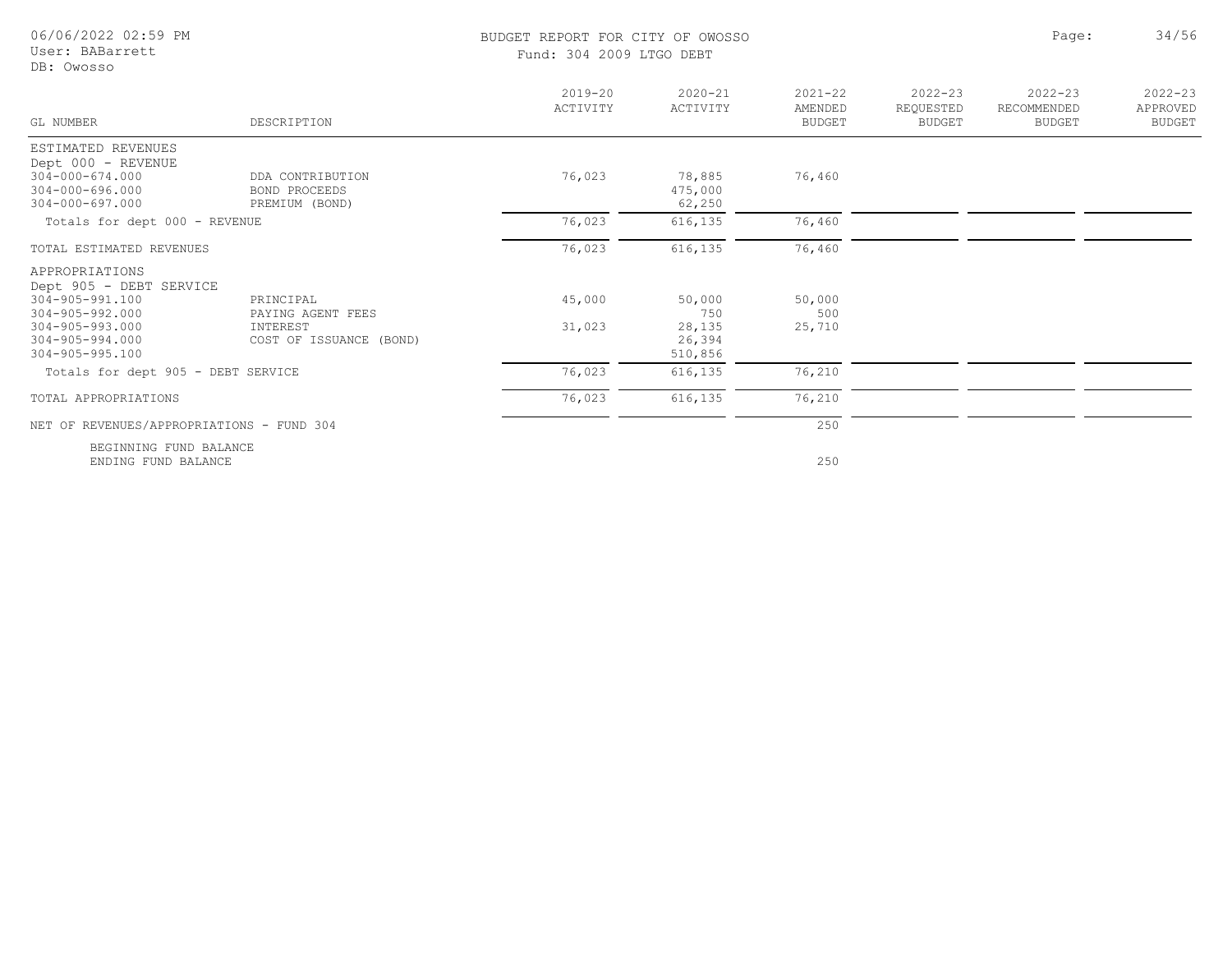# BUDGET REPORT FOR CITY OF OWOSSO

Fund: 304 2009 LTGO DEBT

| GL NUMBER | DESCRIPTION | 2019-20 ACTIVITY | 2020-21 ACTIVITY | 2021-22 AMENDED BUDGET | 2022-23 REQUESTED BUDGET | 2022-23 RECOMMENDED BUDGET | 2022-23 APPROVED BUDGET |
|---|---|---|---|---|---|---|---|
| ESTIMATED REVENUES | | | | | | | |
| Dept 000 - REVENUE | | | | | | | |
| 304-000-674.000 | DDA CONTRIBUTION | 76,023 | 78,885 | 76,460 | | | |
| 304-000-696.000 | BOND PROCEEDS | | 475,000 | | | | |
| 304-000-697.000 | PREMIUM (BOND) | | 62,250 | | | | |
| Totals for dept 000 - REVENUE | | 76,023 | 616,135 | 76,460 | | | |
| TOTAL ESTIMATED REVENUES | | 76,023 | 616,135 | 76,460 | | | |
| APPROPRIATIONS | | | | | | | |
| Dept 905 - DEBT SERVICE | | | | | | | |
| 304-905-991.100 | PRINCIPAL | 45,000 | 50,000 | 50,000 | | | |
| 304-905-992.000 | PAYING AGENT FEES | | 750 | 500 | | | |
| 304-905-993.000 | INTEREST | 31,023 | 28,135 | 25,710 | | | |
| 304-905-994.000 | COST OF ISSUANCE (BOND) | | 26,394 | | | | |
| 304-905-995.100 | | | 510,856 | | | | |
| Totals for dept 905 - DEBT SERVICE | | 76,023 | 616,135 | 76,210 | | | |
| TOTAL APPROPRIATIONS | | 76,023 | 616,135 | 76,210 | | | |
| NET OF REVENUES/APPROPRIATIONS - FUND 304 | | | | 250 | | | |
| BEGINNING FUND BALANCE | | | | | | | |
| ENDING FUND BALANCE | | | | 250 | | | |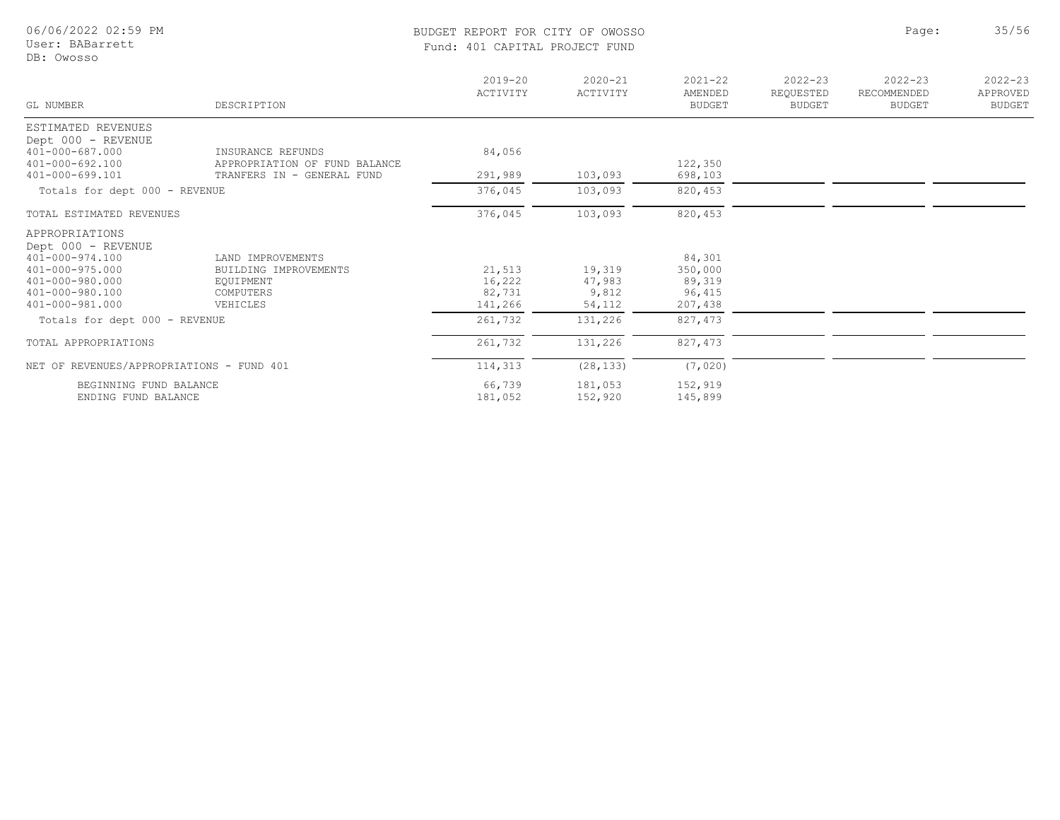BUDGET REPORT FOR CITY OF OWOSSO

Fund: 401 CAPITAL PROJECT FUND

| GL NUMBER | DESCRIPTION | 2019-20 ACTIVITY | 2020-21 ACTIVITY | 2021-22 AMENDED BUDGET | 2022-23 REQUESTED BUDGET | 2022-23 RECOMMENDED BUDGET | 2022-23 APPROVED BUDGET |
|---|---|---|---|---|---|---|---|
| ESTIMATED REVENUES | | | | | | | |
| Dept 000 - REVENUE | | | | | | | |
| 401-000-687.000 | INSURANCE REFUNDS | 84,056 | | | | | |
| 401-000-692.100 | APPROPRIATION OF FUND BALANCE | | | 122,350 | | | |
| 401-000-699.101 | TRANFERS IN - GENERAL FUND | 291,989 | 103,093 | 698,103 | | | |
| Totals for dept 000 - REVENUE | | 376,045 | 103,093 | 820,453 | | | |
| TOTAL ESTIMATED REVENUES | | 376,045 | 103,093 | 820,453 | | | |
| APPROPRIATIONS | | | | | | | |
| Dept 000 - REVENUE | | | | | | | |
| 401-000-974.100 | LAND IMPROVEMENTS | | | 84,301 | | | |
| 401-000-975.000 | BUILDING IMPROVEMENTS | 21,513 | 19,319 | 350,000 | | | |
| 401-000-980.000 | EQUIPMENT | 16,222 | 47,983 | 89,319 | | | |
| 401-000-980.100 | COMPUTERS | 82,731 | 9,812 | 96,415 | | | |
| 401-000-981.000 | VEHICLES | 141,266 | 54,112 | 207,438 | | | |
| Totals for dept 000 - REVENUE | | 261,732 | 131,226 | 827,473 | | | |
| TOTAL APPROPRIATIONS | | 261,732 | 131,226 | 827,473 | | | |
| NET OF REVENUES/APPROPRIATIONS - FUND 401 | | 114,313 | (28,133) | (7,020) | | | |
| BEGINNING FUND BALANCE | | 66,739 | 181,053 | 152,919 | | | |
| ENDING FUND BALANCE | | 181,052 | 152,920 | 145,899 | | | |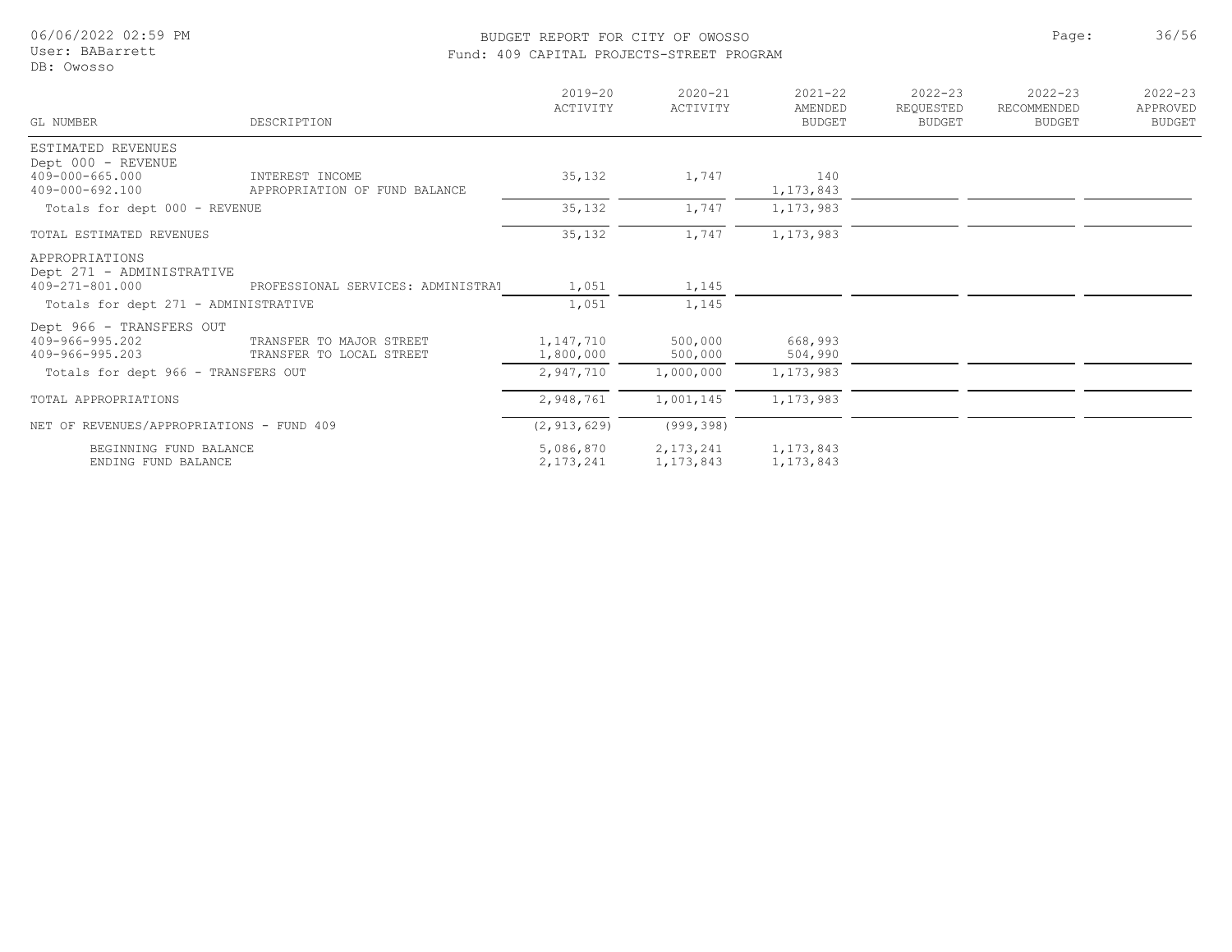# BUDGET REPORT FOR CITY OF OWOSSO

## Fund: 409 CAPITAL PROJECTS-STREET PROGRAM

| GL NUMBER | DESCRIPTION | 2019-20 ACTIVITY | 2020-21 ACTIVITY | 2021-22 AMENDED BUDGET | 2022-23 REQUESTED BUDGET | 2022-23 RECOMMENDED BUDGET | 2022-23 APPROVED BUDGET |
|---|---|---|---|---|---|---|---|
| ESTIMATED REVENUES | | | | | | | |
| Dept 000 - REVENUE | | | | | | | |
| 409-000-665.000 | INTEREST INCOME | 35,132 | 1,747 | 140 | | | |
| 409-000-692.100 | APPROPRIATION OF FUND BALANCE | | | 1,173,843 | | | |
| Totals for dept 000 - REVENUE | | 35,132 | 1,747 | 1,173,983 | | | |
| TOTAL ESTIMATED REVENUES | | 35,132 | 1,747 | 1,173,983 | | | |
| APPROPRIATIONS | | | | | | | |
| Dept 271 - ADMINISTRATIVE | | | | | | | |
| 409-271-801.000 | PROFESSIONAL SERVICES: ADMINISTRAT | 1,051 | 1,145 | | | | |
| Totals for dept 271 - ADMINISTRATIVE | | 1,051 | 1,145 | | | | |
| Dept 966 - TRANSFERS OUT | | | | | | | |
| 409-966-995.202 | TRANSFER TO MAJOR STREET | 1,147,710 | 500,000 | 668,993 | | | |
| 409-966-995.203 | TRANSFER TO LOCAL STREET | 1,800,000 | 500,000 | 504,990 | | | |
| Totals for dept 966 - TRANSFERS OUT | | 2,947,710 | 1,000,000 | 1,173,983 | | | |
| TOTAL APPROPRIATIONS | | 2,948,761 | 1,001,145 | 1,173,983 | | | |
| NET OF REVENUES/APPROPRIATIONS - FUND 409 | | (2,913,629) | (999,398) | | | | |
| BEGINNING FUND BALANCE | | 5,086,870 | 2,173,241 | 1,173,843 | | | |
| ENDING FUND BALANCE | | 2,173,241 | 1,173,843 | 1,173,843 | | | |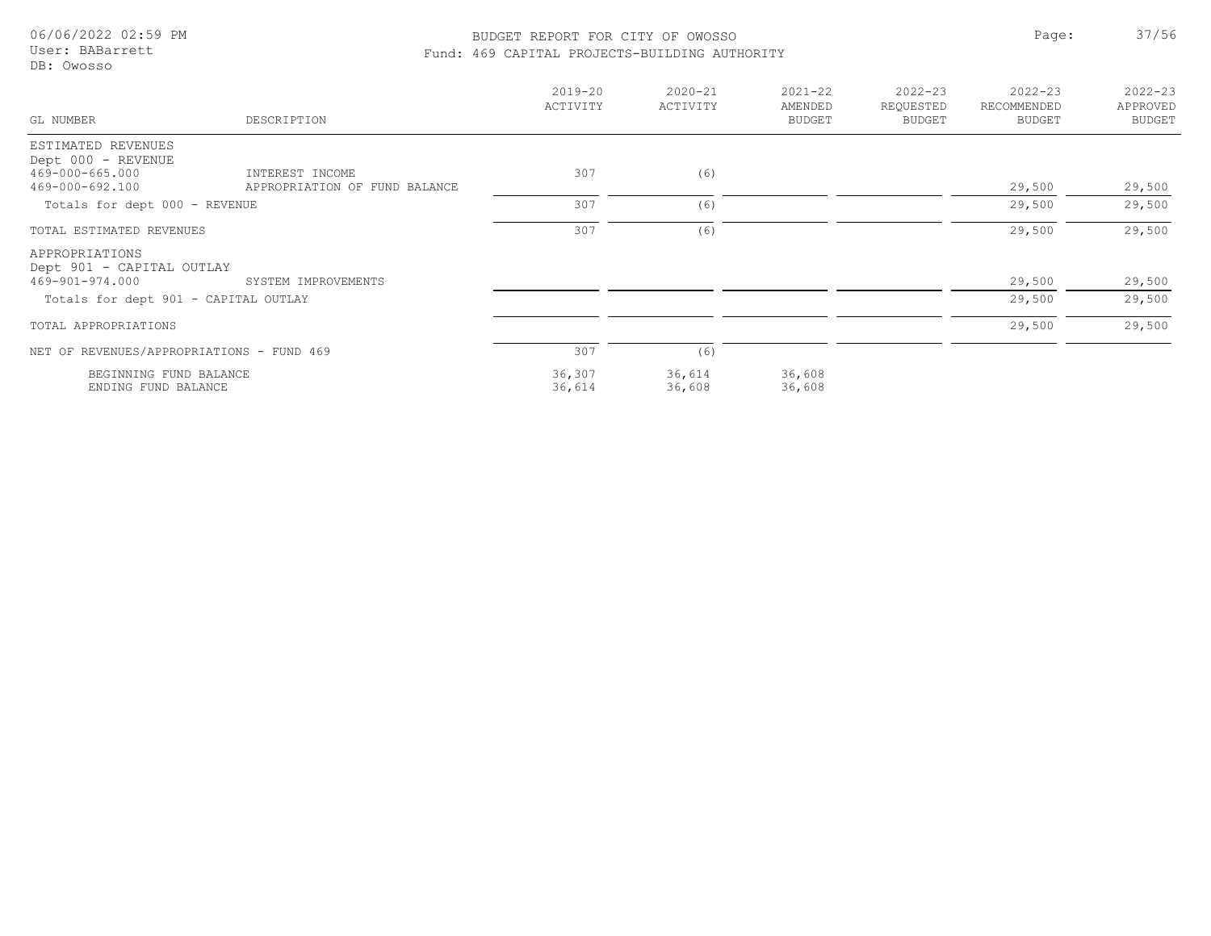BUDGET REPORT FOR CITY OF OWOSSO

Fund: 469 CAPITAL PROJECTS-BUILDING AUTHORITY

| GL NUMBER | DESCRIPTION | 2019-20 ACTIVITY | 2020-21 ACTIVITY | 2021-22 AMENDED BUDGET | 2022-23 REQUESTED BUDGET | 2022-23 RECOMMENDED BUDGET | 2022-23 APPROVED BUDGET |
|---|---|---|---|---|---|---|---|
| ESTIMATED REVENUES | | | | | | | |
| Dept 000 - REVENUE | | | | | | | |
| 469-000-665.000 | INTEREST INCOME | 307 | (6) | | | | |
| 469-000-692.100 | APPROPRIATION OF FUND BALANCE | | | | | 29,500 | 29,500 |
| Totals for dept 000 - REVENUE | | 307 | (6) | | | 29,500 | 29,500 |
| TOTAL ESTIMATED REVENUES | | 307 | (6) | | | 29,500 | 29,500 |
| APPROPRIATIONS | | | | | | | |
| Dept 901 - CAPITAL OUTLAY | | | | | | | |
| 469-901-974.000 | SYSTEM IMPROVEMENTS | | | | | 29,500 | 29,500 |
| Totals for dept 901 - CAPITAL OUTLAY | | | | | | 29,500 | 29,500 |
| TOTAL APPROPRIATIONS | | | | | | 29,500 | 29,500 |
| NET OF REVENUES/APPROPRIATIONS - FUND 469 | | 307 | (6) | | | | |
| BEGINNING FUND BALANCE | | 36,307 | 36,614 | 36,608 | | | |
| ENDING FUND BALANCE | | 36,614 | 36,608 | 36,608 | | | |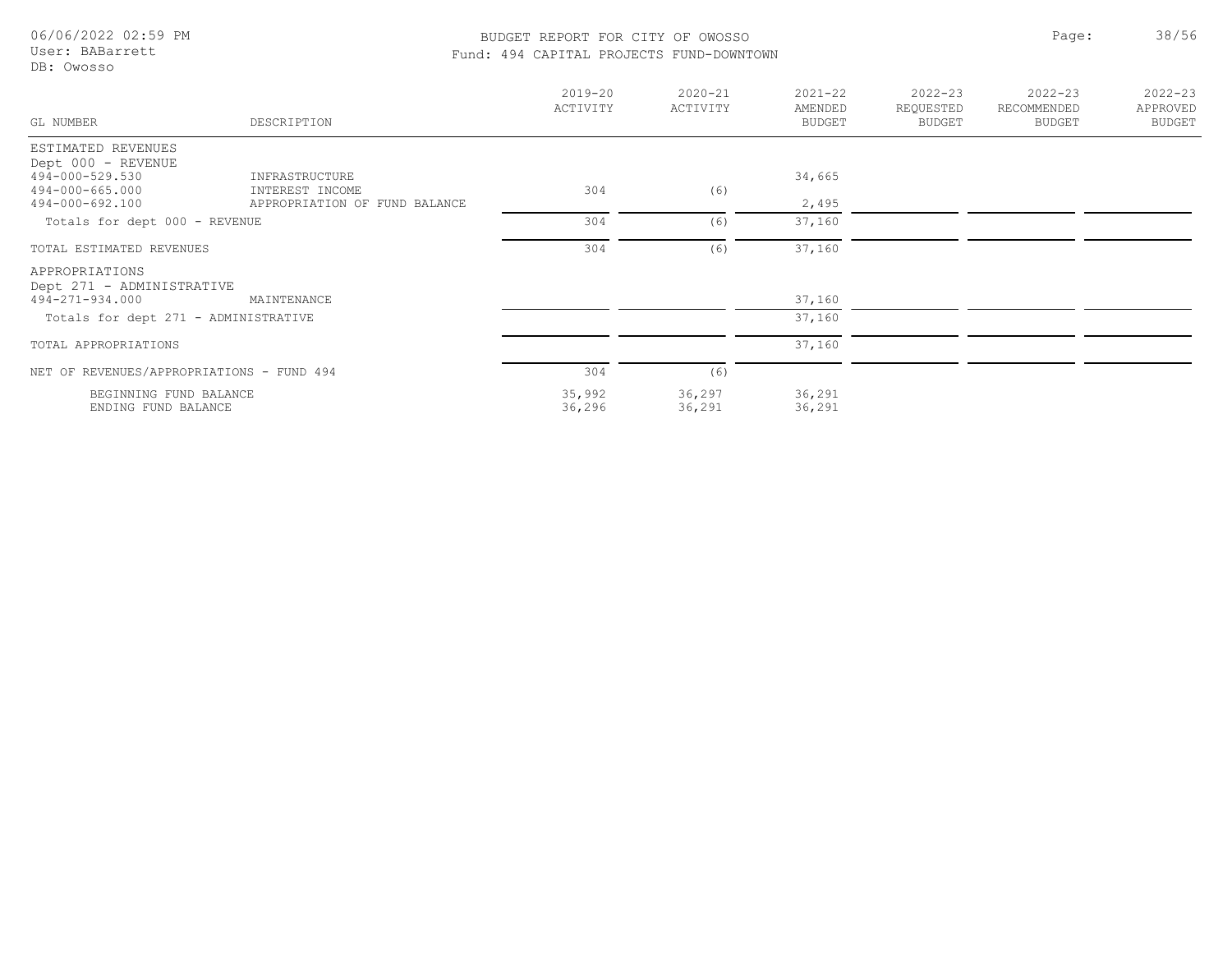# BUDGET REPORT FOR CITY OF OWOSSO

## Fund: 494 CAPITAL PROJECTS FUND-DOWNTOWN

| GL NUMBER | DESCRIPTION | 2019-20 ACTIVITY | 2020-21 ACTIVITY | 2021-22 AMENDED BUDGET | 2022-23 REQUESTED BUDGET | 2022-23 RECOMMENDED BUDGET | 2022-23 APPROVED BUDGET |
|---|---|---|---|---|---|---|---|
| ESTIMATED REVENUES | | | | | | | |
| Dept 000 - REVENUE | | | | | | | |
| 494-000-529.530 | INFRASTRUCTURE | | | 34,665 | | | |
| 494-000-665.000 | INTEREST INCOME | 304 | (6) | | | | |
| 494-000-692.100 | APPROPRIATION OF FUND BALANCE | | | 2,495 | | | |
| Totals for dept 000 - REVENUE | | 304 | (6) | 37,160 | | | |
| TOTAL ESTIMATED REVENUES | | 304 | (6) | 37,160 | | | |
| APPROPRIATIONS | | | | | | | |
| Dept 271 - ADMINISTRATIVE | | | | | | | |
| 494-271-934.000 | MAINTENANCE | | | 37,160 | | | |
| Totals for dept 271 - ADMINISTRATIVE | | | | 37,160 | | | |
| TOTAL APPROPRIATIONS | | | | 37,160 | | | |
| NET OF REVENUES/APPROPRIATIONS - FUND 494 | | 304 | (6) | | | | |
| BEGINNING FUND BALANCE | | 35,992 | 36,297 | 36,291 | | | |
| ENDING FUND BALANCE | | 36,296 | 36,291 | 36,291 | | | |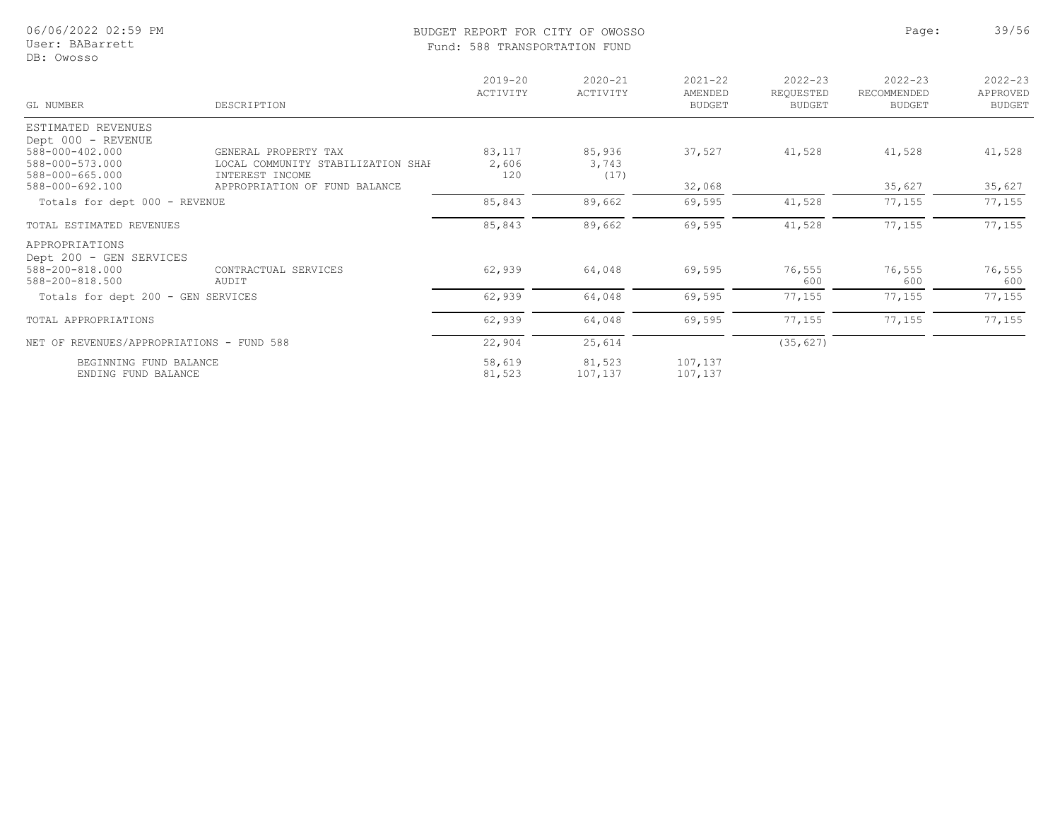# BUDGET REPORT FOR CITY OF OWOSSO

Fund: 588 TRANSPORTATION FUND

| GL NUMBER | DESCRIPTION | 2019-20 ACTIVITY | 2020-21 ACTIVITY | 2021-22 AMENDED BUDGET | 2022-23 REQUESTED BUDGET | 2022-23 RECOMMENDED BUDGET | 2022-23 APPROVED BUDGET |
|---|---|---|---|---|---|---|---|
| ESTIMATED REVENUES | | | | | | | |
| Dept 000 - REVENUE | | | | | | | |
| 588-000-402.000 | GENERAL PROPERTY TAX | 83,117 | 85,936 | 37,527 | 41,528 | 41,528 | 41,528 |
| 588-000-573.000 | LOCAL COMMUNITY STABILIZATION SHAI | 2,606 | 3,743 | | | | |
| 588-000-665.000 | INTEREST INCOME | 120 | (17) | | | | |
| 588-000-692.100 | APPROPRIATION OF FUND BALANCE | | | 32,068 | | 35,627 | 35,627 |
| Totals for dept 000 - REVENUE | | 85,843 | 89,662 | 69,595 | 41,528 | 77,155 | 77,155 |
| TOTAL ESTIMATED REVENUES | | 85,843 | 89,662 | 69,595 | 41,528 | 77,155 | 77,155 |
| APPROPRIATIONS | | | | | | | |
| Dept 200 - GEN SERVICES | | | | | | | |
| 588-200-818.000 | CONTRACTUAL SERVICES | 62,939 | 64,048 | 69,595 | 76,555 | 76,555 | 76,555 |
| 588-200-818.500 | AUDIT | | | | 600 | 600 | 600 |
| Totals for dept 200 - GEN SERVICES | | 62,939 | 64,048 | 69,595 | 77,155 | 77,155 | 77,155 |
| TOTAL APPROPRIATIONS | | 62,939 | 64,048 | 69,595 | 77,155 | 77,155 | 77,155 |
| NET OF REVENUES/APPROPRIATIONS - FUND 588 | | 22,904 | 25,614 | | (35,627) | | |
| BEGINNING FUND BALANCE | | 58,619 | 81,523 | 107,137 | | | |
| ENDING FUND BALANCE | | 81,523 | 107,137 | 107,137 | | | |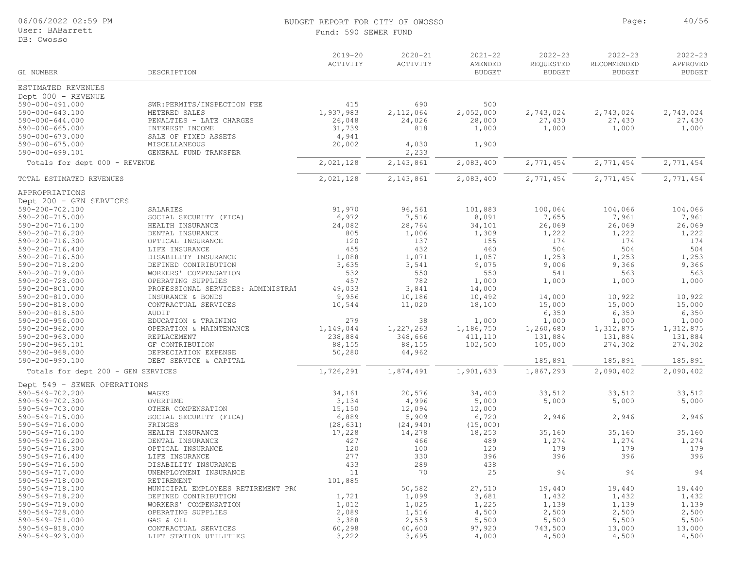# BUDGET REPORT FOR CITY OF OWOSSO

Fund: 590 SEWER FUND

06/06/2022 02:59 PM
User: BABarrett
DB: Owosso

| GL NUMBER | DESCRIPTION | 2019-20 ACTIVITY | 2020-21 ACTIVITY | 2021-22 AMENDED BUDGET | 2022-23 REQUESTED BUDGET | 2022-23 RECOMMENDED BUDGET | 2022-23 APPROVED BUDGET |
|---|---|---|---|---|---|---|---|
| **ESTIMATED REVENUES** | | | | | | | |
| **Dept 000 - REVENUE** | | | | | | | |
| 590-000-491.000 | SWR:PERMITS/INSPECTION FEE | 415 | 690 | 500 | | | |
| 590-000-643.100 | METERED SALES | 1,937,983 | 2,112,064 | 2,052,000 | 2,743,024 | 2,743,024 | 2,743,024 |
| 590-000-644.000 | PENALTIES - LATE CHARGES | 26,048 | 24,026 | 28,000 | 27,430 | 27,430 | 27,430 |
| 590-000-665.000 | INTEREST INCOME | 31,739 | 818 | 1,000 | 1,000 | 1,000 | 1,000 |
| 590-000-673.000 | SALE OF FIXED ASSETS | 4,941 | | | | | |
| 590-000-675.000 | MISCELLANEOUS | 20,002 | 4,030 | 1,900 | | | |
| 590-000-699.101 | GENERAL FUND TRANSFER | | 2,233 | | | | |
| Totals for dept 000 - REVENUE | | 2,021,128 | 2,143,861 | 2,083,400 | 2,771,454 | 2,771,454 | 2,771,454 |
| TOTAL ESTIMATED REVENUES | | 2,021,128 | 2,143,861 | 2,083,400 | 2,771,454 | 2,771,454 | 2,771,454 |
| **APPROPRIATIONS** | | | | | | | |
| **Dept 200 - GEN SERVICES** | | | | | | | |
| 590-200-702.100 | SALARIES | 91,970 | 96,561 | 101,883 | 100,064 | 104,066 | 104,066 |
| 590-200-715.000 | SOCIAL SECURITY (FICA) | 6,972 | 7,516 | 8,091 | 7,655 | 7,961 | 7,961 |
| 590-200-716.100 | HEALTH INSURANCE | 24,082 | 28,764 | 34,101 | 26,069 | 26,069 | 26,069 |
| 590-200-716.200 | DENTAL INSURANCE | 805 | 1,006 | 1,309 | 1,222 | 1,222 | 1,222 |
| 590-200-716.300 | OPTICAL INSURANCE | 120 | 137 | 155 | 174 | 174 | 174 |
| 590-200-716.400 | LIFE INSURANCE | 455 | 432 | 460 | 504 | 504 | 504 |
| 590-200-716.500 | DISABILITY INSURANCE | 1,088 | 1,071 | 1,057 | 1,253 | 1,253 | 1,253 |
| 590-200-718.200 | DEFINED CONTRIBUTION | 3,635 | 3,541 | 9,075 | 9,006 | 9,366 | 9,366 |
| 590-200-719.000 | WORKERS' COMPENSATION | 532 | 550 | 550 | 541 | 563 | 563 |
| 590-200-728.000 | OPERATING SUPPLIES | 457 | 782 | 1,000 | 1,000 | 1,000 | 1,000 |
| 590-200-801.000 | PROFESSIONAL SERVICES: ADMINISTRAT | 49,033 | 3,841 | 14,000 | | | |
| 590-200-810.000 | INSURANCE & BONDS | 9,956 | 10,186 | 10,492 | 14,000 | 10,922 | 10,922 |
| 590-200-818.000 | CONTRACTUAL SERVICES | 10,544 | 11,020 | 18,100 | 15,000 | 15,000 | 15,000 |
| 590-200-818.500 | AUDIT | | | | 6,350 | 6,350 | 6,350 |
| 590-200-956.000 | EDUCATION & TRAINING | 279 | 38 | 1,000 | 1,000 | 1,000 | 1,000 |
| 590-200-962.000 | OPERATION & MAINTENANCE | 1,149,044 | 1,227,263 | 1,186,750 | 1,260,680 | 1,312,875 | 1,312,875 |
| 590-200-963.000 | REPLACEMENT | 238,884 | 348,666 | 411,110 | 131,884 | 131,884 | 131,884 |
| 590-200-965.101 | GF CONTRIBUTION | 88,155 | 88,155 | 102,500 | 105,000 | 274,302 | 274,302 |
| 590-200-968.000 | DEPRECIATION EXPENSE | 50,280 | 44,962 | | | | |
| 590-200-990.100 | DEBT SERVICE & CAPITAL | | | | 185,891 | 185,891 | 185,891 |
| Totals for dept 200 - GEN SERVICES | | 1,726,291 | 1,874,491 | 1,901,633 | 1,867,293 | 2,090,402 | 2,090,402 |
| **Dept 549 - SEWER OPERATIONS** | | | | | | | |
| 590-549-702.200 | WAGES | 34,161 | 20,576 | 34,400 | 33,512 | 33,512 | 33,512 |
| 590-549-702.300 | OVERTIME | 3,134 | 4,996 | 5,000 | 5,000 | 5,000 | 5,000 |
| 590-549-703.000 | OTHER COMPENSATION | 15,150 | 12,094 | 12,000 | | | |
| 590-549-715.000 | SOCIAL SECURITY (FICA) | 6,889 | 5,909 | 6,720 | 2,946 | 2,946 | 2,946 |
| 590-549-716.000 | FRINGES | (28,631) | (24,940) | (15,000) | | | |
| 590-549-716.100 | HEALTH INSURANCE | 17,228 | 14,278 | 18,253 | 35,160 | 35,160 | 35,160 |
| 590-549-716.200 | DENTAL INSURANCE | 427 | 466 | 489 | 1,274 | 1,274 | 1,274 |
| 590-549-716.300 | OPTICAL INSURANCE | 120 | 100 | 120 | 179 | 179 | 179 |
| 590-549-716.400 | LIFE INSURANCE | 277 | 330 | 396 | 396 | 396 | 396 |
| 590-549-716.500 | DISABILITY INSURANCE | 433 | 289 | 438 | | | |
| 590-549-717.000 | UNEMPLOYMENT INSURANCE | 11 | 70 | 25 | 94 | 94 | 94 |
| 590-549-718.000 | RETIREMENT | 101,885 | | | | | |
| 590-549-718.100 | MUNICIPAL EMPLOYEES RETIREMENT PRC | | 50,582 | 27,510 | 19,440 | 19,440 | 19,440 |
| 590-549-718.200 | DEFINED CONTRIBUTION | 1,721 | 1,099 | 3,681 | 1,432 | 1,432 | 1,432 |
| 590-549-719.000 | WORKERS' COMPENSATION | 1,012 | 1,025 | 1,225 | 1,139 | 1,139 | 1,139 |
| 590-549-728.000 | OPERATING SUPPLIES | 2,089 | 1,516 | 4,500 | 2,500 | 2,500 | 2,500 |
| 590-549-751.000 | GAS & OIL | 3,388 | 2,553 | 5,500 | 5,500 | 5,500 | 5,500 |
| 590-549-818.000 | CONTRACTUAL SERVICES | 60,298 | 40,600 | 97,920 | 743,500 | 13,000 | 13,000 |
| 590-549-923.000 | LIFT STATION UTILITIES | 3,222 | 3,695 | 4,000 | 4,500 | 4,500 | 4,500 |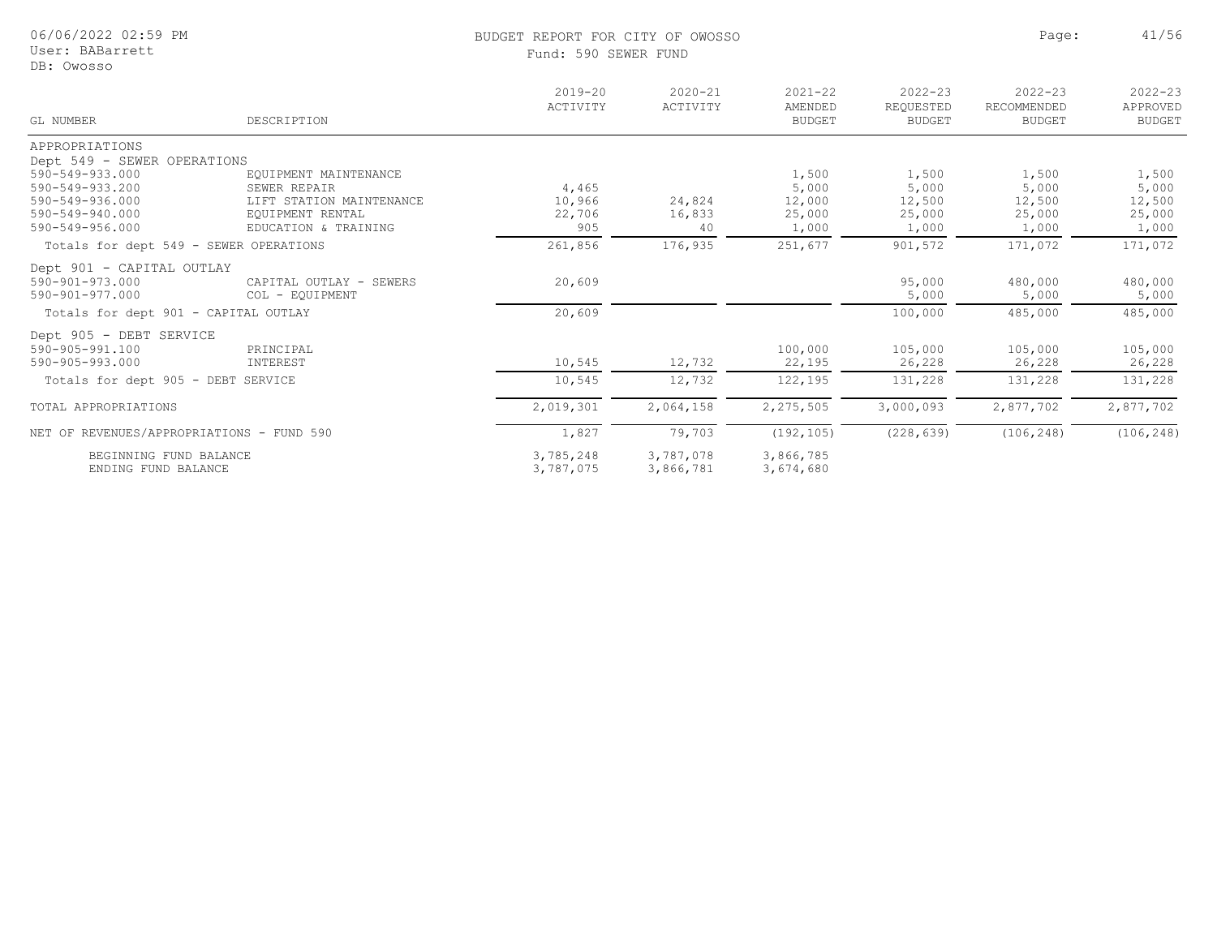BUDGET REPORT FOR CITY OF OWOSSO

Fund: 590 SEWER FUND

| GL NUMBER | DESCRIPTION | 2019-20 ACTIVITY | 2020-21 ACTIVITY | 2021-22 AMENDED BUDGET | 2022-23 REQUESTED BUDGET | 2022-23 RECOMMENDED BUDGET | 2022-23 APPROVED BUDGET |
|---|---|---|---|---|---|---|---|
| APPROPRIATIONS | | | | | | | |
| Dept 549 - SEWER OPERATIONS | | | | | | | |
| 590-549-933.000 | EQUIPMENT MAINTENANCE | | | 1,500 | 1,500 | 1,500 | 1,500 |
| 590-549-933.200 | SEWER REPAIR | 4,465 | | 5,000 | 5,000 | 5,000 | 5,000 |
| 590-549-936.000 | LIFT STATION MAINTENANCE | 10,966 | 24,824 | 12,000 | 12,500 | 12,500 | 12,500 |
| 590-549-940.000 | EQUIPMENT RENTAL | 22,706 | 16,833 | 25,000 | 25,000 | 25,000 | 25,000 |
| 590-549-956.000 | EDUCATION & TRAINING | 905 | 40 | 1,000 | 1,000 | 1,000 | 1,000 |
| Totals for dept 549 - SEWER OPERATIONS | | 261,856 | 176,935 | 251,677 | 901,572 | 171,072 | 171,072 |
| Dept 901 - CAPITAL OUTLAY | | | | | | | |
| 590-901-973.000 | CAPITAL OUTLAY - SEWERS | 20,609 | | | 95,000 | 480,000 | 480,000 |
| 590-901-977.000 | COL - EQUIPMENT | | | | 5,000 | 5,000 | 5,000 |
| Totals for dept 901 - CAPITAL OUTLAY | | 20,609 | | | 100,000 | 485,000 | 485,000 |
| Dept 905 - DEBT SERVICE | | | | | | | |
| 590-905-991.100 | PRINCIPAL | | | 100,000 | 105,000 | 105,000 | 105,000 |
| 590-905-993.000 | INTEREST | 10,545 | 12,732 | 22,195 | 26,228 | 26,228 | 26,228 |
| Totals for dept 905 - DEBT SERVICE | | 10,545 | 12,732 | 122,195 | 131,228 | 131,228 | 131,228 |
| TOTAL APPROPRIATIONS | | 2,019,301 | 2,064,158 | 2,275,505 | 3,000,093 | 2,877,702 | 2,877,702 |
| NET OF REVENUES/APPROPRIATIONS - FUND 590 | | 1,827 | 79,703 | (192,105) | (228,639) | (106,248) | (106,248) |
| BEGINNING FUND BALANCE | | 3,785,248 | 3,787,078 | 3,866,785 | | | |
| ENDING FUND BALANCE | | 3,787,075 | 3,866,781 | 3,674,680 | | | |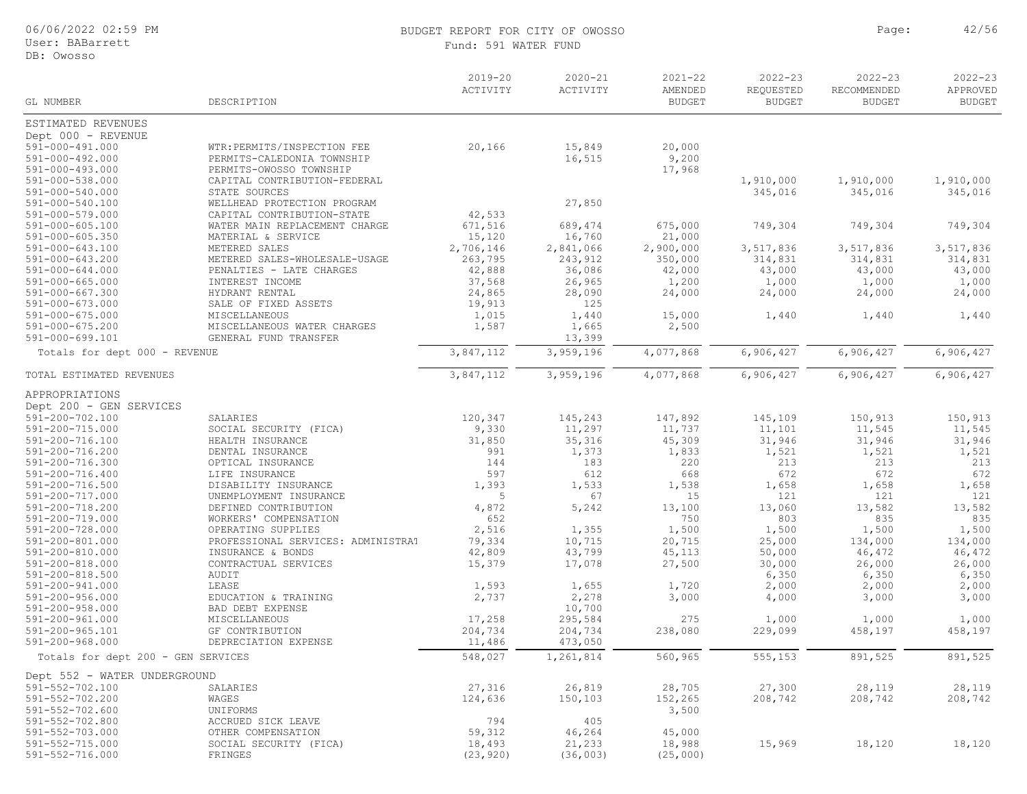# BUDGET REPORT FOR CITY OF OWOSSO

Fund: 591 WATER FUND

| GL NUMBER | DESCRIPTION | 2019-20 ACTIVITY | 2020-21 ACTIVITY | 2021-22 AMENDED BUDGET | 2022-23 REQUESTED BUDGET | 2022-23 RECOMMENDED BUDGET | 2022-23 APPROVED BUDGET |
|---|---|---|---|---|---|---|---|
| ESTIMATED REVENUES | | | | | | | |
| Dept 000 - REVENUE | | | | | | | |
| 591-000-491.000 | WTR:PERMITS/INSPECTION FEE | 20,166 | 15,849 | 20,000 | | | |
| 591-000-492.000 | PERMITS-CALEDONIA TOWNSHIP | | 16,515 | 9,200 | | | |
| 591-000-493.000 | PERMITS-OWOSSO TOWNSHIP | | | 17,968 | | | |
| 591-000-538.000 | CAPITAL CONTRIBUTION-FEDERAL | | | | 1,910,000 | 1,910,000 | 1,910,000 |
| 591-000-540.000 | STATE SOURCES | | | | 345,016 | 345,016 | 345,016 |
| 591-000-540.100 | WELLHEAD PROTECTION PROGRAM | | 27,850 | | | | |
| 591-000-579.000 | CAPITAL CONTRIBUTION-STATE | 42,533 | | | | | |
| 591-000-605.100 | WATER MAIN REPLACEMENT CHARGE | 671,516 | 689,474 | 675,000 | 749,304 | 749,304 | 749,304 |
| 591-000-605.350 | MATERIAL & SERVICE | 15,120 | 16,760 | 21,000 | | | |
| 591-000-643.100 | METERED SALES | 2,706,146 | 2,841,066 | 2,900,000 | 3,517,836 | 3,517,836 | 3,517,836 |
| 591-000-643.200 | METERED SALES-WHOLESALE-USAGE | 263,795 | 243,912 | 350,000 | 314,831 | 314,831 | 314,831 |
| 591-000-644.000 | PENALTIES - LATE CHARGES | 42,888 | 36,086 | 42,000 | 43,000 | 43,000 | 43,000 |
| 591-000-665.000 | INTEREST INCOME | 37,568 | 26,965 | 1,200 | 1,000 | 1,000 | 1,000 |
| 591-000-667.300 | HYDRANT RENTAL | 24,865 | 28,090 | 24,000 | 24,000 | 24,000 | 24,000 |
| 591-000-673.000 | SALE OF FIXED ASSETS | 19,913 | 125 | | | | |
| 591-000-675.000 | MISCELLANEOUS | 1,015 | 1,440 | 15,000 | 1,440 | 1,440 | 1,440 |
| 591-000-675.200 | MISCELLANEOUS WATER CHARGES | 1,587 | 1,665 | 2,500 | | | |
| 591-000-699.101 | GENERAL FUND TRANSFER | | 13,399 | | | | |
| Totals for dept 000 - REVENUE | | 3,847,112 | 3,959,196 | 4,077,868 | 6,906,427 | 6,906,427 | 6,906,427 |
| TOTAL ESTIMATED REVENUES | | 3,847,112 | 3,959,196 | 4,077,868 | 6,906,427 | 6,906,427 | 6,906,427 |
| APPROPRIATIONS | | | | | | | |
| Dept 200 - GEN SERVICES | | | | | | | |
| 591-200-702.100 | SALARIES | 120,347 | 145,243 | 147,892 | 145,109 | 150,913 | 150,913 |
| 591-200-715.000 | SOCIAL SECURITY (FICA) | 9,330 | 11,297 | 11,737 | 11,101 | 11,545 | 11,545 |
| 591-200-716.100 | HEALTH INSURANCE | 31,850 | 35,316 | 45,309 | 31,946 | 31,946 | 31,946 |
| 591-200-716.200 | DENTAL INSURANCE | 991 | 1,373 | 1,833 | 1,521 | 1,521 | 1,521 |
| 591-200-716.300 | OPTICAL INSURANCE | 144 | 183 | 220 | 213 | 213 | 213 |
| 591-200-716.400 | LIFE INSURANCE | 597 | 612 | 668 | 672 | 672 | 672 |
| 591-200-716.500 | DISABILITY INSURANCE | 1,393 | 1,533 | 1,538 | 1,658 | 1,658 | 1,658 |
| 591-200-717.000 | UNEMPLOYMENT INSURANCE | 5 | 67 | 15 | 121 | 121 | 121 |
| 591-200-718.200 | DEFINED CONTRIBUTION | 4,872 | 5,242 | 13,100 | 13,060 | 13,582 | 13,582 |
| 591-200-719.000 | WORKERS' COMPENSATION | 652 | | 750 | 803 | 835 | 835 |
| 591-200-728.000 | OPERATING SUPPLIES | 2,516 | 1,355 | 1,500 | 1,500 | 1,500 | 1,500 |
| 591-200-801.000 | PROFESSIONAL SERVICES: ADMINISTRAT | 79,334 | 10,715 | 20,715 | 25,000 | 134,000 | 134,000 |
| 591-200-810.000 | INSURANCE & BONDS | 42,809 | 43,799 | 45,113 | 50,000 | 46,472 | 46,472 |
| 591-200-818.000 | CONTRACTUAL SERVICES | 15,379 | 17,078 | 27,500 | 30,000 | 26,000 | 26,000 |
| 591-200-818.500 | AUDIT | | | | 6,350 | 6,350 | 6,350 |
| 591-200-941.000 | LEASE | 1,593 | 1,655 | 1,720 | 2,000 | 2,000 | 2,000 |
| 591-200-956.000 | EDUCATION & TRAINING | 2,737 | 2,278 | 3,000 | 4,000 | 3,000 | 3,000 |
| 591-200-958.000 | BAD DEBT EXPENSE | | 10,700 | | | | |
| 591-200-961.000 | MISCELLANEOUS | 17,258 | 295,584 | 275 | 1,000 | 1,000 | 1,000 |
| 591-200-965.101 | GF CONTRIBUTION | 204,734 | 204,734 | 238,080 | 229,099 | 458,197 | 458,197 |
| 591-200-968.000 | DEPRECIATION EXPENSE | 11,486 | 473,050 | | | | |
| Totals for dept 200 - GEN SERVICES | | 548,027 | 1,261,814 | 560,965 | 555,153 | 891,525 | 891,525 |
| Dept 552 - WATER UNDERGROUND | | | | | | | |
| 591-552-702.100 | SALARIES | 27,316 | 26,819 | 28,705 | 27,300 | 28,119 | 28,119 |
| 591-552-702.200 | WAGES | 124,636 | 150,103 | 152,265 | 208,742 | 208,742 | 208,742 |
| 591-552-702.600 | UNIFORMS | | | 3,500 | | | |
| 591-552-702.800 | ACCRUED SICK LEAVE | 794 | 405 | | | | |
| 591-552-703.000 | OTHER COMPENSATION | 59,312 | 46,264 | 45,000 | | | |
| 591-552-715.000 | SOCIAL SECURITY (FICA) | 18,493 | 21,233 | 18,988 | 15,969 | 18,120 | 18,120 |
| 591-552-716.000 | FRINGES | (23,920) | (36,003) | (25,000) | | | |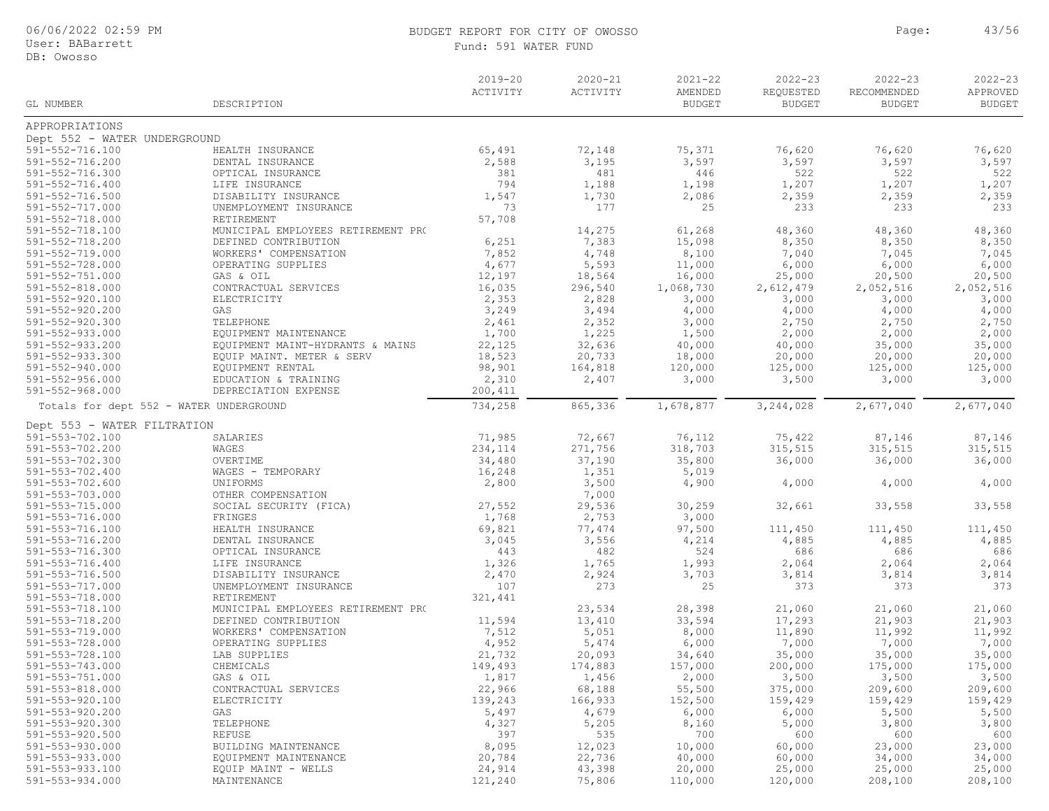# BUDGET REPORT FOR CITY OF OWOSSO

Fund: 591 WATER FUND

| GL NUMBER | DESCRIPTION | 2019-20 ACTIVITY | 2020-21 ACTIVITY | 2021-22 AMENDED BUDGET | 2022-23 REQUESTED BUDGET | 2022-23 RECOMMENDED BUDGET | 2022-23 APPROVED BUDGET |
|---|---|---|---|---|---|---|---|
| APPROPRIATIONS | | | | | | | |
| Dept 552 - WATER UNDERGROUND | | | | | | | |
| 591-552-716.100 | HEALTH INSURANCE | 65,491 | 72,148 | 75,371 | 76,620 | 76,620 | 76,620 |
| 591-552-716.200 | DENTAL INSURANCE | 2,588 | 3,195 | 3,597 | 3,597 | 3,597 | 3,597 |
| 591-552-716.300 | OPTICAL INSURANCE | 381 | 481 | 446 | 522 | 522 | 522 |
| 591-552-716.400 | LIFE INSURANCE | 794 | 1,188 | 1,198 | 1,207 | 1,207 | 1,207 |
| 591-552-716.500 | DISABILITY INSURANCE | 1,547 | 1,730 | 2,086 | 2,359 | 2,359 | 2,359 |
| 591-552-717.000 | UNEMPLOYMENT INSURANCE | 73 | 177 | 25 | 233 | 233 | 233 |
| 591-552-718.000 | RETIREMENT | 57,708 | | | | | |
| 591-552-718.100 | MUNICIPAL EMPLOYEES RETIREMENT PR( | | 14,275 | 61,268 | 48,360 | 48,360 | 48,360 |
| 591-552-718.200 | DEFINED CONTRIBUTION | 6,251 | 7,383 | 15,098 | 8,350 | 8,350 | 8,350 |
| 591-552-719.000 | WORKERS' COMPENSATION | 7,852 | 4,748 | 8,100 | 7,040 | 7,045 | 7,045 |
| 591-552-728.000 | OPERATING SUPPLIES | 4,677 | 5,593 | 11,000 | 6,000 | 6,000 | 6,000 |
| 591-552-751.000 | GAS & OIL | 12,197 | 18,564 | 16,000 | 25,000 | 20,500 | 20,500 |
| 591-552-818.000 | CONTRACTUAL SERVICES | 16,035 | 296,540 | 1,068,730 | 2,612,479 | 2,052,516 | 2,052,516 |
| 591-552-920.100 | ELECTRICITY | 2,353 | 2,828 | 3,000 | 3,000 | 3,000 | 3,000 |
| 591-552-920.200 | GAS | 3,249 | 3,494 | 4,000 | 4,000 | 4,000 | 4,000 |
| 591-552-920.300 | TELEPHONE | 2,461 | 2,352 | 3,000 | 2,750 | 2,750 | 2,750 |
| 591-552-933.000 | EQUIPMENT MAINTENANCE | 1,700 | 1,225 | 1,500 | 2,000 | 2,000 | 2,000 |
| 591-552-933.200 | EQUIPMENT MAINT-HYDRANTS & MAINS | 22,125 | 32,636 | 40,000 | 40,000 | 35,000 | 35,000 |
| 591-552-933.300 | EQUIP MAINT. METER & SERV | 18,523 | 20,733 | 18,000 | 20,000 | 20,000 | 20,000 |
| 591-552-940.000 | EQUIPMENT RENTAL | 98,901 | 164,818 | 120,000 | 125,000 | 125,000 | 125,000 |
| 591-552-956.000 | EDUCATION & TRAINING | 2,310 | 2,407 | 3,000 | 3,500 | 3,000 | 3,000 |
| 591-552-968.000 | DEPRECIATION EXPENSE | 200,411 | | | | | |
| Totals for dept 552 - WATER UNDERGROUND | | 734,258 | 865,336 | 1,678,877 | 3,244,028 | 2,677,040 | 2,677,040 |
| Dept 553 - WATER FILTRATION | | | | | | | |
| 591-553-702.100 | SALARIES | 71,985 | 72,667 | 76,112 | 75,422 | 87,146 | 87,146 |
| 591-553-702.200 | WAGES | 234,114 | 271,756 | 318,703 | 315,515 | 315,515 | 315,515 |
| 591-553-702.300 | OVERTIME | 34,480 | 37,190 | 35,800 | 36,000 | 36,000 | 36,000 |
| 591-553-702.400 | WAGES - TEMPORARY | 16,248 | 1,351 | 5,019 | | | |
| 591-553-702.600 | UNIFORMS | 2,800 | 3,500 | 4,900 | 4,000 | 4,000 | 4,000 |
| 591-553-703.000 | OTHER COMPENSATION | | 7,000 | | | | |
| 591-553-715.000 | SOCIAL SECURITY (FICA) | 27,552 | 29,536 | 30,259 | 32,661 | 33,558 | 33,558 |
| 591-553-716.000 | FRINGES | 1,768 | 2,753 | 3,000 | | | |
| 591-553-716.100 | HEALTH INSURANCE | 69,821 | 77,474 | 97,500 | 111,450 | 111,450 | 111,450 |
| 591-553-716.200 | DENTAL INSURANCE | 3,045 | 3,556 | 4,214 | 4,885 | 4,885 | 4,885 |
| 591-553-716.300 | OPTICAL INSURANCE | 443 | 482 | 524 | 686 | 686 | 686 |
| 591-553-716.400 | LIFE INSURANCE | 1,326 | 1,765 | 1,993 | 2,064 | 2,064 | 2,064 |
| 591-553-716.500 | DISABILITY INSURANCE | 2,470 | 2,924 | 3,703 | 3,814 | 3,814 | 3,814 |
| 591-553-717.000 | UNEMPLOYMENT INSURANCE | 107 | 273 | 25 | 373 | 373 | 373 |
| 591-553-718.000 | RETIREMENT | 321,441 | | | | | |
| 591-553-718.100 | MUNICIPAL EMPLOYEES RETIREMENT PR( | | 23,534 | 28,398 | 21,060 | 21,060 | 21,060 |
| 591-553-718.200 | DEFINED CONTRIBUTION | 11,594 | 13,410 | 33,594 | 17,293 | 21,903 | 21,903 |
| 591-553-719.000 | WORKERS' COMPENSATION | 7,512 | 5,051 | 8,000 | 11,890 | 11,992 | 11,992 |
| 591-553-728.000 | OPERATING SUPPLIES | 4,952 | 5,474 | 6,000 | 7,000 | 7,000 | 7,000 |
| 591-553-728.100 | LAB SUPPLIES | 21,732 | 20,093 | 34,640 | 35,000 | 35,000 | 35,000 |
| 591-553-743.000 | CHEMICALS | 149,493 | 174,883 | 157,000 | 200,000 | 175,000 | 175,000 |
| 591-553-751.000 | GAS & OIL | 1,817 | 1,456 | 2,000 | 3,500 | 3,500 | 3,500 |
| 591-553-818.000 | CONTRACTUAL SERVICES | 22,966 | 68,188 | 55,500 | 375,000 | 209,600 | 209,600 |
| 591-553-920.100 | ELECTRICITY | 139,243 | 166,933 | 152,500 | 159,429 | 159,429 | 159,429 |
| 591-553-920.200 | GAS | 5,497 | 4,679 | 6,000 | 6,000 | 5,500 | 5,500 |
| 591-553-920.300 | TELEPHONE | 4,327 | 5,205 | 8,160 | 5,000 | 3,800 | 3,800 |
| 591-553-920.500 | REFUSE | 397 | 535 | 700 | 600 | 600 | 600 |
| 591-553-930.000 | BUILDING MAINTENANCE | 8,095 | 12,023 | 10,000 | 60,000 | 23,000 | 23,000 |
| 591-553-933.000 | EQUIPMENT MAINTENANCE | 20,784 | 22,736 | 40,000 | 60,000 | 34,000 | 34,000 |
| 591-553-933.100 | EQUIP MAINT - WELLS | 24,914 | 43,398 | 20,000 | 25,000 | 25,000 | 25,000 |
| 591-553-934.000 | MAINTENANCE | 121,240 | 75,806 | 110,000 | 120,000 | 208,100 | 208,100 |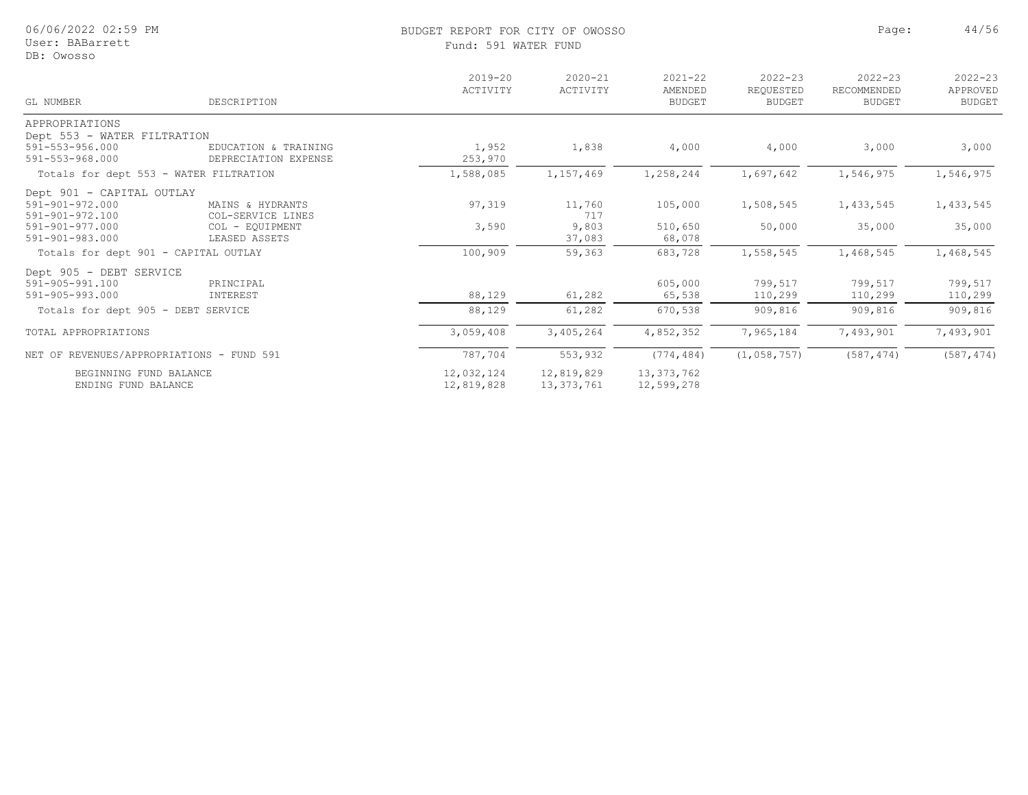BUDGET REPORT FOR CITY OF OWOSSO

Fund: 591 WATER FUND

| GL NUMBER | DESCRIPTION | 2019-20 ACTIVITY | 2020-21 ACTIVITY | 2021-22 AMENDED BUDGET | 2022-23 REQUESTED BUDGET | 2022-23 RECOMMENDED BUDGET | 2022-23 APPROVED BUDGET |
|---|---|---|---|---|---|---|---|
| APPROPRIATIONS | | | | | | | |
| Dept 553 - WATER FILTRATION | | | | | | | |
| 591-553-956.000 | EDUCATION & TRAINING | 1,952 | 1,838 | 4,000 | 4,000 | 3,000 | 3,000 |
| 591-553-968.000 | DEPRECIATION EXPENSE | 253,970 | | | | | |
| Totals for dept 553 - WATER FILTRATION | | 1,588,085 | 1,157,469 | 1,258,244 | 1,697,642 | 1,546,975 | 1,546,975 |
| Dept 901 - CAPITAL OUTLAY | | | | | | | |
| 591-901-972.000 | MAINS & HYDRANTS | 97,319 | 11,760 | 105,000 | 1,508,545 | 1,433,545 | 1,433,545 |
| 591-901-972.100 | COL-SERVICE LINES | | 717 | | | | |
| 591-901-977.000 | COL - EQUIPMENT | 3,590 | 9,803 | 510,650 | 50,000 | 35,000 | 35,000 |
| 591-901-983.000 | LEASED ASSETS | | 37,083 | 68,078 | | | |
| Totals for dept 901 - CAPITAL OUTLAY | | 100,909 | 59,363 | 683,728 | 1,558,545 | 1,468,545 | 1,468,545 |
| Dept 905 - DEBT SERVICE | | | | | | | |
| 591-905-991.100 | PRINCIPAL | | | 605,000 | 799,517 | 799,517 | 799,517 |
| 591-905-993.000 | INTEREST | 88,129 | 61,282 | 65,538 | 110,299 | 110,299 | 110,299 |
| Totals for dept 905 - DEBT SERVICE | | 88,129 | 61,282 | 670,538 | 909,816 | 909,816 | 909,816 |
| TOTAL APPROPRIATIONS | | 3,059,408 | 3,405,264 | 4,852,352 | 7,965,184 | 7,493,901 | 7,493,901 |
| NET OF REVENUES/APPROPRIATIONS - FUND 591 | | 787,704 | 553,932 | (774,484) | (1,058,757) | (587,474) | (587,474) |
| BEGINNING FUND BALANCE | | 12,032,124 | 12,819,829 | 13,373,762 | | | |
| ENDING FUND BALANCE | | 12,819,828 | 13,373,761 | 12,599,278 | | | |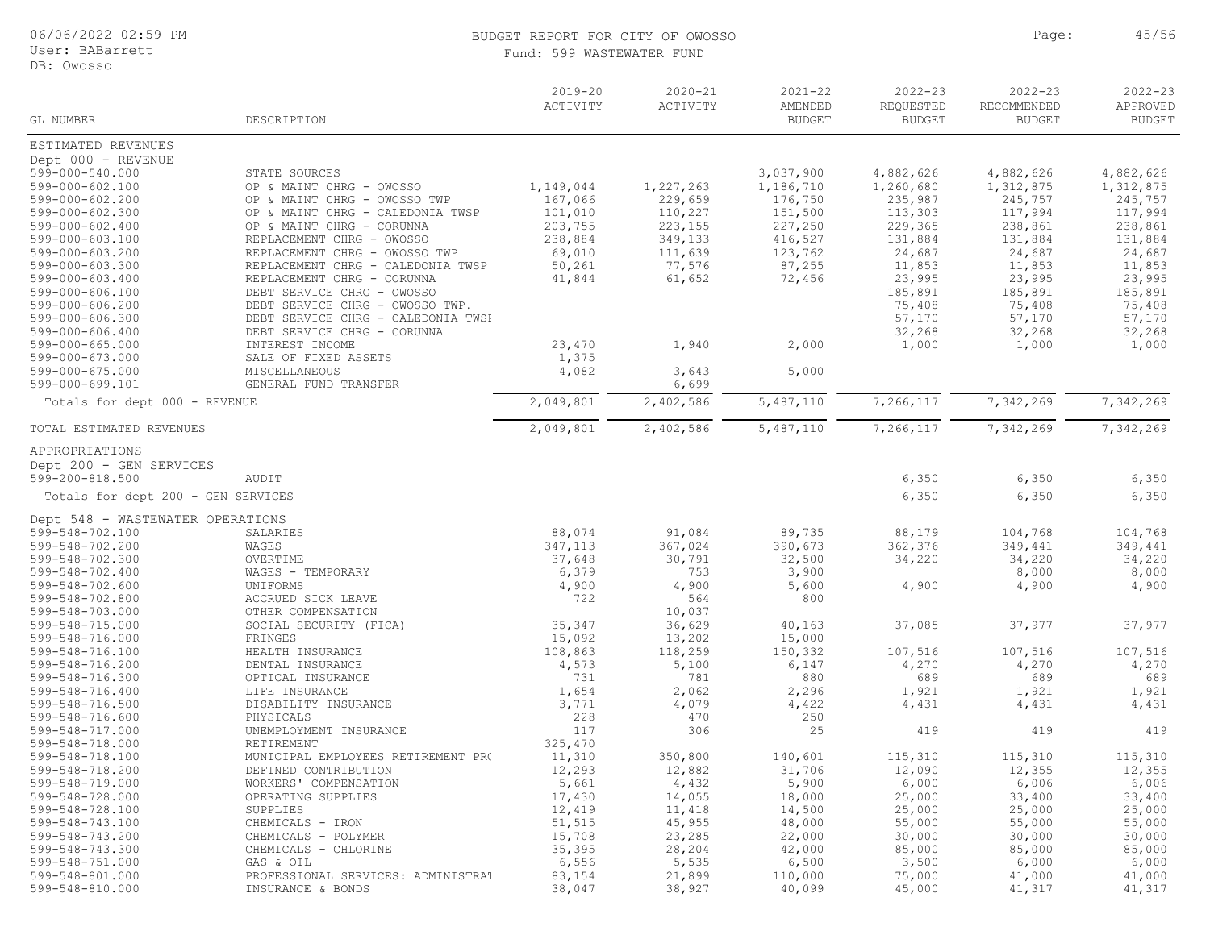BUDGET REPORT FOR CITY OF OWOSSO
Fund: 599 WASTEWATER FUND

| GL NUMBER | DESCRIPTION | 2019-20 ACTIVITY | 2020-21 ACTIVITY | 2021-22 AMENDED BUDGET | 2022-23 REQUESTED BUDGET | 2022-23 RECOMMENDED BUDGET | 2022-23 APPROVED BUDGET |
|---|---|---|---|---|---|---|---|
| ESTIMATED REVENUES | | | | | | | |
| Dept 000 - REVENUE | | | | | | | |
| 599-000-540.000 | STATE SOURCES | | | 3,037,900 | 4,882,626 | 4,882,626 | 4,882,626 |
| 599-000-602.100 | OP & MAINT CHRG - OWOSSO | 1,149,044 | 1,227,263 | 1,186,710 | 1,260,680 | 1,312,875 | 1,312,875 |
| 599-000-602.200 | OP & MAINT CHRG - OWOSSO TWP | 167,066 | 229,659 | 176,750 | 235,987 | 245,757 | 245,757 |
| 599-000-602.300 | OP & MAINT CHRG - CALEDONIA TWSP | 101,010 | 110,227 | 151,500 | 113,303 | 117,994 | 117,994 |
| 599-000-602.400 | OP & MAINT CHRG - CORUNNA | 203,755 | 223,155 | 227,250 | 229,365 | 238,861 | 238,861 |
| 599-000-603.100 | REPLACEMENT CHRG - OWOSSO | 238,884 | 349,133 | 416,527 | 131,884 | 131,884 | 131,884 |
| 599-000-603.200 | REPLACEMENT CHRG - OWOSSO TWP | 69,010 | 111,639 | 123,762 | 24,687 | 24,687 | 24,687 |
| 599-000-603.300 | REPLACEMENT CHRG - CALEDONIA TWSP | 50,261 | 77,576 | 87,255 | 11,853 | 11,853 | 11,853 |
| 599-000-603.400 | REPLACEMENT CHRG - CORUNNA | 41,844 | 61,652 | 72,456 | 23,995 | 23,995 | 23,995 |
| 599-000-606.100 | DEBT SERVICE CHRG - OWOSSO | | | | 185,891 | 185,891 | 185,891 |
| 599-000-606.200 | DEBT SERVICE CHRG - OWOSSO TWP. | | | | 75,408 | 75,408 | 75,408 |
| 599-000-606.300 | DEBT SERVICE CHRG - CALEDONIA TWSI | | | | 57,170 | 57,170 | 57,170 |
| 599-000-606.400 | DEBT SERVICE CHRG - CORUNNA | | | | 32,268 | 32,268 | 32,268 |
| 599-000-665.000 | INTEREST INCOME | 23,470 | 1,940 | 2,000 | 1,000 | 1,000 | 1,000 |
| 599-000-673.000 | SALE OF FIXED ASSETS | 1,375 | | | | | |
| 599-000-675.000 | MISCELLANEOUS | 4,082 | 3,643 | 5,000 | | | |
| 599-000-699.101 | GENERAL FUND TRANSFER | | 6,699 | | | | |
| Totals for dept 000 - REVENUE | | 2,049,801 | 2,402,586 | 5,487,110 | 7,266,117 | 7,342,269 | 7,342,269 |
| TOTAL ESTIMATED REVENUES | | 2,049,801 | 2,402,586 | 5,487,110 | 7,266,117 | 7,342,269 | 7,342,269 |
| APPROPRIATIONS | | | | | | | |
| Dept 200 - GEN SERVICES | | | | | | | |
| 599-200-818.500 | AUDIT | | | | 6,350 | 6,350 | 6,350 |
| Totals for dept 200 - GEN SERVICES | | | | | 6,350 | 6,350 | 6,350 |
| Dept 548 - WASTEWATER OPERATIONS | | | | | | | |
| 599-548-702.100 | SALARIES | 88,074 | 91,084 | 89,735 | 88,179 | 104,768 | 104,768 |
| 599-548-702.200 | WAGES | 347,113 | 367,024 | 390,673 | 362,376 | 349,441 | 349,441 |
| 599-548-702.300 | OVERTIME | 37,648 | 30,791 | 32,500 | 34,220 | 34,220 | 34,220 |
| 599-548-702.400 | WAGES - TEMPORARY | 6,379 | 753 | 3,900 | | 8,000 | 8,000 |
| 599-548-702.600 | UNIFORMS | 4,900 | 4,900 | 5,600 | 4,900 | 4,900 | 4,900 |
| 599-548-702.800 | ACCRUED SICK LEAVE | 722 | 564 | 800 | | | |
| 599-548-703.000 | OTHER COMPENSATION | | 10,037 | | | | |
| 599-548-715.000 | SOCIAL SECURITY (FICA) | 35,347 | 36,629 | 40,163 | 37,085 | 37,977 | 37,977 |
| 599-548-716.000 | FRINGES | 15,092 | 13,202 | 15,000 | | | |
| 599-548-716.100 | HEALTH INSURANCE | 108,863 | 118,259 | 150,332 | 107,516 | 107,516 | 107,516 |
| 599-548-716.200 | DENTAL INSURANCE | 4,573 | 5,100 | 6,147 | 4,270 | 4,270 | 4,270 |
| 599-548-716.300 | OPTICAL INSURANCE | 731 | 781 | 880 | 689 | 689 | 689 |
| 599-548-716.400 | LIFE INSURANCE | 1,654 | 2,062 | 2,296 | 1,921 | 1,921 | 1,921 |
| 599-548-716.500 | DISABILITY INSURANCE | 3,771 | 4,079 | 4,422 | 4,431 | 4,431 | 4,431 |
| 599-548-716.600 | PHYSICALS | 228 | 470 | 250 | | | |
| 599-548-717.000 | UNEMPLOYMENT INSURANCE | 117 | 306 | 25 | 419 | 419 | 419 |
| 599-548-718.000 | RETIREMENT | 325,470 | | | | | |
| 599-548-718.100 | MUNICIPAL EMPLOYEES RETIREMENT PR( | 11,310 | 350,800 | 140,601 | 115,310 | 115,310 | 115,310 |
| 599-548-718.200 | DEFINED CONTRIBUTION | 12,293 | 12,882 | 31,706 | 12,090 | 12,355 | 12,355 |
| 599-548-719.000 | WORKERS' COMPENSATION | 5,661 | 4,432 | 5,900 | 6,000 | 6,006 | 6,006 |
| 599-548-728.000 | OPERATING SUPPLIES | 17,430 | 14,055 | 18,000 | 25,000 | 33,400 | 33,400 |
| 599-548-728.100 | SUPPLIES | 12,419 | 11,418 | 14,500 | 25,000 | 25,000 | 25,000 |
| 599-548-743.100 | CHEMICALS - IRON | 51,515 | 45,955 | 48,000 | 55,000 | 55,000 | 55,000 |
| 599-548-743.200 | CHEMICALS - POLYMER | 15,708 | 23,285 | 22,000 | 30,000 | 30,000 | 30,000 |
| 599-548-743.300 | CHEMICALS - CHLORINE | 35,395 | 28,204 | 42,000 | 85,000 | 85,000 | 85,000 |
| 599-548-751.000 | GAS & OIL | 6,556 | 5,535 | 6,500 | 3,500 | 6,000 | 6,000 |
| 599-548-801.000 | PROFESSIONAL SERVICES: ADMINISTRAT | 83,154 | 21,899 | 110,000 | 75,000 | 41,000 | 41,000 |
| 599-548-810.000 | INSURANCE & BONDS | 38,047 | 38,927 | 40,099 | 45,000 | 41,317 | 41,317 |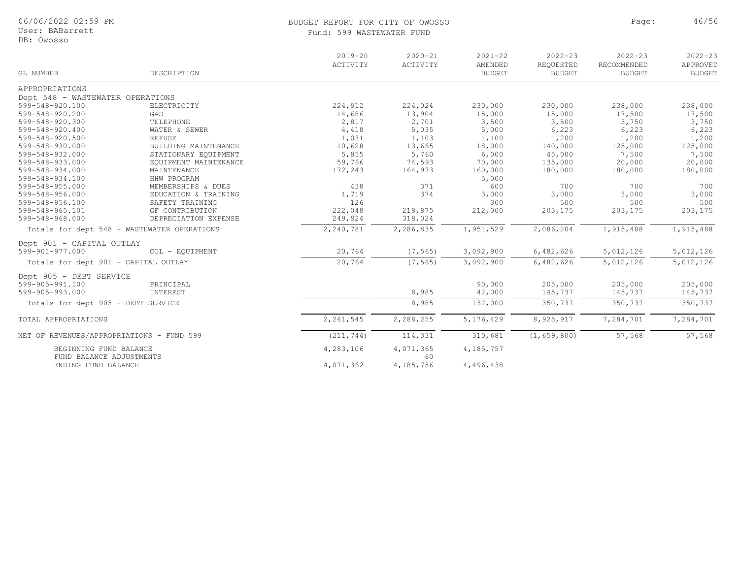# BUDGET REPORT FOR CITY OF OWOSSO

Fund: 599 WASTEWATER FUND

| GL NUMBER | DESCRIPTION | 2019-20 ACTIVITY | 2020-21 ACTIVITY | 2021-22 AMENDED BUDGET | 2022-23 REQUESTED BUDGET | 2022-23 RECOMMENDED BUDGET | 2022-23 APPROVED BUDGET |
|---|---|---|---|---|---|---|---|
| APPROPRIATIONS | | | | | | | |
| Dept 548 - WASTEWATER OPERATIONS | | | | | | | |
| 599-548-920.100 | ELECTRICITY | 224,912 | 224,024 | 230,000 | 230,000 | 238,000 | 238,000 |
| 599-548-920.200 | GAS | 14,686 | 13,904 | 15,000 | 15,000 | 17,500 | 17,500 |
| 599-548-920.300 | TELEPHONE | 2,817 | 2,701 | 3,500 | 3,500 | 3,750 | 3,750 |
| 599-548-920.400 | WATER & SEWER | 4,418 | 5,035 | 5,000 | 6,223 | 6,223 | 6,223 |
| 599-548-920.500 | REFUSE | 1,031 | 1,103 | 1,100 | 1,200 | 1,200 | 1,200 |
| 599-548-930.000 | BUILDING MAINTENANCE | 10,628 | 13,665 | 18,000 | 140,000 | 125,000 | 125,000 |
| 599-548-932.000 | STATIONARY EQUIPMENT | 5,855 | 5,760 | 6,000 | 45,000 | 7,500 | 7,500 |
| 599-548-933.000 | EQUIPMENT MAINTENANCE | 59,766 | 74,593 | 70,000 | 135,000 | 20,000 | 20,000 |
| 599-548-934.000 | MAINTENANCE | 172,243 | 164,973 | 160,000 | 180,000 | 180,000 | 180,000 |
| 599-548-934.100 | HHW PROGRAM | | | 5,000 | | | |
| 599-548-955.000 | MEMBERSHIPS & DUES | 438 | 371 | 600 | 700 | 700 | 700 |
| 599-548-956.000 | EDUCATION & TRAINING | 1,719 | 374 | 3,000 | 3,000 | 3,000 | 3,000 |
| 599-548-956.100 | SAFETY TRAINING | 126 | | 300 | 500 | 500 | 500 |
| 599-548-965.101 | GF CONTRIBUTION | 222,048 | 218,875 | 212,000 | 203,175 | 203,175 | 203,175 |
| 599-548-968.000 | DEPRECIATION EXPENSE | 249,924 | 318,024 | | | | |
| Totals for dept 548 - WASTEWATER OPERATIONS | | 2,240,781 | 2,286,835 | 1,951,529 | 2,086,204 | 1,915,488 | 1,915,488 |
| Dept 901 - CAPITAL OUTLAY | | | | | | | |
| 599-901-977.000 | COL - EQUIPMENT | 20,764 | (7,565) | 3,092,900 | 6,482,626 | 5,012,126 | 5,012,126 |
| Totals for dept 901 - CAPITAL OUTLAY | | 20,764 | (7,565) | 3,092,900 | 6,482,626 | 5,012,126 | 5,012,126 |
| Dept 905 - DEBT SERVICE | | | | | | | |
| 599-905-991.100 | PRINCIPAL | | | 90,000 | 205,000 | 205,000 | 205,000 |
| 599-905-993.000 | INTEREST | | 8,985 | 42,000 | 145,737 | 145,737 | 145,737 |
| Totals for dept 905 - DEBT SERVICE | | | 8,985 | 132,000 | 350,737 | 350,737 | 350,737 |
| TOTAL APPROPRIATIONS | | 2,261,545 | 2,288,255 | 5,176,429 | 8,925,917 | 7,284,701 | 7,284,701 |
| NET OF REVENUES/APPROPRIATIONS - FUND 599 | | (211,744) | 114,331 | 310,681 | (1,659,800) | 57,568 | 57,568 |
| BEGINNING FUND BALANCE | | 4,283,106 | 4,071,365 | 4,185,757 | | | |
| FUND BALANCE ADJUSTMENTS | | | 60 | | | | |
| ENDING FUND BALANCE | | 4,071,362 | 4,185,756 | 4,496,438 | | | |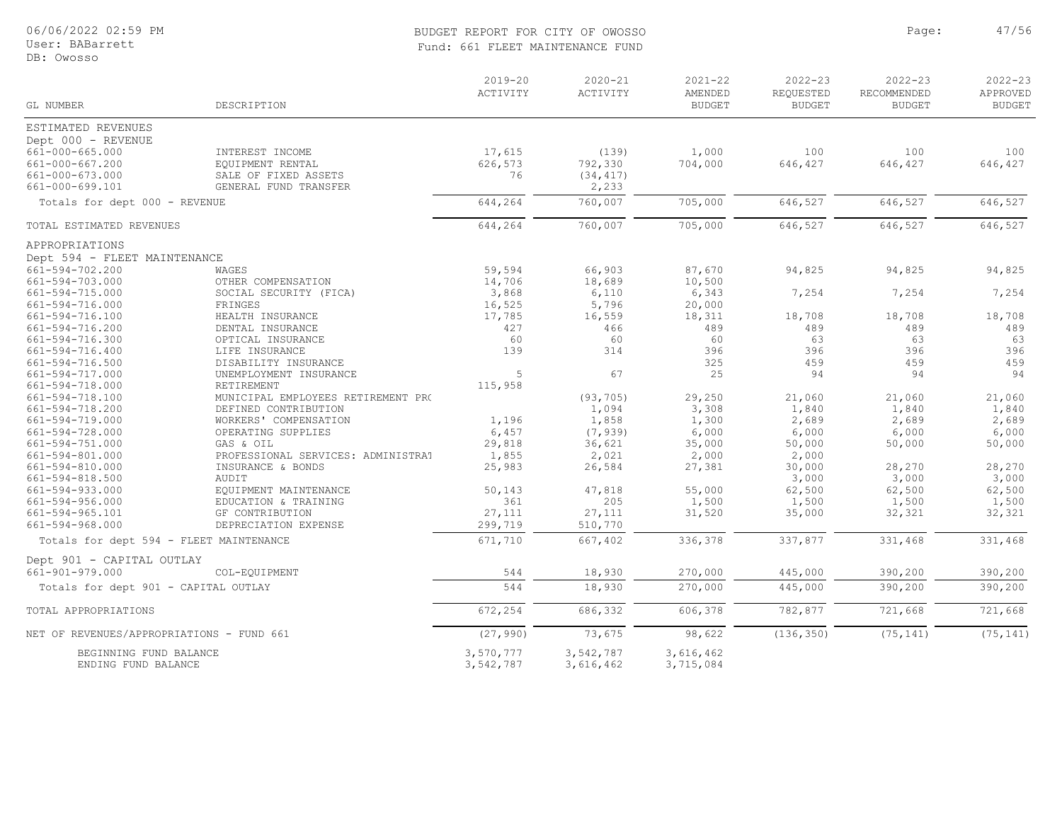# BUDGET REPORT FOR CITY OF OWOSSO
## Fund: 661 FLEET MAINTENANCE FUND

| GL NUMBER | DESCRIPTION | 2019-20 ACTIVITY | 2020-21 ACTIVITY | 2021-22 AMENDED BUDGET | 2022-23 REQUESTED BUDGET | 2022-23 RECOMMENDED BUDGET | 2022-23 APPROVED BUDGET |
|---|---|---|---|---|---|---|---|
| ESTIMATED REVENUES | | | | | | | |
| Dept 000 - REVENUE | | | | | | | |
| 661-000-665.000 | INTEREST INCOME | 17,615 | (139) | 1,000 | 100 | 100 | 100 |
| 661-000-667.200 | EQUIPMENT RENTAL | 626,573 | 792,330 | 704,000 | 646,427 | 646,427 | 646,427 |
| 661-000-673.000 | SALE OF FIXED ASSETS | 76 | (34,417) | | | | |
| 661-000-699.101 | GENERAL FUND TRANSFER | | 2,233 | | | | |
| Totals for dept 000 - REVENUE | | 644,264 | 760,007 | 705,000 | 646,527 | 646,527 | 646,527 |
| TOTAL ESTIMATED REVENUES | | 644,264 | 760,007 | 705,000 | 646,527 | 646,527 | 646,527 |
| APPROPRIATIONS | | | | | | | |
| Dept 594 - FLEET MAINTENANCE | | | | | | | |
| 661-594-702.200 | WAGES | 59,594 | 66,903 | 87,670 | 94,825 | 94,825 | 94,825 |
| 661-594-703.000 | OTHER COMPENSATION | 14,706 | 18,689 | 10,500 | | | |
| 661-594-715.000 | SOCIAL SECURITY (FICA) | 3,868 | 6,110 | 6,343 | 7,254 | 7,254 | 7,254 |
| 661-594-716.000 | FRINGES | 16,525 | 5,796 | 20,000 | | | |
| 661-594-716.100 | HEALTH INSURANCE | 17,785 | 16,559 | 18,311 | 18,708 | 18,708 | 18,708 |
| 661-594-716.200 | DENTAL INSURANCE | 427 | 466 | 489 | 489 | 489 | 489 |
| 661-594-716.300 | OPTICAL INSURANCE | 60 | 60 | 60 | 63 | 63 | 63 |
| 661-594-716.400 | LIFE INSURANCE | 139 | 314 | 396 | 396 | 396 | 396 |
| 661-594-716.500 | DISABILITY INSURANCE | | | 325 | 459 | 459 | 459 |
| 661-594-717.000 | UNEMPLOYMENT INSURANCE | 5 | 67 | 25 | 94 | 94 | 94 |
| 661-594-718.000 | RETIREMENT | 115,958 | | | | | |
| 661-594-718.100 | MUNICIPAL EMPLOYEES RETIREMENT PRO | | (93,705) | 29,250 | 21,060 | 21,060 | 21,060 |
| 661-594-718.200 | DEFINED CONTRIBUTION | | 1,094 | 3,308 | 1,840 | 1,840 | 1,840 |
| 661-594-719.000 | WORKERS' COMPENSATION | 1,196 | 1,858 | 1,300 | 2,689 | 2,689 | 2,689 |
| 661-594-728.000 | OPERATING SUPPLIES | 6,457 | (7,939) | 6,000 | 6,000 | 6,000 | 6,000 |
| 661-594-751.000 | GAS & OIL | 29,818 | 36,621 | 35,000 | 50,000 | 50,000 | 50,000 |
| 661-594-801.000 | PROFESSIONAL SERVICES: ADMINISTRAT | 1,855 | 2,021 | 2,000 | 2,000 | | |
| 661-594-810.000 | INSURANCE & BONDS | 25,983 | 26,584 | 27,381 | 30,000 | 28,270 | 28,270 |
| 661-594-818.500 | AUDIT | | | | 3,000 | 3,000 | 3,000 |
| 661-594-933.000 | EQUIPMENT MAINTENANCE | 50,143 | 47,818 | 55,000 | 62,500 | 62,500 | 62,500 |
| 661-594-956.000 | EDUCATION & TRAINING | 361 | 205 | 1,500 | 1,500 | 1,500 | 1,500 |
| 661-594-965.101 | GF CONTRIBUTION | 27,111 | 27,111 | 31,520 | 35,000 | 32,321 | 32,321 |
| 661-594-968.000 | DEPRECIATION EXPENSE | 299,719 | 510,770 | | | | |
| Totals for dept 594 - FLEET MAINTENANCE | | 671,710 | 667,402 | 336,378 | 337,877 | 331,468 | 331,468 |
| Dept 901 - CAPITAL OUTLAY | | | | | | | |
| 661-901-979.000 | COL-EQUIPMENT | 544 | 18,930 | 270,000 | 445,000 | 390,200 | 390,200 |
| Totals for dept 901 - CAPITAL OUTLAY | | 544 | 18,930 | 270,000 | 445,000 | 390,200 | 390,200 |
| TOTAL APPROPRIATIONS | | 672,254 | 686,332 | 606,378 | 782,877 | 721,668 | 721,668 |
| NET OF REVENUES/APPROPRIATIONS - FUND 661 | | (27,990) | 73,675 | 98,622 | (136,350) | (75,141) | (75,141) |
| BEGINNING FUND BALANCE | | 3,570,777 | 3,542,787 | 3,616,462 | | | |
| ENDING FUND BALANCE | | 3,542,787 | 3,616,462 | 3,715,084 | | | |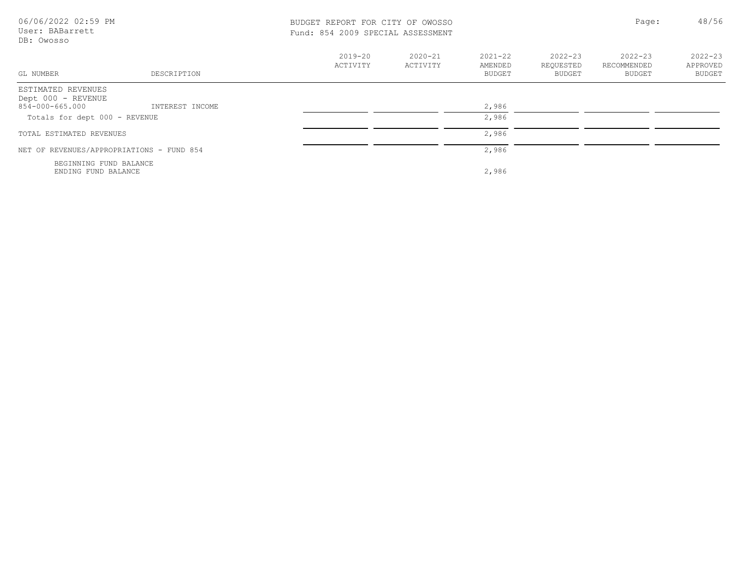BUDGET REPORT FOR CITY OF OWOSSO
Fund: 854 2009 SPECIAL ASSESSMENT

| GL NUMBER | DESCRIPTION | 2019-20 ACTIVITY | 2020-21 ACTIVITY | 2021-22 AMENDED BUDGET | 2022-23 REQUESTED BUDGET | 2022-23 RECOMMENDED BUDGET | 2022-23 APPROVED BUDGET |
|---|---|---|---|---|---|---|---|
| ESTIMATED REVENUES | | | | | | | |
| Dept 000 - REVENUE | | | | | | | |
| 854-000-665.000 | INTEREST INCOME | | | 2,986 | | | |
| Totals for dept 000 - REVENUE | | | | 2,986 | | | |
| TOTAL ESTIMATED REVENUES | | | | 2,986 | | | |
| NET OF REVENUES/APPROPRIATIONS - FUND 854 | | | | 2,986 | | | |
| BEGINNING FUND BALANCE | | | | | | | |
| ENDING FUND BALANCE | | | | 2,986 | | | |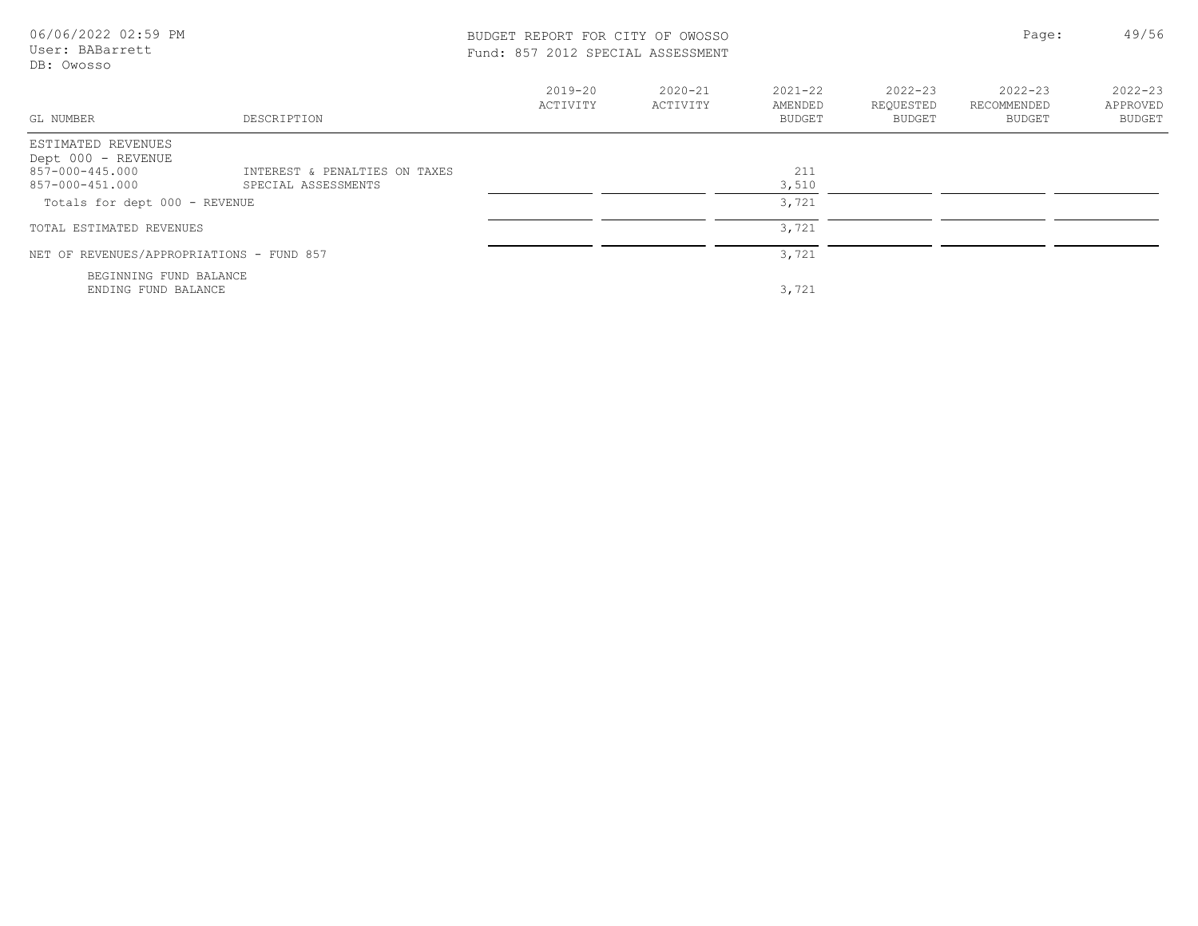BUDGET REPORT FOR CITY OF OWOSSO
Fund: 857 2012 SPECIAL ASSESSMENT

| GL NUMBER | DESCRIPTION | 2019-20 ACTIVITY | 2020-21 ACTIVITY | 2021-22 AMENDED BUDGET | 2022-23 REQUESTED BUDGET | 2022-23 RECOMMENDED BUDGET | 2022-23 APPROVED BUDGET |
|---|---|---|---|---|---|---|---|
| ESTIMATED REVENUES | | | | | | | |
| Dept 000 - REVENUE | | | | | | | |
| 857-000-445.000 | INTEREST & PENALTIES ON TAXES | | | 211 | | | |
| 857-000-451.000 | SPECIAL ASSESSMENTS | | | 3,510 | | | |
| Totals for dept 000 - REVENUE | | | | 3,721 | | | |
| TOTAL ESTIMATED REVENUES | | | | 3,721 | | | |
| NET OF REVENUES/APPROPRIATIONS - FUND 857 | | | | 3,721 | | | |
| BEGINNING FUND BALANCE | | | | | | | |
| ENDING FUND BALANCE | | | | 3,721 | | | |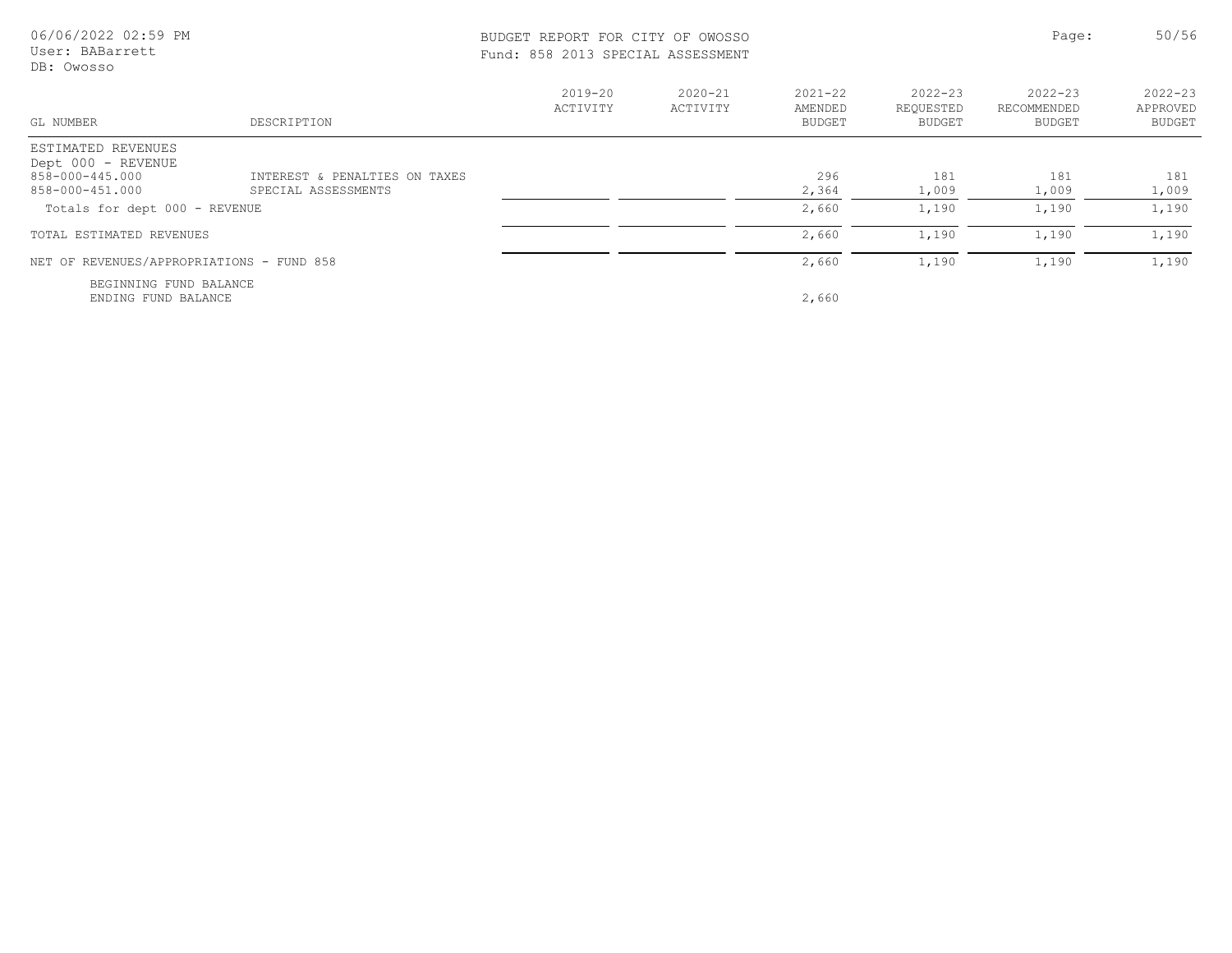BUDGET REPORT FOR CITY OF OWOSSO
Fund: 858 2013 SPECIAL ASSESSMENT

| GL NUMBER | DESCRIPTION | 2019-20 ACTIVITY | 2020-21 ACTIVITY | 2021-22 AMENDED BUDGET | 2022-23 REQUESTED BUDGET | 2022-23 RECOMMENDED BUDGET | 2022-23 APPROVED BUDGET |
|---|---|---|---|---|---|---|---|
| ESTIMATED REVENUES | | | | | | | |
| Dept 000 - REVENUE | | | | | | | |
| 858-000-445.000 | INTEREST & PENALTIES ON TAXES | | | 296 | 181 | 181 | 181 |
| 858-000-451.000 | SPECIAL ASSESSMENTS | | | 2,364 | 1,009 | 1,009 | 1,009 |
| Totals for dept 000 - REVENUE | | | | 2,660 | 1,190 | 1,190 | 1,190 |
| TOTAL ESTIMATED REVENUES | | | | 2,660 | 1,190 | 1,190 | 1,190 |
| NET OF REVENUES/APPROPRIATIONS - FUND 858 | | | | 2,660 | 1,190 | 1,190 | 1,190 |
| BEGINNING FUND BALANCE | | | | | | | |
| ENDING FUND BALANCE | | | | 2,660 | | | |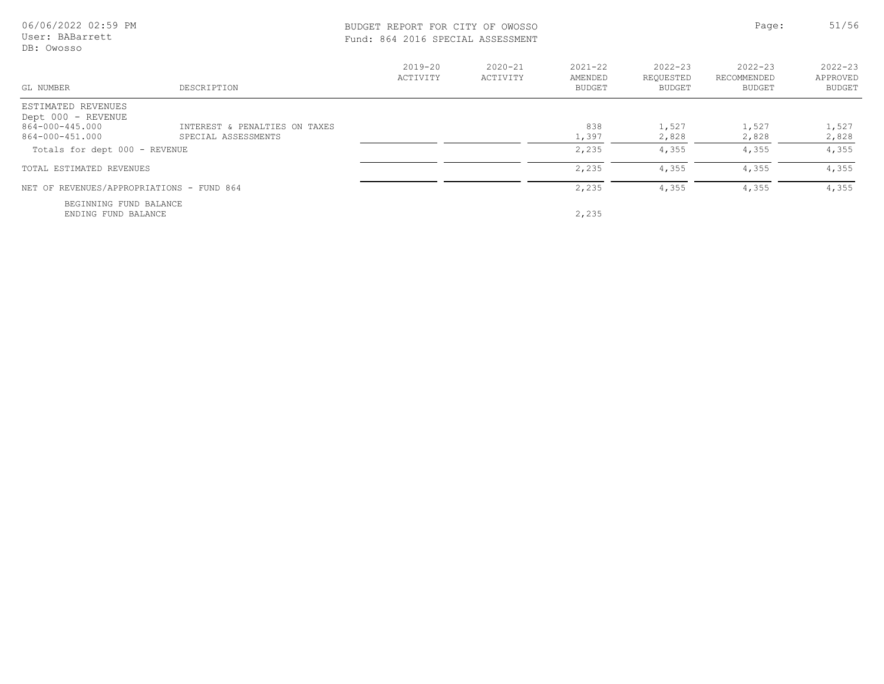BUDGET REPORT FOR CITY OF OWOSSO
Fund: 864 2016 SPECIAL ASSESSMENT

| GL NUMBER | DESCRIPTION | 2019-20 ACTIVITY | 2020-21 ACTIVITY | 2021-22 AMENDED BUDGET | 2022-23 REQUESTED BUDGET | 2022-23 RECOMMENDED BUDGET | 2022-23 APPROVED BUDGET |
|---|---|---|---|---|---|---|---|
| ESTIMATED REVENUES | | | | | | | |
| Dept 000 - REVENUE | | | | | | | |
| 864-000-445.000 | INTEREST & PENALTIES ON TAXES | | | 838 | 1,527 | 1,527 | 1,527 |
| 864-000-451.000 | SPECIAL ASSESSMENTS | | | 1,397 | 2,828 | 2,828 | 2,828 |
| Totals for dept 000 - REVENUE | | | | 2,235 | 4,355 | 4,355 | 4,355 |
| TOTAL ESTIMATED REVENUES | | | | 2,235 | 4,355 | 4,355 | 4,355 |
| NET OF REVENUES/APPROPRIATIONS - FUND 864 | | | | 2,235 | 4,355 | 4,355 | 4,355 |
| BEGINNING FUND BALANCE | | | | | | | |
| ENDING FUND BALANCE | | | | 2,235 | | | |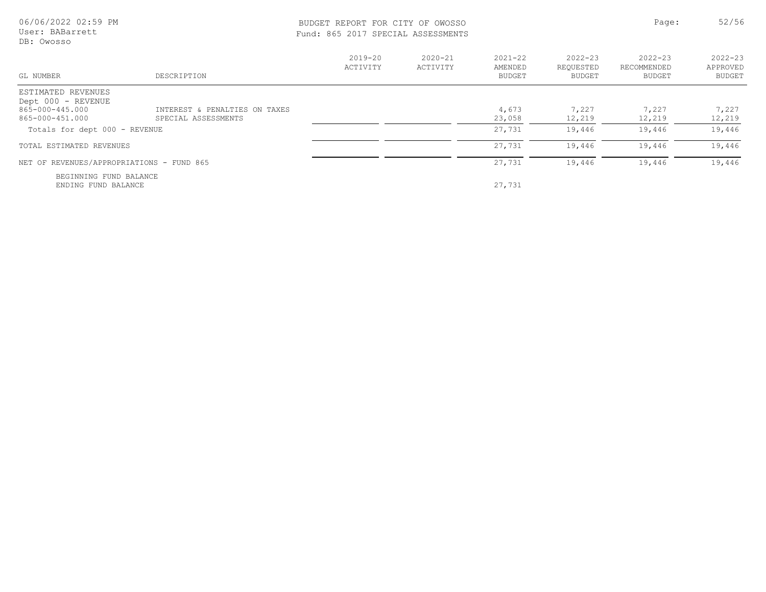BUDGET REPORT FOR CITY OF OWOSSO
Fund: 865 2017 SPECIAL ASSESSMENTS

| GL NUMBER | DESCRIPTION | 2019-20 ACTIVITY | 2020-21 ACTIVITY | 2021-22 AMENDED BUDGET | 2022-23 REQUESTED BUDGET | 2022-23 RECOMMENDED BUDGET | 2022-23 APPROVED BUDGET |
|---|---|---|---|---|---|---|---|
| ESTIMATED REVENUES | | | | | | | |
| Dept 000 - REVENUE | | | | | | | |
| 865-000-445.000 | INTEREST & PENALTIES ON TAXES | | | 4,673 | 7,227 | 7,227 | 7,227 |
| 865-000-451.000 | SPECIAL ASSESSMENTS | | | 23,058 | 12,219 | 12,219 | 12,219 |
| Totals for dept 000 - REVENUE | | | | 27,731 | 19,446 | 19,446 | 19,446 |
| TOTAL ESTIMATED REVENUES | | | | 27,731 | 19,446 | 19,446 | 19,446 |
| NET OF REVENUES/APPROPRIATIONS - FUND 865 | | | | 27,731 | 19,446 | 19,446 | 19,446 |
| BEGINNING FUND BALANCE | | | | | | | |
| ENDING FUND BALANCE | | | | 27,731 | | | |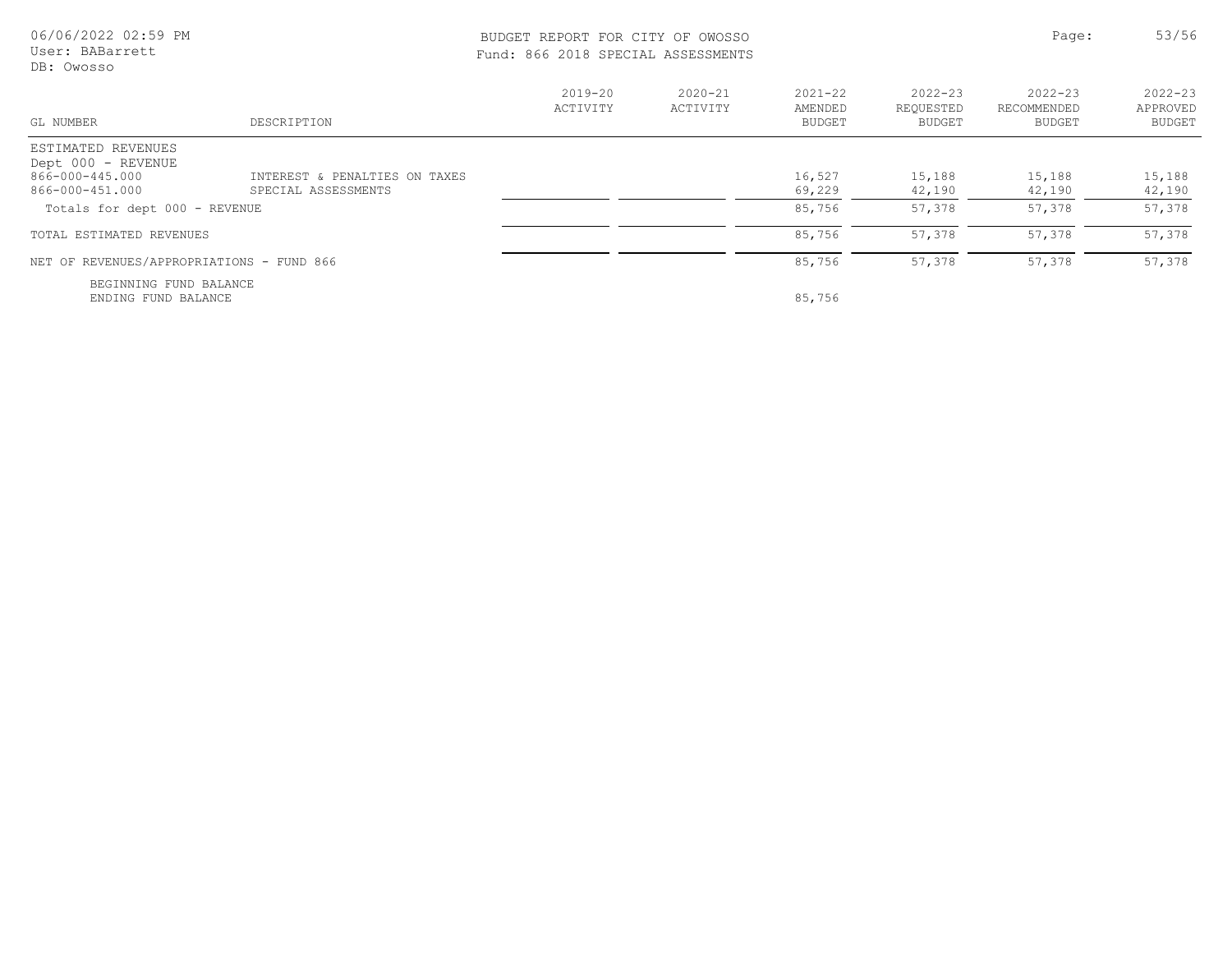# BUDGET REPORT FOR CITY OF OWOSSO

## Fund: 866 2018 SPECIAL ASSESSMENTS

| GL NUMBER | DESCRIPTION | 2019-20 ACTIVITY | 2020-21 ACTIVITY | 2021-22 AMENDED BUDGET | 2022-23 REQUESTED BUDGET | 2022-23 RECOMMENDED BUDGET | 2022-23 APPROVED BUDGET |
|---|---|---|---|---|---|---|---|
| ESTIMATED REVENUES | | | | | | | |
| Dept 000 - REVENUE | | | | | | | |
| 866-000-445.000 | INTEREST & PENALTIES ON TAXES | | | 16,527 | 15,188 | 15,188 | 15,188 |
| 866-000-451.000 | SPECIAL ASSESSMENTS | | | 69,229 | 42,190 | 42,190 | 42,190 |
| Totals for dept 000 - REVENUE | | | | 85,756 | 57,378 | 57,378 | 57,378 |
| TOTAL ESTIMATED REVENUES | | | | 85,756 | 57,378 | 57,378 | 57,378 |
| NET OF REVENUES/APPROPRIATIONS - FUND 866 | | | | 85,756 | 57,378 | 57,378 | 57,378 |
| BEGINNING FUND BALANCE | | | | | | | |
| ENDING FUND BALANCE | | | | 85,756 | | | |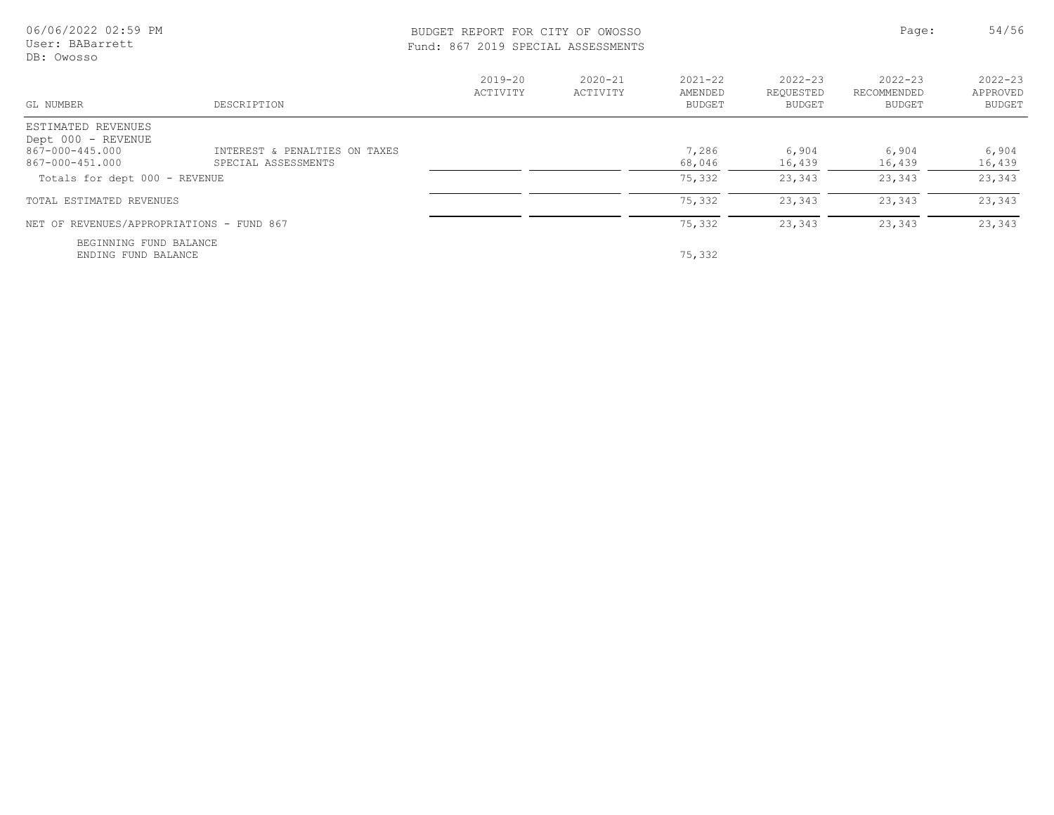BUDGET REPORT FOR CITY OF OWOSSO
Fund: 867 2019 SPECIAL ASSESSMENTS

| GL NUMBER | DESCRIPTION | 2019-20 ACTIVITY | 2020-21 ACTIVITY | 2021-22 AMENDED BUDGET | 2022-23 REQUESTED BUDGET | 2022-23 RECOMMENDED BUDGET | 2022-23 APPROVED BUDGET |
|---|---|---|---|---|---|---|---|
| ESTIMATED REVENUES | | | | | | | |
| Dept 000 - REVENUE | | | | | | | |
| 867-000-445.000 | INTEREST & PENALTIES ON TAXES | | | 7,286 | 6,904 | 6,904 | 6,904 |
| 867-000-451.000 | SPECIAL ASSESSMENTS | | | 68,046 | 16,439 | 16,439 | 16,439 |
| Totals for dept 000 - REVENUE | | | | 75,332 | 23,343 | 23,343 | 23,343 |
| TOTAL ESTIMATED REVENUES | | | | 75,332 | 23,343 | 23,343 | 23,343 |
| NET OF REVENUES/APPROPRIATIONS - FUND 867 | | | | 75,332 | 23,343 | 23,343 | 23,343 |
| BEGINNING FUND BALANCE | | | | | | | |
| ENDING FUND BALANCE | | | | 75,332 | | | |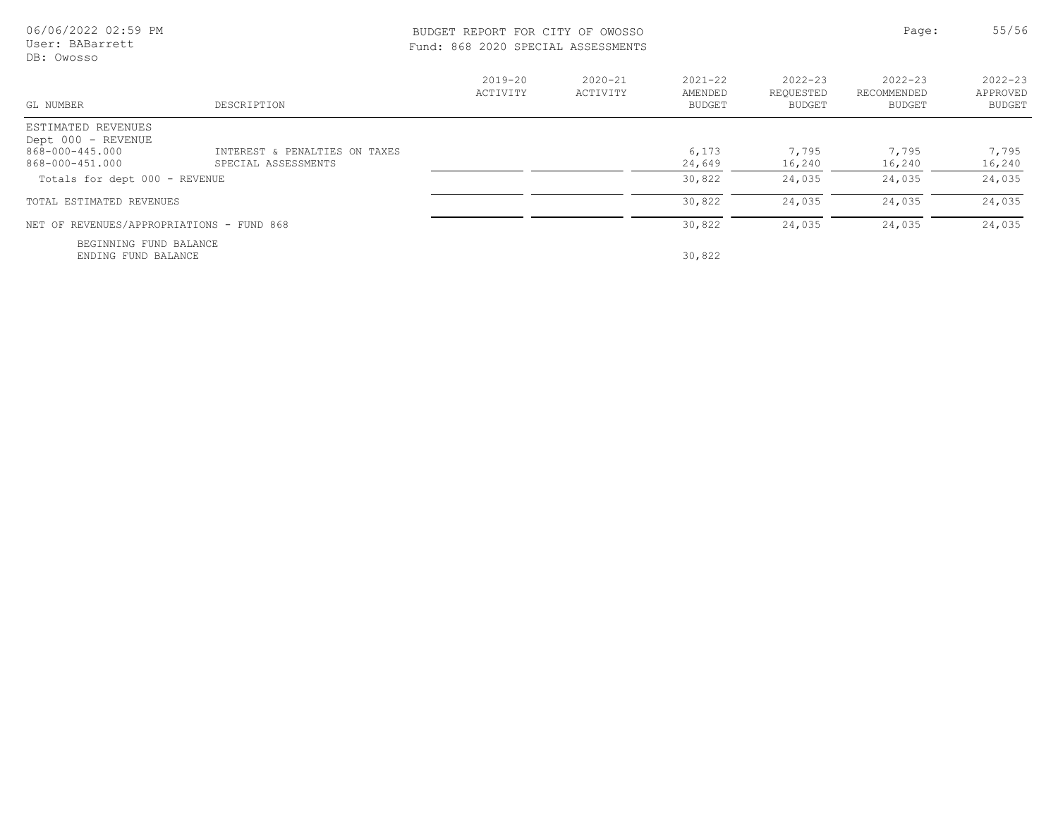# BUDGET REPORT FOR CITY OF OWOSSO

## Fund: 868 2020 SPECIAL ASSESSMENTS

| GL NUMBER | DESCRIPTION | 2019-20 ACTIVITY | 2020-21 ACTIVITY | 2021-22 AMENDED BUDGET | 2022-23 REQUESTED BUDGET | 2022-23 RECOMMENDED BUDGET | 2022-23 APPROVED BUDGET |
|---|---|---|---|---|---|---|---|
| ESTIMATED REVENUES | | | | | | | |
| Dept 000 - REVENUE | | | | | | | |
| 868-000-445.000 | INTEREST & PENALTIES ON TAXES | | | 6,173 | 7,795 | 7,795 | 7,795 |
| 868-000-451.000 | SPECIAL ASSESSMENTS | | | 24,649 | 16,240 | 16,240 | 16,240 |
| Totals for dept 000 - REVENUE | | | | 30,822 | 24,035 | 24,035 | 24,035 |
| TOTAL ESTIMATED REVENUES | | | | 30,822 | 24,035 | 24,035 | 24,035 |
| NET OF REVENUES/APPROPRIATIONS - FUND 868 | | | | 30,822 | 24,035 | 24,035 | 24,035 |
| BEGINNING FUND BALANCE | | | | | | | |
| ENDING FUND BALANCE | | | | 30,822 | | | |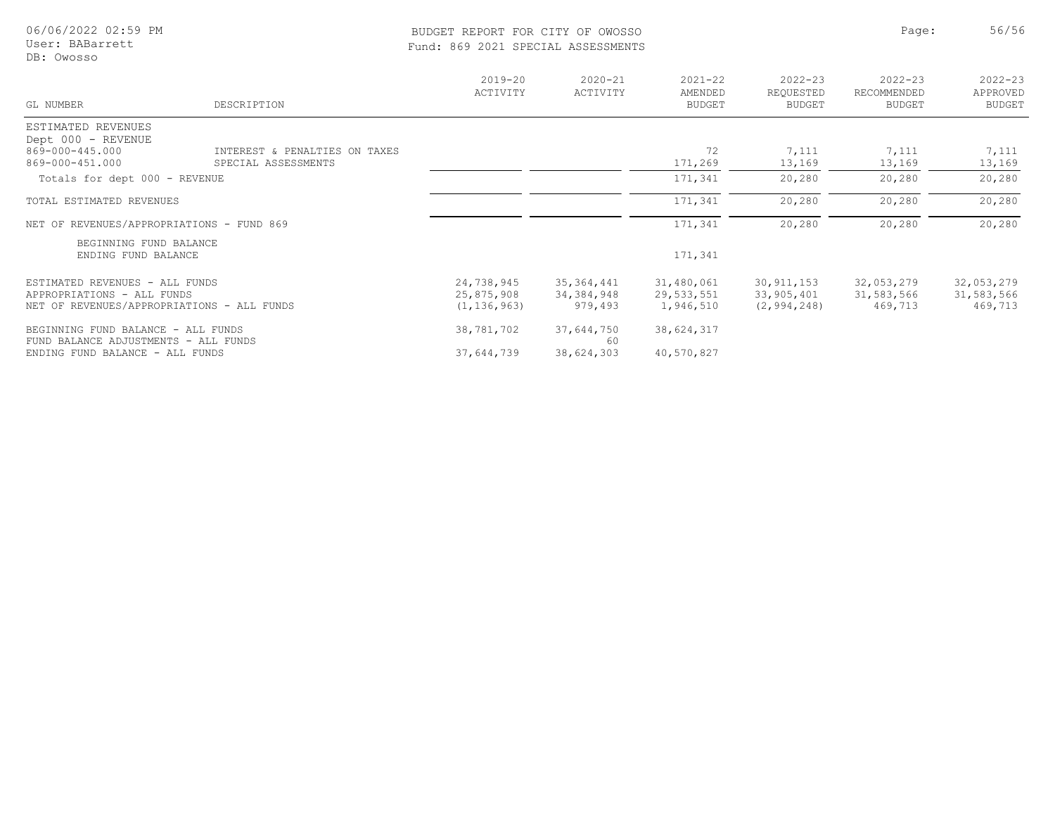BUDGET REPORT FOR CITY OF OWOSSO
Fund: 869 2021 SPECIAL ASSESSMENTS

| GL NUMBER | DESCRIPTION | 2019-20 ACTIVITY | 2020-21 ACTIVITY | 2021-22 AMENDED BUDGET | 2022-23 REQUESTED BUDGET | 2022-23 RECOMMENDED BUDGET | 2022-23 APPROVED BUDGET |
|---|---|---|---|---|---|---|---|
| ESTIMATED REVENUES | | | | | | | |
| Dept 000 - REVENUE | | | | | | | |
| 869-000-445.000 | INTEREST & PENALTIES ON TAXES | | | 72 | 7,111 | 7,111 | 7,111 |
| 869-000-451.000 | SPECIAL ASSESSMENTS | | | 171,269 | 13,169 | 13,169 | 13,169 |
| Totals for dept 000 - REVENUE | | | | 171,341 | 20,280 | 20,280 | 20,280 |
| TOTAL ESTIMATED REVENUES | | | | 171,341 | 20,280 | 20,280 | 20,280 |
| NET OF REVENUES/APPROPRIATIONS - FUND 869 | | | | 171,341 | 20,280 | 20,280 | 20,280 |
| BEGINNING FUND BALANCE | | | | | | | |
| ENDING FUND BALANCE | | | | 171,341 | | | |
| ESTIMATED REVENUES - ALL FUNDS | | 24,738,945 | 35,364,441 | 31,480,061 | 30,911,153 | 32,053,279 | 32,053,279 |
| APPROPRIATIONS - ALL FUNDS | | 25,875,908 | 34,384,948 | 29,533,551 | 33,905,401 | 31,583,566 | 31,583,566 |
| NET OF REVENUES/APPROPRIATIONS - ALL FUNDS | | (1,136,963) | 979,493 | 1,946,510 | (2,994,248) | 469,713 | 469,713 |
| BEGINNING FUND BALANCE - ALL FUNDS | | 38,781,702 | 37,644,750 | 38,624,317 | | | |
| FUND BALANCE ADJUSTMENTS - ALL FUNDS | | | 60 | | | | |
| ENDING FUND BALANCE - ALL FUNDS | | 37,644,739 | 38,624,303 | 40,570,827 | | | |